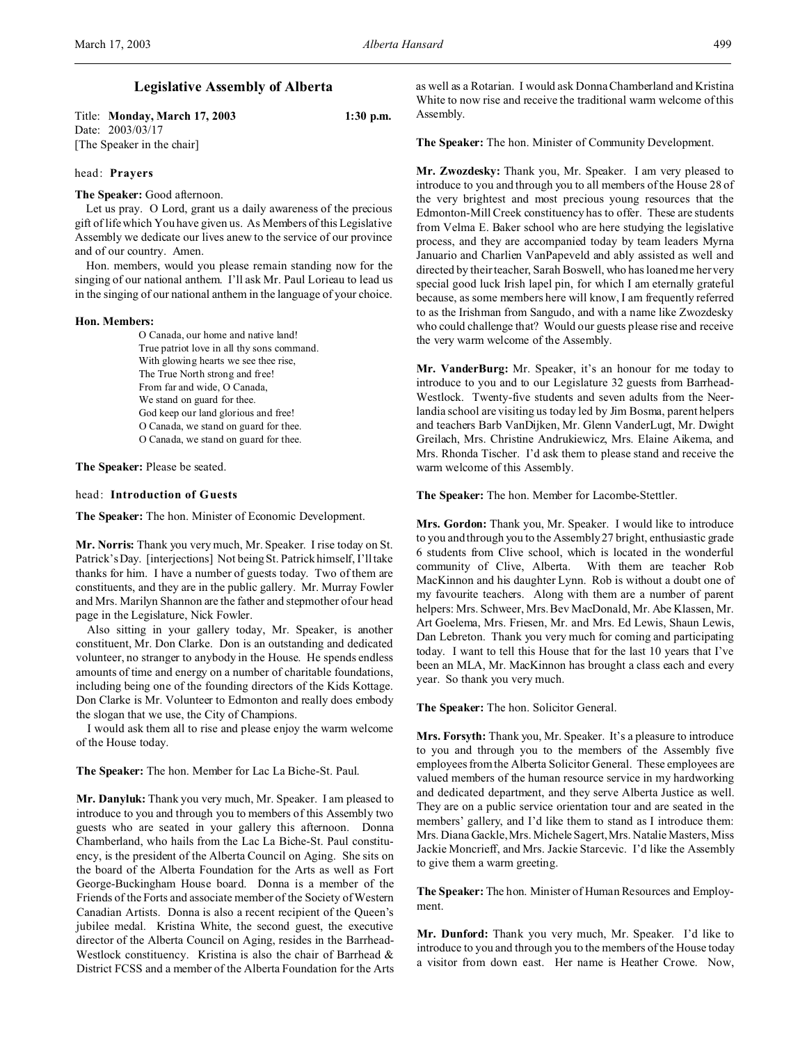# Legislative Assembly of Alberta

Title: **Monday, March 17, 2003** **1:30 p.m.**
Date: 2003/03/17
[The Speaker in the chair]

head: **Prayers**

**The Speaker:** Good afternoon.

Let us pray. O Lord, grant us a daily awareness of the precious gift of life which You have given us. As Members of this Legislative Assembly we dedicate our lives anew to the service of our province and of our country. Amen.

Hon. members, would you please remain standing now for the singing of our national anthem. I'll ask Mr. Paul Lorieau to lead us in the singing of our national anthem in the language of your choice.

**Hon. Members:**

O Canada, our home and native land!
True patriot love in all thy sons command.
With glowing hearts we see thee rise,
The True North strong and free!
From far and wide, O Canada,
We stand on guard for thee.
God keep our land glorious and free!
O Canada, we stand on guard for thee.
O Canada, we stand on guard for thee.

**The Speaker:** Please be seated.

head: **Introduction of Guests**

**The Speaker:** The hon. Minister of Economic Development.

**Mr. Norris:** Thank you very much, Mr. Speaker. I rise today on St. Patrick's Day. [interjections] Not being St. Patrick himself, I'll take thanks for him. I have a number of guests today. Two of them are constituents, and they are in the public gallery. Mr. Murray Fowler and Mrs. Marilyn Shannon are the father and stepmother of our head page in the Legislature, Nick Fowler.

Also sitting in your gallery today, Mr. Speaker, is another constituent, Mr. Don Clarke. Don is an outstanding and dedicated volunteer, no stranger to anybody in the House. He spends endless amounts of time and energy on a number of charitable foundations, including being one of the founding directors of the Kids Kottage. Don Clarke is Mr. Volunteer to Edmonton and really does embody the slogan that we use, the City of Champions.

I would ask them all to rise and please enjoy the warm welcome of the House today.

**The Speaker:** The hon. Member for Lac La Biche-St. Paul.

**Mr. Danyluk:** Thank you very much, Mr. Speaker. I am pleased to introduce to you and through you to members of this Assembly two guests who are seated in your gallery this afternoon. Donna Chamberland, who hails from the Lac La Biche-St. Paul constituency, is the president of the Alberta Council on Aging. She sits on the board of the Alberta Foundation for the Arts as well as Fort George-Buckingham House board. Donna is a member of the Friends of the Forts and associate member of the Society of Western Canadian Artists. Donna is also a recent recipient of the Queen's jubilee medal. Kristina White, the second guest, the executive director of the Alberta Council on Aging, resides in the Barrhead-Westlock constituency. Kristina is also the chair of Barrhead & District FCSS and a member of the Alberta Foundation for the Arts as well as a Rotarian. I would ask Donna Chamberland and Kristina White to now rise and receive the traditional warm welcome of this Assembly.

**The Speaker:** The hon. Minister of Community Development.

**Mr. Zwozdesky:** Thank you, Mr. Speaker. I am very pleased to introduce to you and through you to all members of the House 28 of the very brightest and most precious young resources that the Edmonton-Mill Creek constituency has to offer. These are students from Velma E. Baker school who are here studying the legislative process, and they are accompanied today by team leaders Myrna Januario and Charlien VanPapeveld and ably assisted as well and directed by their teacher, Sarah Boswell, who has loaned me her very special good luck Irish lapel pin, for which I am eternally grateful because, as some members here will know, I am frequently referred to as the Irishman from Sangudo, and with a name like Zwozdesky who could challenge that? Would our guests please rise and receive the very warm welcome of the Assembly.

**Mr. VanderBurg:** Mr. Speaker, it's an honour for me today to introduce to you and to our Legislature 32 guests from Barrhead-Westlock. Twenty-five students and seven adults from the Neerlandia school are visiting us today led by Jim Bosma, parent helpers and teachers Barb VanDijken, Mr. Glenn VanderLugt, Mr. Dwight Greilach, Mrs. Christine Andrukiewicz, Mrs. Elaine Aikema, and Mrs. Rhonda Tischer. I'd ask them to please stand and receive the warm welcome of this Assembly.

**The Speaker:** The hon. Member for Lacombe-Stettler.

**Mrs. Gordon:** Thank you, Mr. Speaker. I would like to introduce to you and through you to the Assembly 27 bright, enthusiastic grade 6 students from Clive school, which is located in the wonderful community of Clive, Alberta. With them are teacher Rob MacKinnon and his daughter Lynn. Rob is without a doubt one of my favourite teachers. Along with them are a number of parent helpers: Mrs. Schweer, Mrs. Bev MacDonald, Mr. Abe Klassen, Mr. Art Goelema, Mrs. Friesen, Mr. and Mrs. Ed Lewis, Shaun Lewis, Dan Lebreton. Thank you very much for coming and participating today. I want to tell this House that for the last 10 years that I've been an MLA, Mr. MacKinnon has brought a class each and every year. So thank you very much.

**The Speaker:** The hon. Solicitor General.

**Mrs. Forsyth:** Thank you, Mr. Speaker. It's a pleasure to introduce to you and through you to the members of the Assembly five employees from the Alberta Solicitor General. These employees are valued members of the human resource service in my hardworking and dedicated department, and they serve Alberta Justice as well. They are on a public service orientation tour and are seated in the members' gallery, and I'd like them to stand as I introduce them: Mrs. Diana Gackle, Mrs. Michele Sagert, Mrs. Natalie Masters, Miss Jackie Moncrieff, and Mrs. Jackie Starcevic. I'd like the Assembly to give them a warm greeting.

**The Speaker:** The hon. Minister of Human Resources and Employment.

**Mr. Dunford:** Thank you very much, Mr. Speaker. I'd like to introduce to you and through you to the members of the House today a visitor from down east. Her name is Heather Crowe. Now,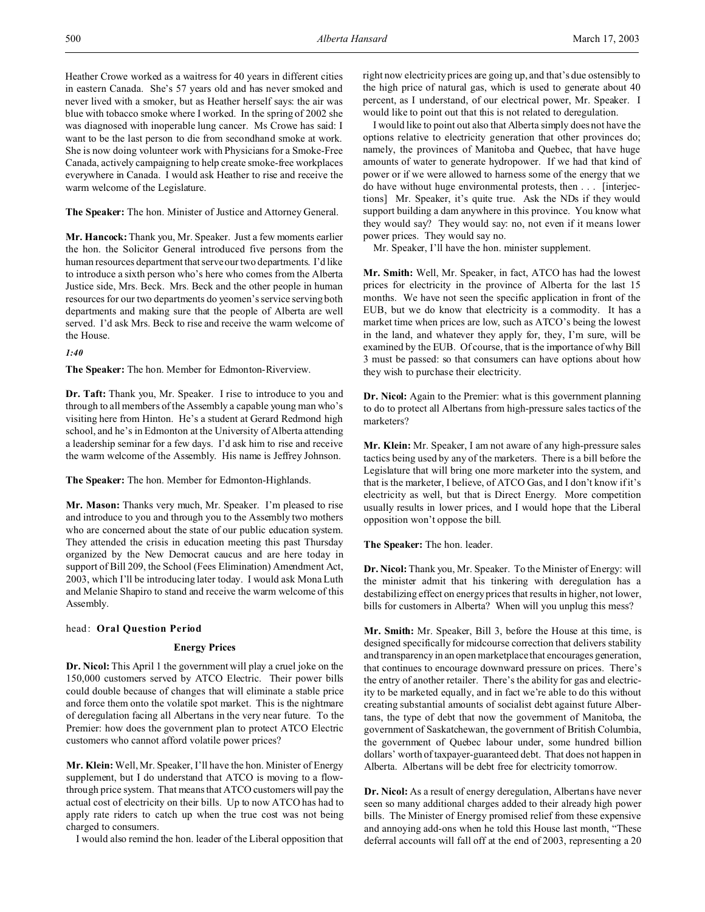Heather Crowe worked as a waitress for 40 years in different cities in eastern Canada. She's 57 years old and has never smoked and never lived with a smoker, but as Heather herself says: the air was blue with tobacco smoke where I worked. In the spring of 2002 she was diagnosed with inoperable lung cancer. Ms Crowe has said: I want to be the last person to die from secondhand smoke at work. She is now doing volunteer work with Physicians for a Smoke-Free Canada, actively campaigning to help create smoke-free workplaces everywhere in Canada. I would ask Heather to rise and receive the warm welcome of the Legislature.

**The Speaker:** The hon. Minister of Justice and Attorney General.

**Mr. Hancock:** Thank you, Mr. Speaker. Just a few moments earlier the hon. the Solicitor General introduced five persons from the human resources department that serve our two departments. I'd like to introduce a sixth person who's here who comes from the Alberta Justice side, Mrs. Beck. Mrs. Beck and the other people in human resources for our two departments do yeomen's service serving both departments and making sure that the people of Alberta are well served. I'd ask Mrs. Beck to rise and receive the warm welcome of the House.

*1:40*

**The Speaker:** The hon. Member for Edmonton-Riverview.

**Dr. Taft:** Thank you, Mr. Speaker. I rise to introduce to you and through to all members of the Assembly a capable young man who's visiting here from Hinton. He's a student at Gerard Redmond high school, and he's in Edmonton at the University of Alberta attending a leadership seminar for a few days. I'd ask him to rise and receive the warm welcome of the Assembly. His name is Jeffrey Johnson.

**The Speaker:** The hon. Member for Edmonton-Highlands.

**Mr. Mason:** Thanks very much, Mr. Speaker. I'm pleased to rise and introduce to you and through you to the Assembly two mothers who are concerned about the state of our public education system. They attended the crisis in education meeting this past Thursday organized by the New Democrat caucus and are here today in support of Bill 209, the School (Fees Elimination) Amendment Act, 2003, which I'll be introducing later today. I would ask Mona Luth and Melanie Shapiro to stand and receive the warm welcome of this Assembly.

head: **Oral Question Period**

## Energy Prices

**Dr. Nicol:** This April 1 the government will play a cruel joke on the 150,000 customers served by ATCO Electric. Their power bills could double because of changes that will eliminate a stable price and force them onto the volatile spot market. This is the nightmare of deregulation facing all Albertans in the very near future. To the Premier: how does the government plan to protect ATCO Electric customers who cannot afford volatile power prices?

**Mr. Klein:** Well, Mr. Speaker, I'll have the hon. Minister of Energy supplement, but I do understand that ATCO is moving to a flow-through price system. That means that ATCO customers will pay the actual cost of electricity on their bills. Up to now ATCO has had to apply rate riders to catch up when the true cost was not being charged to consumers.

I would also remind the hon. leader of the Liberal opposition that right now electricity prices are going up, and that's due ostensibly to the high price of natural gas, which is used to generate about 40 percent, as I understand, of our electrical power, Mr. Speaker. I would like to point out that this is not related to deregulation.

I would like to point out also that Alberta simply does not have the options relative to electricity generation that other provinces do; namely, the provinces of Manitoba and Quebec, that have huge amounts of water to generate hydropower. If we had that kind of power or if we were allowed to harness some of the energy that we do have without huge environmental protests, then . . . [interjections] Mr. Speaker, it's quite true. Ask the NDs if they would support building a dam anywhere in this province. You know what they would say? They would say: no, not even if it means lower power prices. They would say no.

Mr. Speaker, I'll have the hon. minister supplement.

**Mr. Smith:** Well, Mr. Speaker, in fact, ATCO has had the lowest prices for electricity in the province of Alberta for the last 15 months. We have not seen the specific application in front of the EUB, but we do know that electricity is a commodity. It has a market time when prices are low, such as ATCO's being the lowest in the land, and whatever they apply for, they, I'm sure, will be examined by the EUB. Of course, that is the importance of why Bill 3 must be passed: so that consumers can have options about how they wish to purchase their electricity.

**Dr. Nicol:** Again to the Premier: what is this government planning to do to protect all Albertans from high-pressure sales tactics of the marketers?

**Mr. Klein:** Mr. Speaker, I am not aware of any high-pressure sales tactics being used by any of the marketers. There is a bill before the Legislature that will bring one more marketer into the system, and that is the marketer, I believe, of ATCO Gas, and I don't know if it's electricity as well, but that is Direct Energy. More competition usually results in lower prices, and I would hope that the Liberal opposition won't oppose the bill.

**The Speaker:** The hon. leader.

**Dr. Nicol:** Thank you, Mr. Speaker. To the Minister of Energy: will the minister admit that his tinkering with deregulation has a destabilizing effect on energy prices that results in higher, not lower, bills for customers in Alberta? When will you unplug this mess?

**Mr. Smith:** Mr. Speaker, Bill 3, before the House at this time, is designed specifically for midcourse correction that delivers stability and transparency in an open marketplace that encourages generation, that continues to encourage downward pressure on prices. There's the entry of another retailer. There's the ability for gas and electricity to be marketed equally, and in fact we're able to do this without creating substantial amounts of socialist debt against future Albertans, the type of debt that now the government of Manitoba, the government of Saskatchewan, the government of British Columbia, the government of Quebec labour under, some hundred billion dollars' worth of taxpayer-guaranteed debt. That does not happen in Alberta. Albertans will be debt free for electricity tomorrow.

**Dr. Nicol:** As a result of energy deregulation, Albertans have never seen so many additional charges added to their already high power bills. The Minister of Energy promised relief from these expensive and annoying add-ons when he told this House last month, "These deferral accounts will fall off at the end of 2003, representing a 20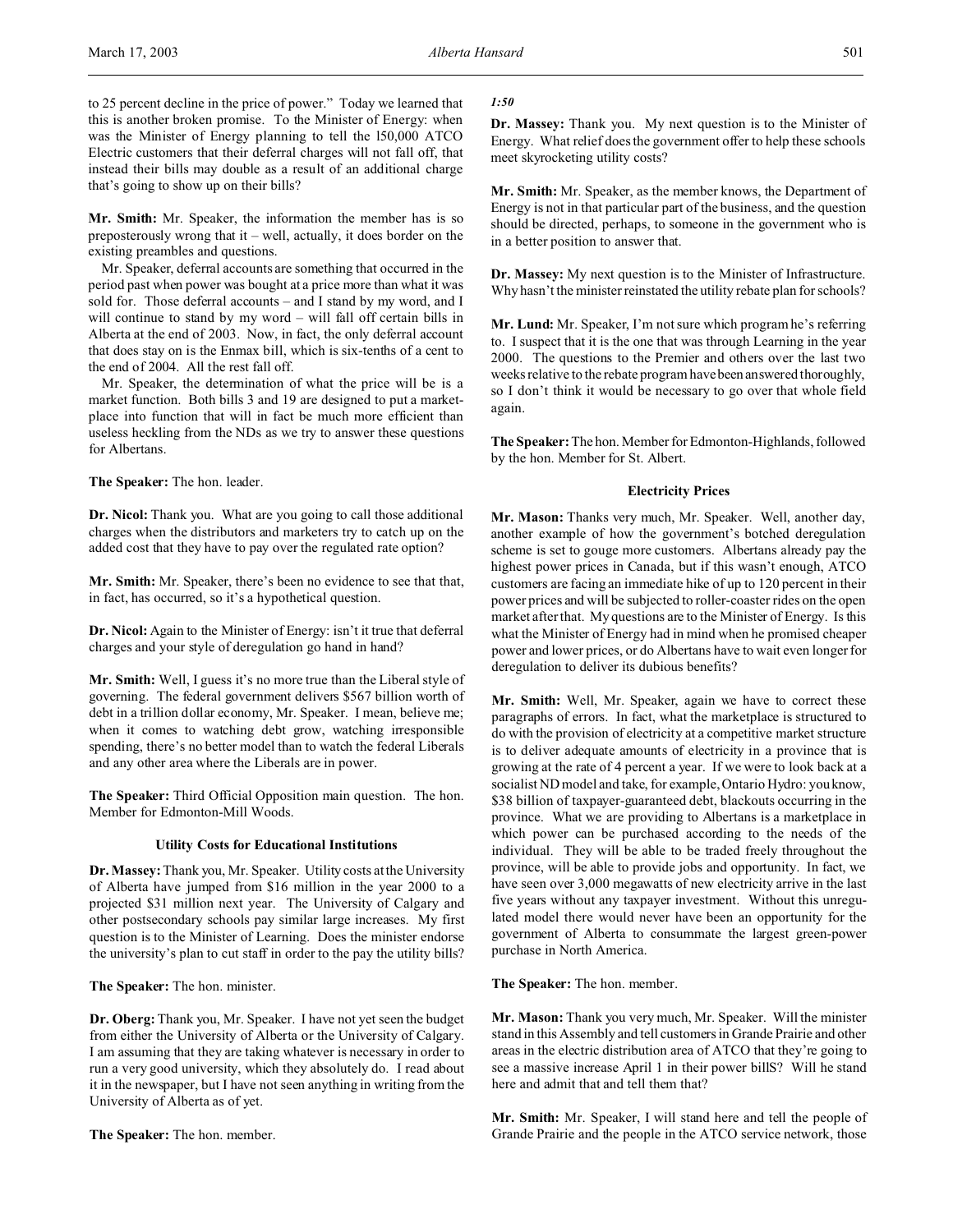to 25 percent decline in the price of power." Today we learned that this is another broken promise. To the Minister of Energy: when was the Minister of Energy planning to tell the l50,000 ATCO Electric customers that their deferral charges will not fall off, that instead their bills may double as a result of an additional charge that's going to show up on their bills?

**Mr. Smith:** Mr. Speaker, the information the member has is so preposterously wrong that it – well, actually, it does border on the existing preambles and questions.

Mr. Speaker, deferral accounts are something that occurred in the period past when power was bought at a price more than what it was sold for. Those deferral accounts – and I stand by my word, and I will continue to stand by my word – will fall off certain bills in Alberta at the end of 2003. Now, in fact, the only deferral account that does stay on is the Enmax bill, which is six-tenths of a cent to the end of 2004. All the rest fall off.

Mr. Speaker, the determination of what the price will be is a market function. Both bills 3 and 19 are designed to put a marketplace into function that will in fact be much more efficient than useless heckling from the NDs as we try to answer these questions for Albertans.

**The Speaker:** The hon. leader.

**Dr. Nicol:** Thank you. What are you going to call those additional charges when the distributors and marketers try to catch up on the added cost that they have to pay over the regulated rate option?

**Mr. Smith:** Mr. Speaker, there's been no evidence to see that that, in fact, has occurred, so it's a hypothetical question.

**Dr. Nicol:** Again to the Minister of Energy: isn't it true that deferral charges and your style of deregulation go hand in hand?

**Mr. Smith:** Well, I guess it's no more true than the Liberal style of governing. The federal government delivers $567 billion worth of debt in a trillion dollar economy, Mr. Speaker. I mean, believe me; when it comes to watching debt grow, watching irresponsible spending, there's no better model than to watch the federal Liberals and any other area where the Liberals are in power.

**The Speaker:** Third Official Opposition main question. The hon. Member for Edmonton-Mill Woods.

### Utility Costs for Educational Institutions

**Dr. Massey:** Thank you, Mr. Speaker. Utility costs at the University of Alberta have jumped from $16 million in the year 2000 to a projected $31 million next year. The University of Calgary and other postsecondary schools pay similar large increases. My first question is to the Minister of Learning. Does the minister endorse the university's plan to cut staff in order to the pay the utility bills?

**The Speaker:** The hon. minister.

**Dr. Oberg:** Thank you, Mr. Speaker. I have not yet seen the budget from either the University of Alberta or the University of Calgary. I am assuming that they are taking whatever is necessary in order to run a very good university, which they absolutely do. I read about it in the newspaper, but I have not seen anything in writing from the University of Alberta as of yet.

**The Speaker:** The hon. member.

*1:50*

**Dr. Massey:** Thank you. My next question is to the Minister of Energy. What relief does the government offer to help these schools meet skyrocketing utility costs?

**Mr. Smith:** Mr. Speaker, as the member knows, the Department of Energy is not in that particular part of the business, and the question should be directed, perhaps, to someone in the government who is in a better position to answer that.

**Dr. Massey:** My next question is to the Minister of Infrastructure. Why hasn't the minister reinstated the utility rebate plan for schools?

**Mr. Lund:** Mr. Speaker, I'm not sure which program he's referring to. I suspect that it is the one that was through Learning in the year 2000. The questions to the Premier and others over the last two weeks relative to the rebate program have been answered thoroughly, so I don't think it would be necessary to go over that whole field again.

**The Speaker:** The hon. Member for Edmonton-Highlands, followed by the hon. Member for St. Albert.

### Electricity Prices

**Mr. Mason:** Thanks very much, Mr. Speaker. Well, another day, another example of how the government's botched deregulation scheme is set to gouge more customers. Albertans already pay the highest power prices in Canada, but if this wasn't enough, ATCO customers are facing an immediate hike of up to 120 percent in their power prices and will be subjected to roller-coaster rides on the open market after that. My questions are to the Minister of Energy. Is this what the Minister of Energy had in mind when he promised cheaper power and lower prices, or do Albertans have to wait even longer for deregulation to deliver its dubious benefits?

**Mr. Smith:** Well, Mr. Speaker, again we have to correct these paragraphs of errors. In fact, what the marketplace is structured to do with the provision of electricity at a competitive market structure is to deliver adequate amounts of electricity in a province that is growing at the rate of 4 percent a year. If we were to look back at a socialist ND model and take, for example, Ontario Hydro: you know, $38 billion of taxpayer-guaranteed debt, blackouts occurring in the province. What we are providing to Albertans is a marketplace in which power can be purchased according to the needs of the individual. They will be able to be traded freely throughout the province, will be able to provide jobs and opportunity. In fact, we have seen over 3,000 megawatts of new electricity arrive in the last five years without any taxpayer investment. Without this unregulated model there would never have been an opportunity for the government of Alberta to consummate the largest green-power purchase in North America.

**The Speaker:** The hon. member.

**Mr. Mason:** Thank you very much, Mr. Speaker. Will the minister stand in this Assembly and tell customers in Grande Prairie and other areas in the electric distribution area of ATCO that they're going to see a massive increase April 1 in their power billS? Will he stand here and admit that and tell them that?

**Mr. Smith:** Mr. Speaker, I will stand here and tell the people of Grande Prairie and the people in the ATCO service network, those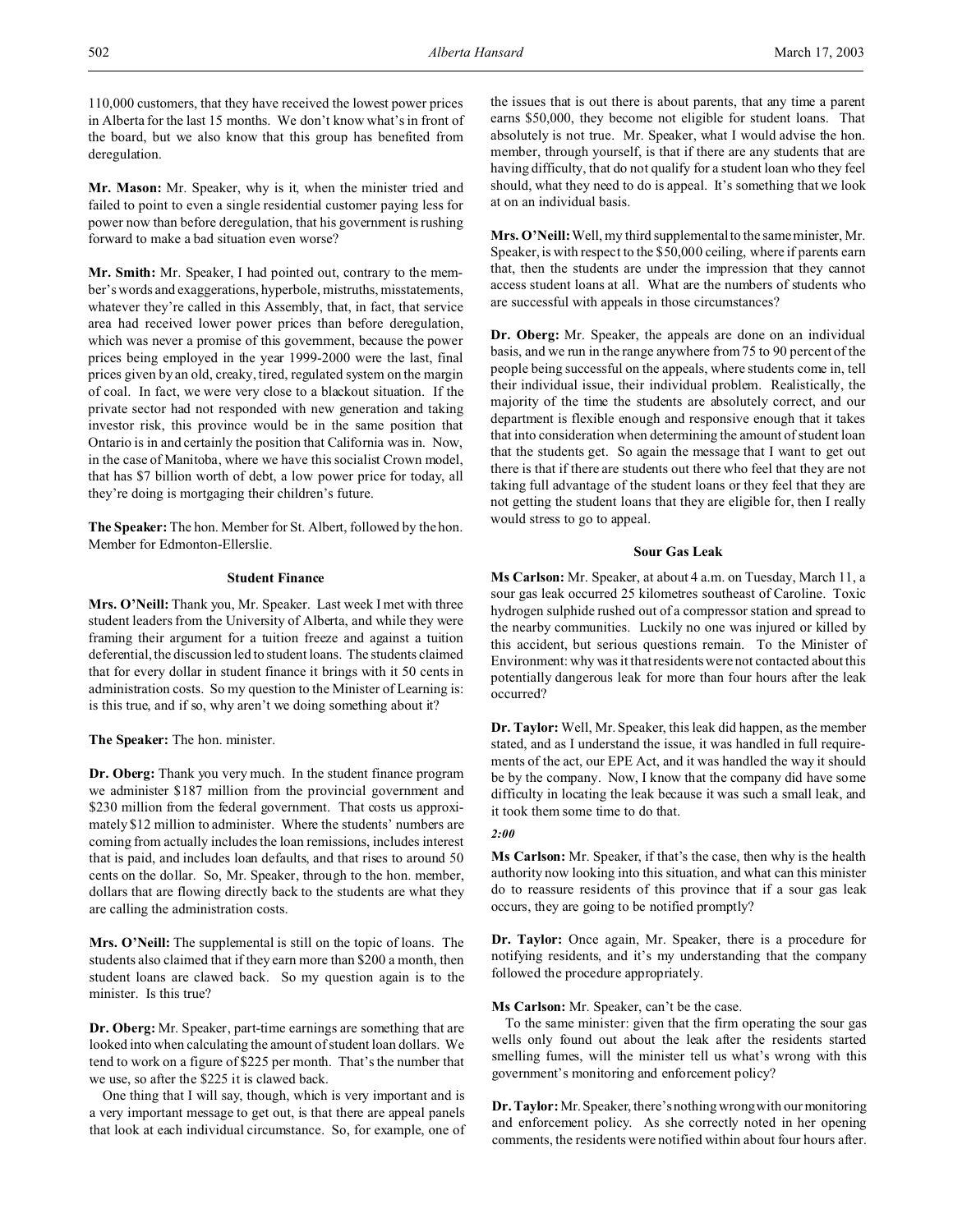110,000 customers, that they have received the lowest power prices in Alberta for the last 15 months. We don't know what's in front of the board, but we also know that this group has benefited from deregulation.

**Mr. Mason:** Mr. Speaker, why is it, when the minister tried and failed to point to even a single residential customer paying less for power now than before deregulation, that his government is rushing forward to make a bad situation even worse?

**Mr. Smith:** Mr. Speaker, I had pointed out, contrary to the member's words and exaggerations, hyperbole, mistruths, misstatements, whatever they're called in this Assembly, that, in fact, that service area had received lower power prices than before deregulation, which was never a promise of this government, because the power prices being employed in the year 1999-2000 were the last, final prices given by an old, creaky, tired, regulated system on the margin of coal. In fact, we were very close to a blackout situation. If the private sector had not responded with new generation and taking investor risk, this province would be in the same position that Ontario is in and certainly the position that California was in. Now, in the case of Manitoba, where we have this socialist Crown model, that has $7 billion worth of debt, a low power price for today, all they're doing is mortgaging their children's future.

**The Speaker:** The hon. Member for St. Albert, followed by the hon. Member for Edmonton-Ellerslie.

### Student Finance

**Mrs. O'Neill:** Thank you, Mr. Speaker. Last week I met with three student leaders from the University of Alberta, and while they were framing their argument for a tuition freeze and against a tuition deferential, the discussion led to student loans. The students claimed that for every dollar in student finance it brings with it 50 cents in administration costs. So my question to the Minister of Learning is: is this true, and if so, why aren't we doing something about it?

**The Speaker:** The hon. minister.

**Dr. Oberg:** Thank you very much. In the student finance program we administer $187 million from the provincial government and $230 million from the federal government. That costs us approximately $12 million to administer. Where the students' numbers are coming from actually includes the loan remissions, includes interest that is paid, and includes loan defaults, and that rises to around 50 cents on the dollar. So, Mr. Speaker, through to the hon. member, dollars that are flowing directly back to the students are what they are calling the administration costs.

**Mrs. O'Neill:** The supplemental is still on the topic of loans. The students also claimed that if they earn more than $200 a month, then student loans are clawed back. So my question again is to the minister. Is this true?

**Dr. Oberg:** Mr. Speaker, part-time earnings are something that are looked into when calculating the amount of student loan dollars. We tend to work on a figure of $225 per month. That's the number that we use, so after the $225 it is clawed back.

One thing that I will say, though, which is very important and is a very important message to get out, is that there are appeal panels that look at each individual circumstance. So, for example, one of the issues that is out there is about parents, that any time a parent earns $50,000, they become not eligible for student loans. That absolutely is not true. Mr. Speaker, what I would advise the hon. member, through yourself, is that if there are any students that are having difficulty, that do not qualify for a student loan who they feel should, what they need to do is appeal. It's something that we look at on an individual basis.

**Mrs. O'Neill:** Well, my third supplemental to the same minister, Mr. Speaker, is with respect to the $50,000 ceiling, where if parents earn that, then the students are under the impression that they cannot access student loans at all. What are the numbers of students who are successful with appeals in those circumstances?

**Dr. Oberg:** Mr. Speaker, the appeals are done on an individual basis, and we run in the range anywhere from 75 to 90 percent of the people being successful on the appeals, where students come in, tell their individual issue, their individual problem. Realistically, the majority of the time the students are absolutely correct, and our department is flexible enough and responsive enough that it takes that into consideration when determining the amount of student loan that the students get. So again the message that I want to get out there is that if there are students out there who feel that they are not taking full advantage of the student loans or they feel that they are not getting the student loans that they are eligible for, then I really would stress to go to appeal.

### Sour Gas Leak

**Ms Carlson:** Mr. Speaker, at about 4 a.m. on Tuesday, March 11, a sour gas leak occurred 25 kilometres southeast of Caroline. Toxic hydrogen sulphide rushed out of a compressor station and spread to the nearby communities. Luckily no one was injured or killed by this accident, but serious questions remain. To the Minister of Environment: why was it that residents were not contacted about this potentially dangerous leak for more than four hours after the leak occurred?

**Dr. Taylor:** Well, Mr. Speaker, this leak did happen, as the member stated, and as I understand the issue, it was handled in full requirements of the act, our EPE Act, and it was handled the way it should be by the company. Now, I know that the company did have some difficulty in locating the leak because it was such a small leak, and it took them some time to do that.

*2:00*

**Ms Carlson:** Mr. Speaker, if that's the case, then why is the health authority now looking into this situation, and what can this minister do to reassure residents of this province that if a sour gas leak occurs, they are going to be notified promptly?

**Dr. Taylor:** Once again, Mr. Speaker, there is a procedure for notifying residents, and it's my understanding that the company followed the procedure appropriately.

**Ms Carlson:** Mr. Speaker, can't be the case.

To the same minister: given that the firm operating the sour gas wells only found out about the leak after the residents started smelling fumes, will the minister tell us what's wrong with this government's monitoring and enforcement policy?

**Dr. Taylor:** Mr. Speaker, there's nothing wrong with our monitoring and enforcement policy. As she correctly noted in her opening comments, the residents were notified within about four hours after.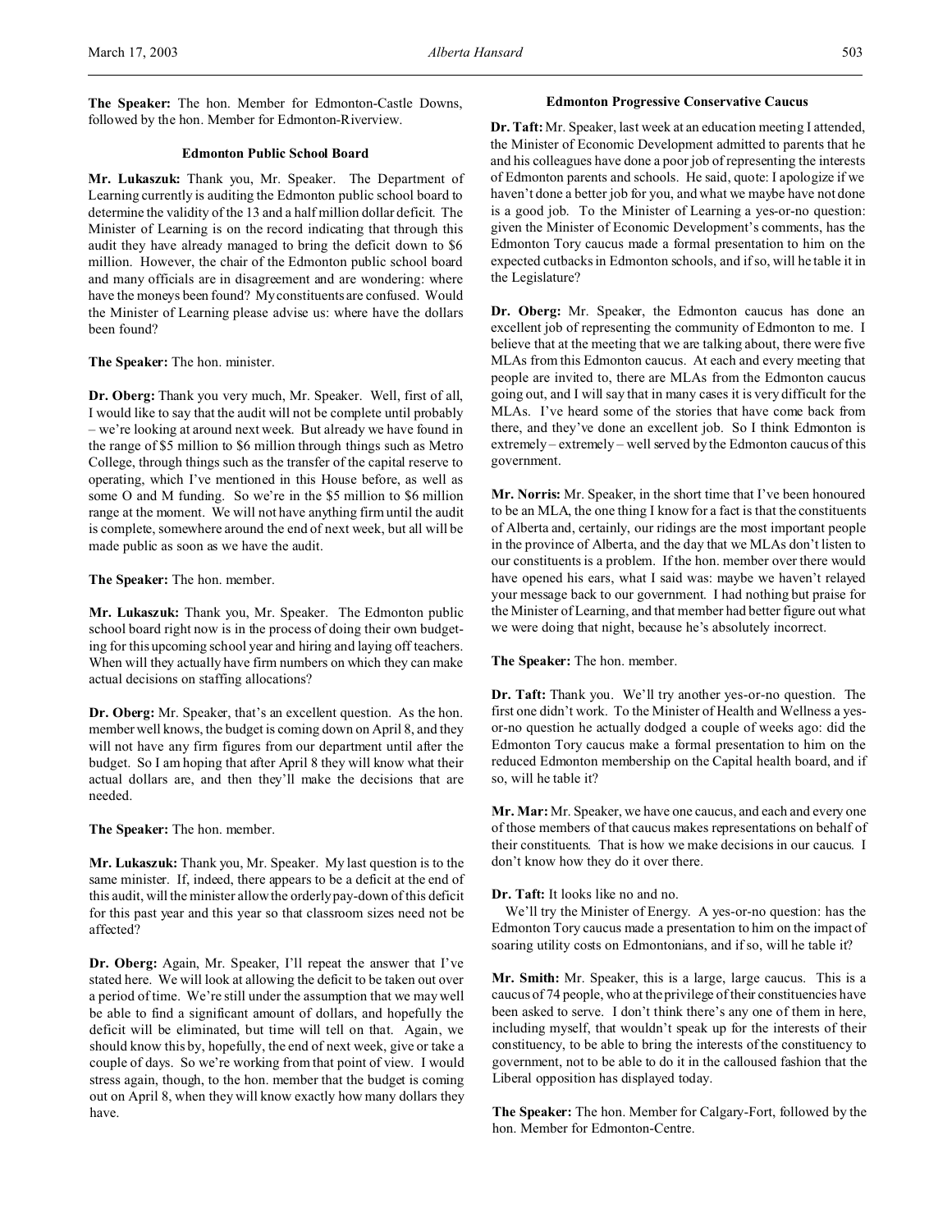**The Speaker:** The hon. Member for Edmonton-Castle Downs, followed by the hon. Member for Edmonton-Riverview.

### Edmonton Public School Board

**Mr. Lukaszuk:** Thank you, Mr. Speaker. The Department of Learning currently is auditing the Edmonton public school board to determine the validity of the 13 and a half million dollar deficit. The Minister of Learning is on the record indicating that through this audit they have already managed to bring the deficit down to $6 million. However, the chair of the Edmonton public school board and many officials are in disagreement and are wondering: where have the moneys been found? My constituents are confused. Would the Minister of Learning please advise us: where have the dollars been found?

**The Speaker:** The hon. minister.

**Dr. Oberg:** Thank you very much, Mr. Speaker. Well, first of all, I would like to say that the audit will not be complete until probably – we're looking at around next week. But already we have found in the range of $5 million to $6 million through things such as Metro College, through things such as the transfer of the capital reserve to operating, which I've mentioned in this House before, as well as some O and M funding. So we're in the $5 million to $6 million range at the moment. We will not have anything firm until the audit is complete, somewhere around the end of next week, but all will be made public as soon as we have the audit.

**The Speaker:** The hon. member.

**Mr. Lukaszuk:** Thank you, Mr. Speaker. The Edmonton public school board right now is in the process of doing their own budgeting for this upcoming school year and hiring and laying off teachers. When will they actually have firm numbers on which they can make actual decisions on staffing allocations?

**Dr. Oberg:** Mr. Speaker, that's an excellent question. As the hon. member well knows, the budget is coming down on April 8, and they will not have any firm figures from our department until after the budget. So I am hoping that after April 8 they will know what their actual dollars are, and then they'll make the decisions that are needed.

**The Speaker:** The hon. member.

**Mr. Lukaszuk:** Thank you, Mr. Speaker. My last question is to the same minister. If, indeed, there appears to be a deficit at the end of this audit, will the minister allow the orderly pay-down of this deficit for this past year and this year so that classroom sizes need not be affected?

**Dr. Oberg:** Again, Mr. Speaker, I'll repeat the answer that I've stated here. We will look at allowing the deficit to be taken out over a period of time. We're still under the assumption that we may well be able to find a significant amount of dollars, and hopefully the deficit will be eliminated, but time will tell on that. Again, we should know this by, hopefully, the end of next week, give or take a couple of days. So we're working from that point of view. I would stress again, though, to the hon. member that the budget is coming out on April 8, when they will know exactly how many dollars they have.

### Edmonton Progressive Conservative Caucus

**Dr. Taft:** Mr. Speaker, last week at an education meeting I attended, the Minister of Economic Development admitted to parents that he and his colleagues have done a poor job of representing the interests of Edmonton parents and schools. He said, quote: I apologize if we haven't done a better job for you, and what we maybe have not done is a good job. To the Minister of Learning a yes-or-no question: given the Minister of Economic Development's comments, has the Edmonton Tory caucus made a formal presentation to him on the expected cutbacks in Edmonton schools, and if so, will he table it in the Legislature?

**Dr. Oberg:** Mr. Speaker, the Edmonton caucus has done an excellent job of representing the community of Edmonton to me. I believe that at the meeting that we are talking about, there were five MLAs from this Edmonton caucus. At each and every meeting that people are invited to, there are MLAs from the Edmonton caucus going out, and I will say that in many cases it is very difficult for the MLAs. I've heard some of the stories that have come back from there, and they've done an excellent job. So I think Edmonton is extremely – extremely – well served by the Edmonton caucus of this government.

**Mr. Norris:** Mr. Speaker, in the short time that I've been honoured to be an MLA, the one thing I know for a fact is that the constituents of Alberta and, certainly, our ridings are the most important people in the province of Alberta, and the day that we MLAs don't listen to our constituents is a problem. If the hon. member over there would have opened his ears, what I said was: maybe we haven't relayed your message back to our government. I had nothing but praise for the Minister of Learning, and that member had better figure out what we were doing that night, because he's absolutely incorrect.

**The Speaker:** The hon. member.

**Dr. Taft:** Thank you. We'll try another yes-or-no question. The first one didn't work. To the Minister of Health and Wellness a yes-or-no question he actually dodged a couple of weeks ago: did the Edmonton Tory caucus make a formal presentation to him on the reduced Edmonton membership on the Capital health board, and if so, will he table it?

**Mr. Mar:** Mr. Speaker, we have one caucus, and each and every one of those members of that caucus makes representations on behalf of their constituents. That is how we make decisions in our caucus. I don't know how they do it over there.

**Dr. Taft:** It looks like no and no.

We'll try the Minister of Energy. A yes-or-no question: has the Edmonton Tory caucus made a presentation to him on the impact of soaring utility costs on Edmontonians, and if so, will he table it?

**Mr. Smith:** Mr. Speaker, this is a large, large caucus. This is a caucus of 74 people, who at the privilege of their constituencies have been asked to serve. I don't think there's any one of them in here, including myself, that wouldn't speak up for the interests of their constituency, to be able to bring the interests of the constituency to government, not to be able to do it in the calloused fashion that the Liberal opposition has displayed today.

**The Speaker:** The hon. Member for Calgary-Fort, followed by the hon. Member for Edmonton-Centre.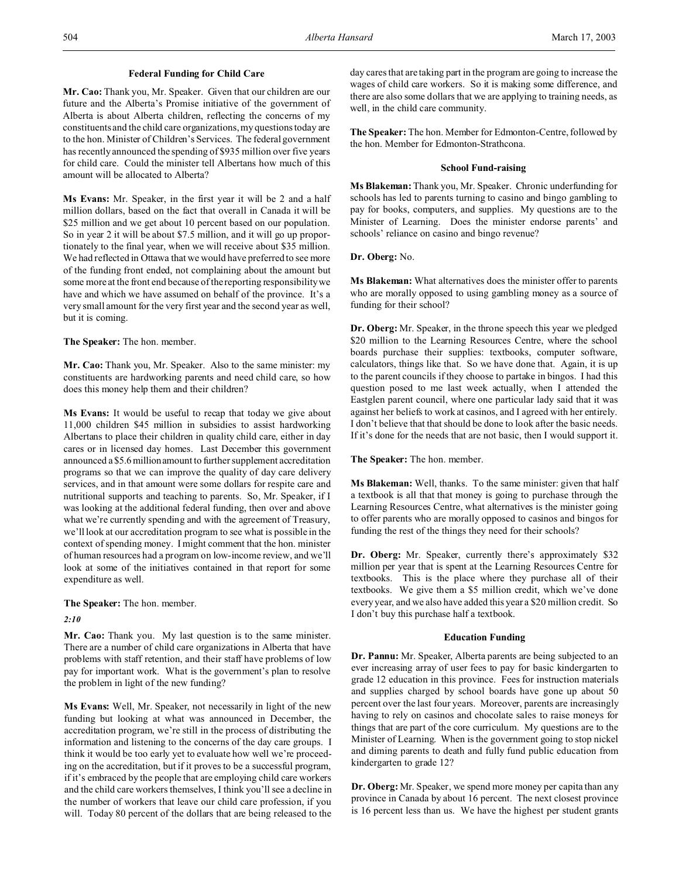### Federal Funding for Child Care

**Mr. Cao:** Thank you, Mr. Speaker. Given that our children are our future and the Alberta's Promise initiative of the government of Alberta is about Alberta children, reflecting the concerns of my constituents and the child care organizations, my questions today are to the hon. Minister of Children's Services. The federal government has recently announced the spending of $935 million over five years for child care. Could the minister tell Albertans how much of this amount will be allocated to Alberta?

**Ms Evans:** Mr. Speaker, in the first year it will be 2 and a half million dollars, based on the fact that overall in Canada it will be $25 million and we get about 10 percent based on our population. So in year 2 it will be about $7.5 million, and it will go up proportionately to the final year, when we will receive about $35 million. We had reflected in Ottawa that we would have preferred to see more of the funding front ended, not complaining about the amount but some more at the front end because of the reporting responsibility we have and which we have assumed on behalf of the province. It's a very small amount for the very first year and the second year as well, but it is coming.

**The Speaker:** The hon. member.

**Mr. Cao:** Thank you, Mr. Speaker. Also to the same minister: my constituents are hardworking parents and need child care, so how does this money help them and their children?

**Ms Evans:** It would be useful to recap that today we give about 11,000 children $45 million in subsidies to assist hardworking Albertans to place their children in quality child care, either in day cares or in licensed day homes. Last December this government announced a $5.6 million amount to further supplement accreditation programs so that we can improve the quality of day care delivery services, and in that amount were some dollars for respite care and nutritional supports and teaching to parents. So, Mr. Speaker, if I was looking at the additional federal funding, then over and above what we're currently spending and with the agreement of Treasury, we'll look at our accreditation program to see what is possible in the context of spending money. I might comment that the hon. minister of human resources had a program on low-income review, and we'll look at some of the initiatives contained in that report for some expenditure as well.

**The Speaker:** The hon. member.

*2:10*

**Mr. Cao:** Thank you. My last question is to the same minister. There are a number of child care organizations in Alberta that have problems with staff retention, and their staff have problems of low pay for important work. What is the government's plan to resolve the problem in light of the new funding?

**Ms Evans:** Well, Mr. Speaker, not necessarily in light of the new funding but looking at what was announced in December, the accreditation program, we're still in the process of distributing the information and listening to the concerns of the day care groups. I think it would be too early yet to evaluate how well we're proceeding on the accreditation, but if it proves to be a successful program, if it's embraced by the people that are employing child care workers and the child care workers themselves, I think you'll see a decline in the number of workers that leave our child care profession, if you will. Today 80 percent of the dollars that are being released to the day cares that are taking part in the program are going to increase the wages of child care workers. So it is making some difference, and there are also some dollars that we are applying to training needs, as well, in the child care community.

**The Speaker:** The hon. Member for Edmonton-Centre, followed by the hon. Member for Edmonton-Strathcona.

### School Fund-raising

**Ms Blakeman:** Thank you, Mr. Speaker. Chronic underfunding for schools has led to parents turning to casino and bingo gambling to pay for books, computers, and supplies. My questions are to the Minister of Learning. Does the minister endorse parents' and schools' reliance on casino and bingo revenue?

**Dr. Oberg:** No.

**Ms Blakeman:** What alternatives does the minister offer to parents who are morally opposed to using gambling money as a source of funding for their school?

**Dr. Oberg:** Mr. Speaker, in the throne speech this year we pledged $20 million to the Learning Resources Centre, where the school boards purchase their supplies: textbooks, computer software, calculators, things like that. So we have done that. Again, it is up to the parent councils if they choose to partake in bingos. I had this question posed to me last week actually, when I attended the Eastglen parent council, where one particular lady said that it was against her beliefs to work at casinos, and I agreed with her entirely. I don't believe that that should be done to look after the basic needs. If it's done for the needs that are not basic, then I would support it.

**The Speaker:** The hon. member.

**Ms Blakeman:** Well, thanks. To the same minister: given that half a textbook is all that that money is going to purchase through the Learning Resources Centre, what alternatives is the minister going to offer parents who are morally opposed to casinos and bingos for funding the rest of the things they need for their schools?

**Dr. Oberg:** Mr. Speaker, currently there's approximately $32 million per year that is spent at the Learning Resources Centre for textbooks. This is the place where they purchase all of their textbooks. We give them a $5 million credit, which we've done every year, and we also have added this year a $20 million credit. So I don't buy this purchase half a textbook.

### Education Funding

**Dr. Pannu:** Mr. Speaker, Alberta parents are being subjected to an ever increasing array of user fees to pay for basic kindergarten to grade 12 education in this province. Fees for instruction materials and supplies charged by school boards have gone up about 50 percent over the last four years. Moreover, parents are increasingly having to rely on casinos and chocolate sales to raise moneys for things that are part of the core curriculum. My questions are to the Minister of Learning. When is the government going to stop nickel and diming parents to death and fully fund public education from kindergarten to grade 12?

**Dr. Oberg:** Mr. Speaker, we spend more money per capita than any province in Canada by about 16 percent. The next closest province is 16 percent less than us. We have the highest per student grants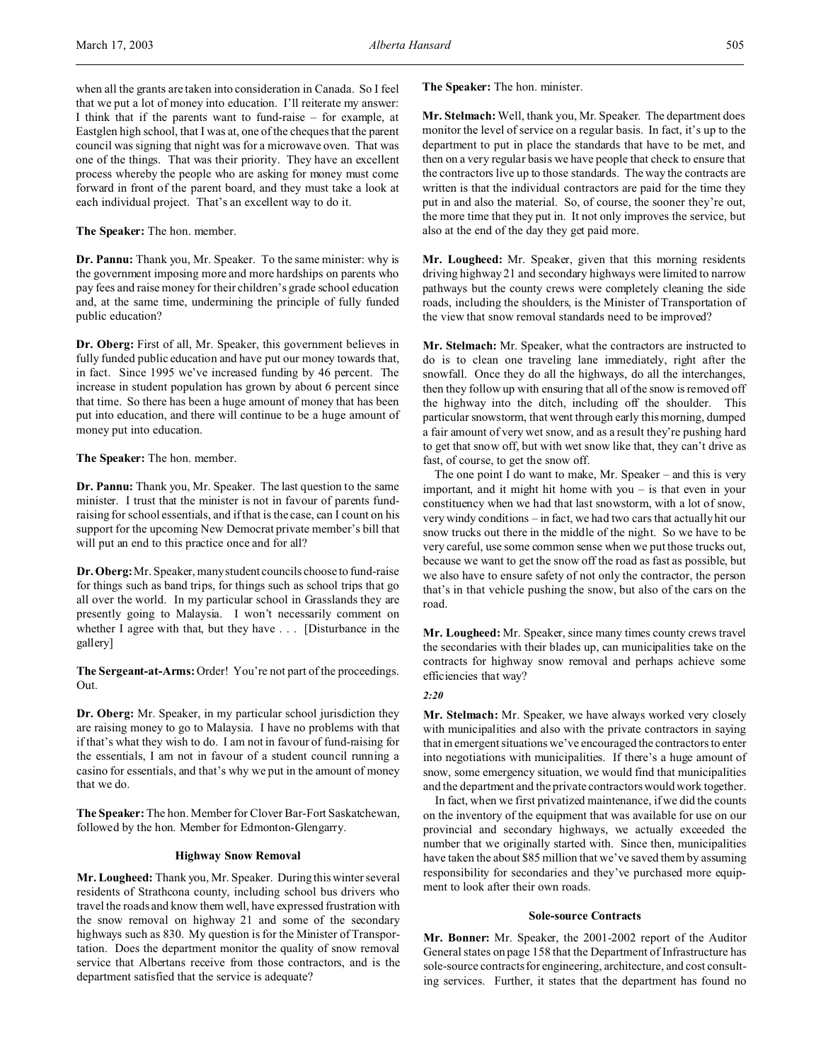when all the grants are taken into consideration in Canada. So I feel that we put a lot of money into education. I'll reiterate my answer: I think that if the parents want to fund-raise – for example, at Eastglen high school, that I was at, one of the cheques that the parent council was signing that night was for a microwave oven. That was one of the things. That was their priority. They have an excellent process whereby the people who are asking for money must come forward in front of the parent board, and they must take a look at each individual project. That's an excellent way to do it.

**The Speaker:** The hon. member.

**Dr. Pannu:** Thank you, Mr. Speaker. To the same minister: why is the government imposing more and more hardships on parents who pay fees and raise money for their children's grade school education and, at the same time, undermining the principle of fully funded public education?

**Dr. Oberg:** First of all, Mr. Speaker, this government believes in fully funded public education and have put our money towards that, in fact. Since 1995 we've increased funding by 46 percent. The increase in student population has grown by about 6 percent since that time. So there has been a huge amount of money that has been put into education, and there will continue to be a huge amount of money put into education.

**The Speaker:** The hon. member.

**Dr. Pannu:** Thank you, Mr. Speaker. The last question to the same minister. I trust that the minister is not in favour of parents fund-raising for school essentials, and if that is the case, can I count on his support for the upcoming New Democrat private member's bill that will put an end to this practice once and for all?

**Dr. Oberg:** Mr. Speaker, many student councils choose to fund-raise for things such as band trips, for things such as school trips that go all over the world. In my particular school in Grasslands they are presently going to Malaysia. I won't necessarily comment on whether I agree with that, but they have . . . [Disturbance in the gallery]

**The Sergeant-at-Arms:** Order! You're not part of the proceedings. Out.

**Dr. Oberg:** Mr. Speaker, in my particular school jurisdiction they are raising money to go to Malaysia. I have no problems with that if that's what they wish to do. I am not in favour of fund-raising for the essentials, I am not in favour of a student council running a casino for essentials, and that's why we put in the amount of money that we do.

**The Speaker:** The hon. Member for Clover Bar-Fort Saskatchewan, followed by the hon. Member for Edmonton-Glengarry.

### Highway Snow Removal

**Mr. Lougheed:** Thank you, Mr. Speaker. During this winter several residents of Strathcona county, including school bus drivers who travel the roads and know them well, have expressed frustration with the snow removal on highway 21 and some of the secondary highways such as 830. My question is for the Minister of Transportation. Does the department monitor the quality of snow removal service that Albertans receive from those contractors, and is the department satisfied that the service is adequate?

**The Speaker:** The hon. minister.

**Mr. Stelmach:** Well, thank you, Mr. Speaker. The department does monitor the level of service on a regular basis. In fact, it's up to the department to put in place the standards that have to be met, and then on a very regular basis we have people that check to ensure that the contractors live up to those standards. The way the contracts are written is that the individual contractors are paid for the time they put in and also the material. So, of course, the sooner they're out, the more time that they put in. It not only improves the service, but also at the end of the day they get paid more.

**Mr. Lougheed:** Mr. Speaker, given that this morning residents driving highway 21 and secondary highways were limited to narrow pathways but the county crews were completely cleaning the side roads, including the shoulders, is the Minister of Transportation of the view that snow removal standards need to be improved?

**Mr. Stelmach:** Mr. Speaker, what the contractors are instructed to do is to clean one traveling lane immediately, right after the snowfall. Once they do all the highways, do all the interchanges, then they follow up with ensuring that all of the snow is removed off the highway into the ditch, including off the shoulder. This particular snowstorm, that went through early this morning, dumped a fair amount of very wet snow, and as a result they're pushing hard to get that snow off, but with wet snow like that, they can't drive as fast, of course, to get the snow off.

The one point I do want to make, Mr. Speaker – and this is very important, and it might hit home with you – is that even in your constituency when we had that last snowstorm, with a lot of snow, very windy conditions – in fact, we had two cars that actually hit our snow trucks out there in the middle of the night. So we have to be very careful, use some common sense when we put those trucks out, because we want to get the snow off the road as fast as possible, but we also have to ensure safety of not only the contractor, the person that's in that vehicle pushing the snow, but also of the cars on the road.

**Mr. Lougheed:** Mr. Speaker, since many times county crews travel the secondaries with their blades up, can municipalities take on the contracts for highway snow removal and perhaps achieve some efficiencies that way?

*2:20*

**Mr. Stelmach:** Mr. Speaker, we have always worked very closely with municipalities and also with the private contractors in saying that in emergent situations we've encouraged the contractors to enter into negotiations with municipalities. If there's a huge amount of snow, some emergency situation, we would find that municipalities and the department and the private contractors would work together.

In fact, when we first privatized maintenance, if we did the counts on the inventory of the equipment that was available for use on our provincial and secondary highways, we actually exceeded the number that we originally started with. Since then, municipalities have taken the about $85 million that we've saved them by assuming responsibility for secondaries and they've purchased more equipment to look after their own roads.

### Sole-source Contracts

**Mr. Bonner:** Mr. Speaker, the 2001-2002 report of the Auditor General states on page 158 that the Department of Infrastructure has sole-source contracts for engineering, architecture, and cost consulting services. Further, it states that the department has found no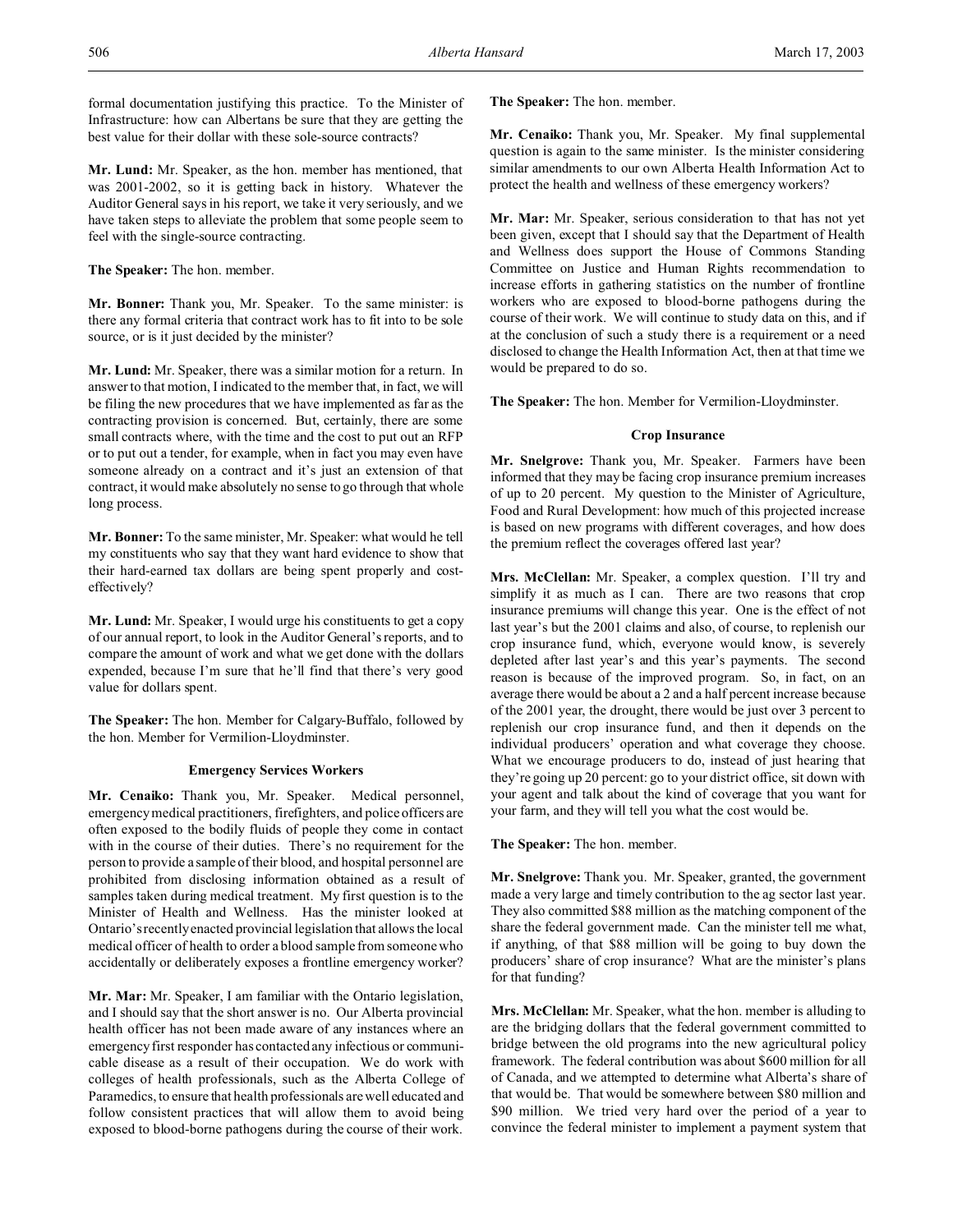formal documentation justifying this practice. To the Minister of Infrastructure: how can Albertans be sure that they are getting the best value for their dollar with these sole-source contracts?

**Mr. Lund:** Mr. Speaker, as the hon. member has mentioned, that was 2001-2002, so it is getting back in history. Whatever the Auditor General says in his report, we take it very seriously, and we have taken steps to alleviate the problem that some people seem to feel with the single-source contracting.

**The Speaker:** The hon. member.

**Mr. Bonner:** Thank you, Mr. Speaker. To the same minister: is there any formal criteria that contract work has to fit into to be sole source, or is it just decided by the minister?

**Mr. Lund:** Mr. Speaker, there was a similar motion for a return. In answer to that motion, I indicated to the member that, in fact, we will be filing the new procedures that we have implemented as far as the contracting provision is concerned. But, certainly, there are some small contracts where, with the time and the cost to put out an RFP or to put out a tender, for example, when in fact you may even have someone already on a contract and it's just an extension of that contract, it would make absolutely no sense to go through that whole long process.

**Mr. Bonner:** To the same minister, Mr. Speaker: what would he tell my constituents who say that they want hard evidence to show that their hard-earned tax dollars are being spent properly and cost-effectively?

**Mr. Lund:** Mr. Speaker, I would urge his constituents to get a copy of our annual report, to look in the Auditor General's reports, and to compare the amount of work and what we get done with the dollars expended, because I'm sure that he'll find that there's very good value for dollars spent.

**The Speaker:** The hon. Member for Calgary-Buffalo, followed by the hon. Member for Vermilion-Lloydminster.

### Emergency Services Workers

**Mr. Cenaiko:** Thank you, Mr. Speaker. Medical personnel, emergency medical practitioners, firefighters, and police officers are often exposed to the bodily fluids of people they come in contact with in the course of their duties. There's no requirement for the person to provide a sample of their blood, and hospital personnel are prohibited from disclosing information obtained as a result of samples taken during medical treatment. My first question is to the Minister of Health and Wellness. Has the minister looked at Ontario's recently enacted provincial legislation that allows the local medical officer of health to order a blood sample from someone who accidentally or deliberately exposes a frontline emergency worker?

**Mr. Mar:** Mr. Speaker, I am familiar with the Ontario legislation, and I should say that the short answer is no. Our Alberta provincial health officer has not been made aware of any instances where an emergency first responder has contacted any infectious or communicable disease as a result of their occupation. We do work with colleges of health professionals, such as the Alberta College of Paramedics, to ensure that health professionals are well educated and follow consistent practices that will allow them to avoid being exposed to blood-borne pathogens during the course of their work.

**The Speaker:** The hon. member.

**Mr. Cenaiko:** Thank you, Mr. Speaker. My final supplemental question is again to the same minister. Is the minister considering similar amendments to our own Alberta Health Information Act to protect the health and wellness of these emergency workers?

**Mr. Mar:** Mr. Speaker, serious consideration to that has not yet been given, except that I should say that the Department of Health and Wellness does support the House of Commons Standing Committee on Justice and Human Rights recommendation to increase efforts in gathering statistics on the number of frontline workers who are exposed to blood-borne pathogens during the course of their work. We will continue to study data on this, and if at the conclusion of such a study there is a requirement or a need disclosed to change the Health Information Act, then at that time we would be prepared to do so.

**The Speaker:** The hon. Member for Vermilion-Lloydminster.

### Crop Insurance

**Mr. Snelgrove:** Thank you, Mr. Speaker. Farmers have been informed that they may be facing crop insurance premium increases of up to 20 percent. My question to the Minister of Agriculture, Food and Rural Development: how much of this projected increase is based on new programs with different coverages, and how does the premium reflect the coverages offered last year?

**Mrs. McClellan:** Mr. Speaker, a complex question. I'll try and simplify it as much as I can. There are two reasons that crop insurance premiums will change this year. One is the effect of not last year's but the 2001 claims and also, of course, to replenish our crop insurance fund, which, everyone would know, is severely depleted after last year's and this year's payments. The second reason is because of the improved program. So, in fact, on an average there would be about a 2 and a half percent increase because of the 2001 year, the drought, there would be just over 3 percent to replenish our crop insurance fund, and then it depends on the individual producers' operation and what coverage they choose. What we encourage producers to do, instead of just hearing that they're going up 20 percent: go to your district office, sit down with your agent and talk about the kind of coverage that you want for your farm, and they will tell you what the cost would be.

**The Speaker:** The hon. member.

**Mr. Snelgrove:** Thank you. Mr. Speaker, granted, the government made a very large and timely contribution to the ag sector last year. They also committed $88 million as the matching component of the share the federal government made. Can the minister tell me what, if anything, of that $88 million will be going to buy down the producers' share of crop insurance? What are the minister's plans for that funding?

**Mrs. McClellan:** Mr. Speaker, what the hon. member is alluding to are the bridging dollars that the federal government committed to bridge between the old programs into the new agricultural policy framework. The federal contribution was about $600 million for all of Canada, and we attempted to determine what Alberta's share of that would be. That would be somewhere between $80 million and $90 million. We tried very hard over the period of a year to convince the federal minister to implement a payment system that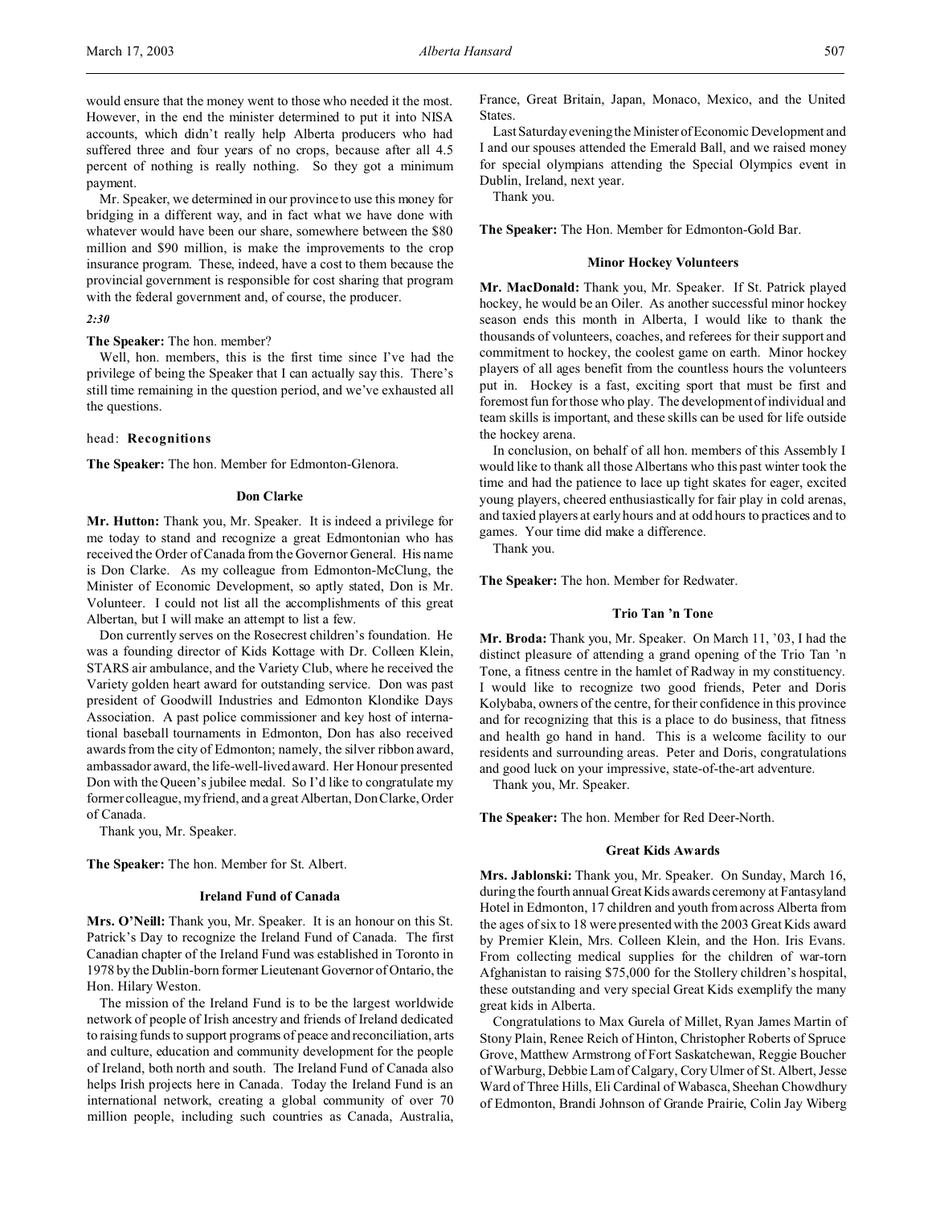would ensure that the money went to those who needed it the most. However, in the end the minister determined to put it into NISA accounts, which didn't really help Alberta producers who had suffered three and four years of no crops, because after all 4.5 percent of nothing is really nothing. So they got a minimum payment.

Mr. Speaker, we determined in our province to use this money for bridging in a different way, and in fact what we have done with whatever would have been our share, somewhere between the $80 million and $90 million, is make the improvements to the crop insurance program. These, indeed, have a cost to them because the provincial government is responsible for cost sharing that program with the federal government and, of course, the producer.

*2:30*

**The Speaker:** The hon. member?

Well, hon. members, this is the first time since I've had the privilege of being the Speaker that I can actually say this. There's still time remaining in the question period, and we've exhausted all the questions.

head: **Recognitions**

**The Speaker:** The hon. Member for Edmonton-Glenora.

### Don Clarke

**Mr. Hutton:** Thank you, Mr. Speaker. It is indeed a privilege for me today to stand and recognize a great Edmontonian who has received the Order of Canada from the Governor General. His name is Don Clarke. As my colleague from Edmonton-McClung, the Minister of Economic Development, so aptly stated, Don is Mr. Volunteer. I could not list all the accomplishments of this great Albertan, but I will make an attempt to list a few.

Don currently serves on the Rosecrest children's foundation. He was a founding director of Kids Kottage with Dr. Colleen Klein, STARS air ambulance, and the Variety Club, where he received the Variety golden heart award for outstanding service. Don was past president of Goodwill Industries and Edmonton Klondike Days Association. A past police commissioner and key host of international baseball tournaments in Edmonton, Don has also received awards from the city of Edmonton; namely, the silver ribbon award, ambassador award, the life-well-lived award. Her Honour presented Don with the Queen's jubilee medal. So I'd like to congratulate my former colleague, my friend, and a great Albertan, Don Clarke, Order of Canada.

Thank you, Mr. Speaker.

**The Speaker:** The hon. Member for St. Albert.

### Ireland Fund of Canada

**Mrs. O'Neill:** Thank you, Mr. Speaker. It is an honour on this St. Patrick's Day to recognize the Ireland Fund of Canada. The first Canadian chapter of the Ireland Fund was established in Toronto in 1978 by the Dublin-born former Lieutenant Governor of Ontario, the Hon. Hilary Weston.

The mission of the Ireland Fund is to be the largest worldwide network of people of Irish ancestry and friends of Ireland dedicated to raising funds to support programs of peace and reconciliation, arts and culture, education and community development for the people of Ireland, both north and south. The Ireland Fund of Canada also helps Irish projects here in Canada. Today the Ireland Fund is an international network, creating a global community of over 70 million people, including such countries as Canada, Australia, France, Great Britain, Japan, Monaco, Mexico, and the United States.

Last Saturday evening the Minister of Economic Development and I and our spouses attended the Emerald Ball, and we raised money for special olympians attending the Special Olympics event in Dublin, Ireland, next year.

Thank you.

**The Speaker:** The Hon. Member for Edmonton-Gold Bar.

### Minor Hockey Volunteers

**Mr. MacDonald:** Thank you, Mr. Speaker. If St. Patrick played hockey, he would be an Oiler. As another successful minor hockey season ends this month in Alberta, I would like to thank the thousands of volunteers, coaches, and referees for their support and commitment to hockey, the coolest game on earth. Minor hockey players of all ages benefit from the countless hours the volunteers put in. Hockey is a fast, exciting sport that must be first and foremost fun for those who play. The development of individual and team skills is important, and these skills can be used for life outside the hockey arena.

In conclusion, on behalf of all hon. members of this Assembly I would like to thank all those Albertans who this past winter took the time and had the patience to lace up tight skates for eager, excited young players, cheered enthusiastically for fair play in cold arenas, and taxied players at early hours and at odd hours to practices and to games. Your time did make a difference.

Thank you.

**The Speaker:** The hon. Member for Redwater.

### Trio Tan 'n Tone

**Mr. Broda:** Thank you, Mr. Speaker. On March 11, '03, I had the distinct pleasure of attending a grand opening of the Trio Tan 'n Tone, a fitness centre in the hamlet of Radway in my constituency. I would like to recognize two good friends, Peter and Doris Kolybaba, owners of the centre, for their confidence in this province and for recognizing that this is a place to do business, that fitness and health go hand in hand. This is a welcome facility to our residents and surrounding areas. Peter and Doris, congratulations and good luck on your impressive, state-of-the-art adventure.

Thank you, Mr. Speaker.

**The Speaker:** The hon. Member for Red Deer-North.

### Great Kids Awards

**Mrs. Jablonski:** Thank you, Mr. Speaker. On Sunday, March 16, during the fourth annual Great Kids awards ceremony at Fantasyland Hotel in Edmonton, 17 children and youth from across Alberta from the ages of six to 18 were presented with the 2003 Great Kids award by Premier Klein, Mrs. Colleen Klein, and the Hon. Iris Evans. From collecting medical supplies for the children of war-torn Afghanistan to raising $75,000 for the Stollery children's hospital, these outstanding and very special Great Kids exemplify the many great kids in Alberta.

Congratulations to Max Gurela of Millet, Ryan James Martin of Stony Plain, Renee Reich of Hinton, Christopher Roberts of Spruce Grove, Matthew Armstrong of Fort Saskatchewan, Reggie Boucher of Warburg, Debbie Lam of Calgary, Cory Ulmer of St. Albert, Jesse Ward of Three Hills, Eli Cardinal of Wabasca, Sheehan Chowdhury of Edmonton, Brandi Johnson of Grande Prairie, Colin Jay Wiberg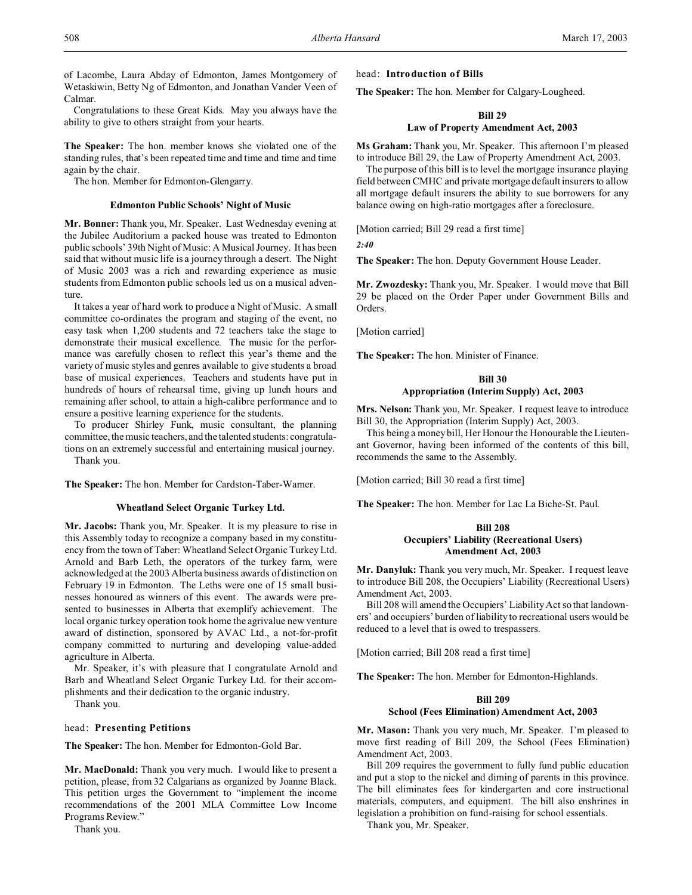of Lacombe, Laura Abday of Edmonton, James Montgomery of Wetaskiwin, Betty Ng of Edmonton, and Jonathan Vander Veen of Calmar.

Congratulations to these Great Kids. May you always have the ability to give to others straight from your hearts.

**The Speaker:** The hon. member knows she violated one of the standing rules, that's been repeated time and time and time and time again by the chair.

The hon. Member for Edmonton-Glengarry.

### Edmonton Public Schools' Night of Music

**Mr. Bonner:** Thank you, Mr. Speaker. Last Wednesday evening at the Jubilee Auditorium a packed house was treated to Edmonton public schools' 39th Night of Music: A Musical Journey. It has been said that without music life is a journey through a desert. The Night of Music 2003 was a rich and rewarding experience as music students from Edmonton public schools led us on a musical adventure.

It takes a year of hard work to produce a Night of Music. A small committee co-ordinates the program and staging of the event, no easy task when 1,200 students and 72 teachers take the stage to demonstrate their musical excellence. The music for the performance was carefully chosen to reflect this year's theme and the variety of music styles and genres available to give students a broad base of musical experiences. Teachers and students have put in hundreds of hours of rehearsal time, giving up lunch hours and remaining after school, to attain a high-calibre performance and to ensure a positive learning experience for the students.

To producer Shirley Funk, music consultant, the planning committee, the music teachers, and the talented students: congratulations on an extremely successful and entertaining musical journey.

Thank you.

**The Speaker:** The hon. Member for Cardston-Taber-Warner.

### Wheatland Select Organic Turkey Ltd.

**Mr. Jacobs:** Thank you, Mr. Speaker. It is my pleasure to rise in this Assembly today to recognize a company based in my constituency from the town of Taber: Wheatland Select Organic Turkey Ltd. Arnold and Barb Leth, the operators of the turkey farm, were acknowledged at the 2003 Alberta business awards of distinction on February 19 in Edmonton. The Leths were one of 15 small businesses honoured as winners of this event. The awards were presented to businesses in Alberta that exemplify achievement. The local organic turkey operation took home the agrivalue new venture award of distinction, sponsored by AVAC Ltd., a not-for-profit company committed to nurturing and developing value-added agriculture in Alberta.

Mr. Speaker, it's with pleasure that I congratulate Arnold and Barb and Wheatland Select Organic Turkey Ltd. for their accomplishments and their dedication to the organic industry.

Thank you.

head: **Presenting Petitions**

**The Speaker:** The hon. Member for Edmonton-Gold Bar.

**Mr. MacDonald:** Thank you very much. I would like to present a petition, please, from 32 Calgarians as organized by Joanne Black. This petition urges the Government to "implement the income recommendations of the 2001 MLA Committee Low Income Programs Review."

Thank you.

head: **Introduction of Bills**

**The Speaker:** The hon. Member for Calgary-Lougheed.

### Bill 29
### Law of Property Amendment Act, 2003

**Ms Graham:** Thank you, Mr. Speaker. This afternoon I'm pleased to introduce Bill 29, the Law of Property Amendment Act, 2003.

The purpose of this bill is to level the mortgage insurance playing field between CMHC and private mortgage default insurers to allow all mortgage default insurers the ability to sue borrowers for any balance owing on high-ratio mortgages after a foreclosure.

[Motion carried; Bill 29 read a first time]

*2:40*

**The Speaker:** The hon. Deputy Government House Leader.

**Mr. Zwozdesky:** Thank you, Mr. Speaker. I would move that Bill 29 be placed on the Order Paper under Government Bills and Orders.

[Motion carried]

**The Speaker:** The hon. Minister of Finance.

### Bill 30
### Appropriation (Interim Supply) Act, 2003

**Mrs. Nelson:** Thank you, Mr. Speaker. I request leave to introduce Bill 30, the Appropriation (Interim Supply) Act, 2003.

This being a money bill, Her Honour the Honourable the Lieutenant Governor, having been informed of the contents of this bill, recommends the same to the Assembly.

[Motion carried; Bill 30 read a first time]

**The Speaker:** The hon. Member for Lac La Biche-St. Paul.

### Bill 208
### Occupiers' Liability (Recreational Users) Amendment Act, 2003

**Mr. Danyluk:** Thank you very much, Mr. Speaker. I request leave to introduce Bill 208, the Occupiers' Liability (Recreational Users) Amendment Act, 2003.

Bill 208 will amend the Occupiers' Liability Act so that landowners' and occupiers' burden of liability to recreational users would be reduced to a level that is owed to trespassers.

[Motion carried; Bill 208 read a first time]

**The Speaker:** The hon. Member for Edmonton-Highlands.

### Bill 209
### School (Fees Elimination) Amendment Act, 2003

**Mr. Mason:** Thank you very much, Mr. Speaker. I'm pleased to move first reading of Bill 209, the School (Fees Elimination) Amendment Act, 2003.

Bill 209 requires the government to fully fund public education and put a stop to the nickel and diming of parents in this province. The bill eliminates fees for kindergarten and core instructional materials, computers, and equipment. The bill also enshrines in legislation a prohibition on fund-raising for school essentials.

Thank you, Mr. Speaker.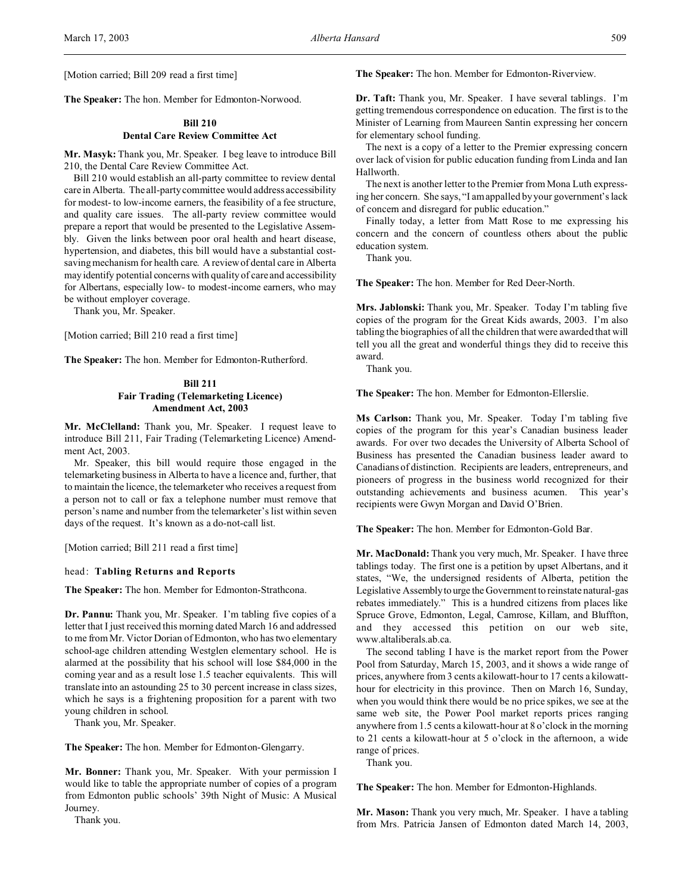[Motion carried; Bill 209 read a first time]

**The Speaker:** The hon. Member for Edmonton-Norwood.

### Bill 210
### Dental Care Review Committee Act

**Mr. Masyk:** Thank you, Mr. Speaker. I beg leave to introduce Bill 210, the Dental Care Review Committee Act.

Bill 210 would establish an all-party committee to review dental care in Alberta. The all-party committee would address accessibility for modest- to low-income earners, the feasibility of a fee structure, and quality care issues. The all-party review committee would prepare a report that would be presented to the Legislative Assembly. Given the links between poor oral health and heart disease, hypertension, and diabetes, this bill would have a substantial cost-saving mechanism for health care. A review of dental care in Alberta may identify potential concerns with quality of care and accessibility for Albertans, especially low- to modest-income earners, who may be without employer coverage.

Thank you, Mr. Speaker.

[Motion carried; Bill 210 read a first time]

**The Speaker:** The hon. Member for Edmonton-Rutherford.

### Bill 211
### Fair Trading (Telemarketing Licence) Amendment Act, 2003

**Mr. McClelland:** Thank you, Mr. Speaker. I request leave to introduce Bill 211, Fair Trading (Telemarketing Licence) Amendment Act, 2003.

Mr. Speaker, this bill would require those engaged in the telemarketing business in Alberta to have a licence and, further, that to maintain the licence, the telemarketer who receives a request from a person not to call or fax a telephone number must remove that person's name and number from the telemarketer's list within seven days of the request. It's known as a do-not-call list.

[Motion carried; Bill 211 read a first time]

head: **Tabling Returns and Reports**

**The Speaker:** The hon. Member for Edmonton-Strathcona.

**Dr. Pannu:** Thank you, Mr. Speaker. I'm tabling five copies of a letter that I just received this morning dated March 16 and addressed to me from Mr. Victor Dorian of Edmonton, who has two elementary school-age children attending Westglen elementary school. He is alarmed at the possibility that his school will lose $84,000 in the coming year and as a result lose 1.5 teacher equivalents. This will translate into an astounding 25 to 30 percent increase in class sizes, which he says is a frightening proposition for a parent with two young children in school.

Thank you, Mr. Speaker.

**The Speaker:** The hon. Member for Edmonton-Glengarry.

**Mr. Bonner:** Thank you, Mr. Speaker. With your permission I would like to table the appropriate number of copies of a program from Edmonton public schools' 39th Night of Music: A Musical Journey.

Thank you.

**The Speaker:** The hon. Member for Edmonton-Riverview.

**Dr. Taft:** Thank you, Mr. Speaker. I have several tablings. I'm getting tremendous correspondence on education. The first is to the Minister of Learning from Maureen Santin expressing her concern for elementary school funding.

The next is a copy of a letter to the Premier expressing concern over lack of vision for public education funding from Linda and Ian Hallworth.

The next is another letter to the Premier from Mona Luth expressing her concern. She says, "I am appalled by your government's lack of concern and disregard for public education."

Finally today, a letter from Matt Rose to me expressing his concern and the concern of countless others about the public education system.

Thank you.

**The Speaker:** The hon. Member for Red Deer-North.

**Mrs. Jablonski:** Thank you, Mr. Speaker. Today I'm tabling five copies of the program for the Great Kids awards, 2003. I'm also tabling the biographies of all the children that were awarded that will tell you all the great and wonderful things they did to receive this award.

Thank you.

**The Speaker:** The hon. Member for Edmonton-Ellerslie.

**Ms Carlson:** Thank you, Mr. Speaker. Today I'm tabling five copies of the program for this year's Canadian business leader awards. For over two decades the University of Alberta School of Business has presented the Canadian business leader award to Canadians of distinction. Recipients are leaders, entrepreneurs, and pioneers of progress in the business world recognized for their outstanding achievements and business acumen. This year's recipients were Gwyn Morgan and David O'Brien.

**The Speaker:** The hon. Member for Edmonton-Gold Bar.

**Mr. MacDonald:** Thank you very much, Mr. Speaker. I have three tablings today. The first one is a petition by upset Albertans, and it states, "We, the undersigned residents of Alberta, petition the Legislative Assembly to urge the Government to reinstate natural-gas rebates immediately." This is a hundred citizens from places like Spruce Grove, Edmonton, Legal, Camrose, Killam, and Bluffton, and they accessed this petition on our web site, www.altaliberals.ab.ca.

The second tabling I have is the market report from the Power Pool from Saturday, March 15, 2003, and it shows a wide range of prices, anywhere from 3 cents a kilowatt-hour to 17 cents a kilowatt-hour for electricity in this province. Then on March 16, Sunday, when you would think there would be no price spikes, we see at the same web site, the Power Pool market reports prices ranging anywhere from 1.5 cents a kilowatt-hour at 8 o'clock in the morning to 21 cents a kilowatt-hour at 5 o'clock in the afternoon, a wide range of prices.

Thank you.

**The Speaker:** The hon. Member for Edmonton-Highlands.

**Mr. Mason:** Thank you very much, Mr. Speaker. I have a tabling from Mrs. Patricia Jansen of Edmonton dated March 14, 2003,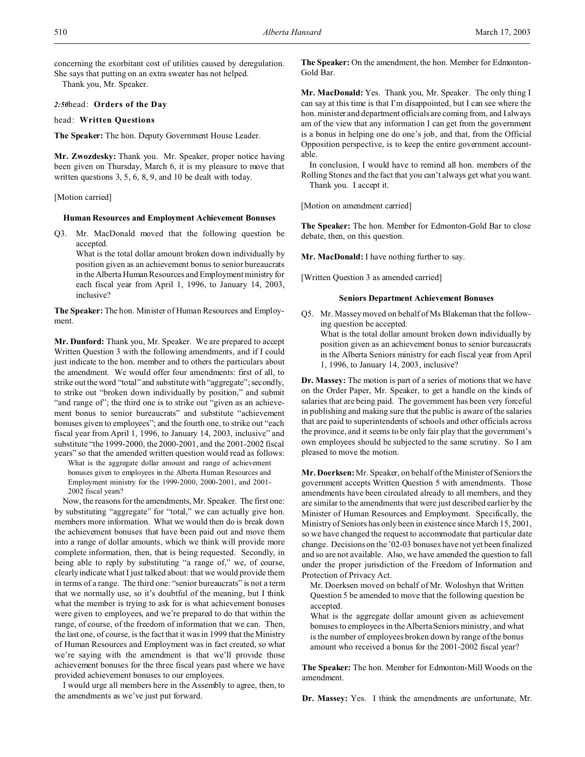concerning the exorbitant cost of utilities caused by deregulation. She says that putting on an extra sweater has not helped.

Thank you, Mr. Speaker.

*2:50*head: **Orders of the Day**

head: **Written Questions**

**The Speaker:** The hon. Deputy Government House Leader.

**Mr. Zwozdesky:** Thank you. Mr. Speaker, proper notice having been given on Thursday, March 6, it is my pleasure to move that written questions 3, 5, 6, 8, 9, and 10 be dealt with today.

[Motion carried]

### Human Resources and Employment Achievement Bonuses

Q3. Mr. MacDonald moved that the following question be accepted.

What is the total dollar amount broken down individually by position given as an achievement bonus to senior bureaucrats in the Alberta Human Resources and Employment ministry for each fiscal year from April 1, 1996, to January 14, 2003, inclusive?

**The Speaker:** The hon. Minister of Human Resources and Employment.

**Mr. Dunford:** Thank you, Mr. Speaker. We are prepared to accept Written Question 3 with the following amendments, and if I could just indicate to the hon. member and to others the particulars about the amendment. We would offer four amendments: first of all, to strike out the word "total" and substitute with "aggregate"; secondly, to strike out "broken down individually by position," and submit "and range of"; the third one is to strike out "given as an achievement bonus to senior bureaucrats" and substitute "achievement bonuses given to employees"; and the fourth one, to strike out "each fiscal year from April 1, 1996, to January 14, 2003, inclusive" and substitute "the 1999-2000, the 2000-2001, and the 2001-2002 fiscal years" so that the amended written question would read as follows:

> What is the aggregate dollar amount and range of achievement bonuses given to employees in the Alberta Human Resources and Employment ministry for the 1999-2000, 2000-2001, and 2001-2002 fiscal years?

Now, the reasons for the amendments, Mr. Speaker. The first one: by substituting "aggregate" for "total," we can actually give hon. members more information. What we would then do is break down the achievement bonuses that have been paid out and move them into a range of dollar amounts, which we think will provide more complete information, then, that is being requested. Secondly, in being able to reply by substituting "a range of," we, of course, clearly indicate what I just talked about: that we would provide them in terms of a range. The third one: "senior bureaucrats" is not a term that we normally use, so it's doubtful of the meaning, but I think what the member is trying to ask for is what achievement bonuses were given to employees, and we're prepared to do that within the range, of course, of the freedom of information that we can. Then, the last one, of course, is the fact that it was in 1999 that the Ministry of Human Resources and Employment was in fact created, so what we're saying with the amendment is that we'll provide those achievement bonuses for the three fiscal years past where we have provided achievement bonuses to our employees.

I would urge all members here in the Assembly to agree, then, to the amendments as we've just put forward.

**The Speaker:** On the amendment, the hon. Member for Edmonton-Gold Bar.

**Mr. MacDonald:** Yes. Thank you, Mr. Speaker. The only thing I can say at this time is that I'm disappointed, but I can see where the hon. minister and department officials are coming from, and I always am of the view that any information I can get from the government is a bonus in helping one do one's job, and that, from the Official Opposition perspective, is to keep the entire government accountable.

In conclusion, I would have to remind all hon. members of the Rolling Stones and the fact that you can't always get what you want.

Thank you. I accept it.

[Motion on amendment carried]

**The Speaker:** The hon. Member for Edmonton-Gold Bar to close debate, then, on this question.

**Mr. MacDonald:** I have nothing further to say.

[Written Question 3 as amended carried]

### Seniors Department Achievement Bonuses

Q5. Mr. Massey moved on behalf of Ms Blakeman that the following question be accepted.

What is the total dollar amount broken down individually by position given as an achievement bonus to senior bureaucrats in the Alberta Seniors ministry for each fiscal year from April 1, 1996, to January 14, 2003, inclusive?

**Dr. Massey:** The motion is part of a series of motions that we have on the Order Paper, Mr. Speaker, to get a handle on the kinds of salaries that are being paid. The government has been very forceful in publishing and making sure that the public is aware of the salaries that are paid to superintendents of schools and other officials across the province, and it seems to be only fair play that the government's own employees should be subjected to the same scrutiny. So I am pleased to move the motion.

**Mr. Doerksen:** Mr. Speaker, on behalf of the Minister of Seniors the government accepts Written Question 5 with amendments. Those amendments have been circulated already to all members, and they are similar to the amendments that were just described earlier by the Minister of Human Resources and Employment. Specifically, the Ministry of Seniors has only been in existence since March 15, 2001, so we have changed the request to accommodate that particular date change. Decisions on the '02-03 bonuses have not yet been finalized and so are not available. Also, we have amended the question to fall under the proper jurisdiction of the Freedom of Information and Protection of Privacy Act.

Mr. Doerksen moved on behalf of Mr. Woloshyn that Written Question 5 be amended to move that the following question be accepted.

What is the aggregate dollar amount given as achievement bonuses to employees in the Alberta Seniors ministry, and what is the number of employees broken down by range of the bonus amount who received a bonus for the 2001-2002 fiscal year?

**The Speaker:** The hon. Member for Edmonton-Mill Woods on the amendment.

**Dr. Massey:** Yes. I think the amendments are unfortunate, Mr.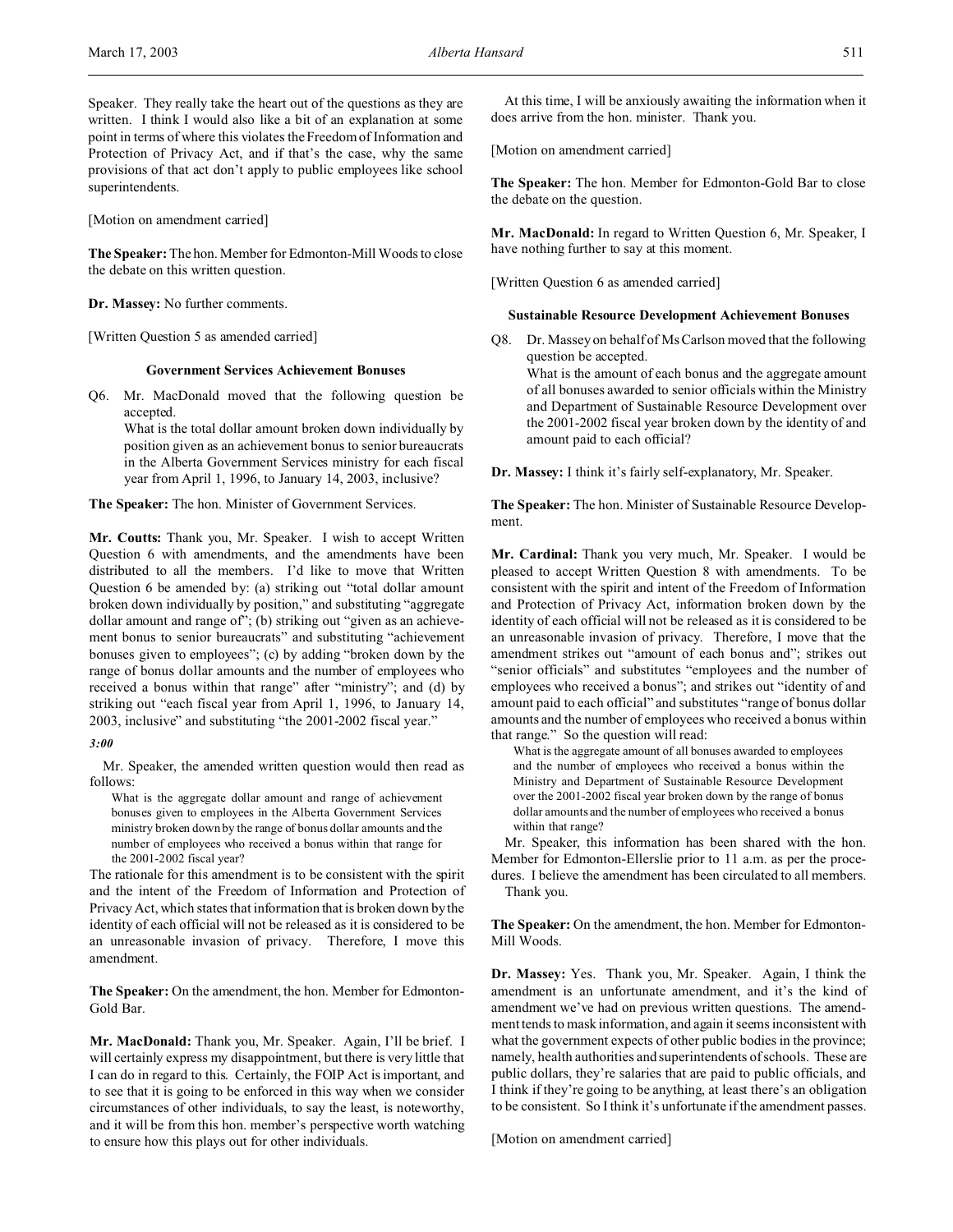Speaker. They really take the heart out of the questions as they are written. I think I would also like a bit of an explanation at some point in terms of where this violates the Freedom of Information and Protection of Privacy Act, and if that's the case, why the same provisions of that act don't apply to public employees like school superintendents.

[Motion on amendment carried]

**The Speaker:** The hon. Member for Edmonton-Mill Woods to close the debate on this written question.

**Dr. Massey:** No further comments.

[Written Question 5 as amended carried]

### Government Services Achievement Bonuses

Q6. Mr. MacDonald moved that the following question be accepted.

What is the total dollar amount broken down individually by position given as an achievement bonus to senior bureaucrats in the Alberta Government Services ministry for each fiscal year from April 1, 1996, to January 14, 2003, inclusive?

**The Speaker:** The hon. Minister of Government Services.

**Mr. Coutts:** Thank you, Mr. Speaker. I wish to accept Written Question 6 with amendments, and the amendments have been distributed to all the members. I'd like to move that Written Question 6 be amended by: (a) striking out "total dollar amount broken down individually by position," and substituting "aggregate dollar amount and range of"; (b) striking out "given as an achievement bonus to senior bureaucrats" and substituting "achievement bonuses given to employees"; (c) by adding "broken down by the range of bonus dollar amounts and the number of employees who received a bonus within that range" after "ministry"; and (d) by striking out "each fiscal year from April 1, 1996, to January 14, 2003, inclusive" and substituting "the 2001-2002 fiscal year."

*3:00*

Mr. Speaker, the amended written question would then read as follows:

> What is the aggregate dollar amount and range of achievement bonuses given to employees in the Alberta Government Services ministry broken down by the range of bonus dollar amounts and the number of employees who received a bonus within that range for the 2001-2002 fiscal year?

The rationale for this amendment is to be consistent with the spirit and the intent of the Freedom of Information and Protection of Privacy Act, which states that information that is broken down by the identity of each official will not be released as it is considered to be an unreasonable invasion of privacy. Therefore, I move this amendment.

**The Speaker:** On the amendment, the hon. Member for Edmonton-Gold Bar.

**Mr. MacDonald:** Thank you, Mr. Speaker. Again, I'll be brief. I will certainly express my disappointment, but there is very little that I can do in regard to this. Certainly, the FOIP Act is important, and to see that it is going to be enforced in this way when we consider circumstances of other individuals, to say the least, is noteworthy, and it will be from this hon. member's perspective worth watching to ensure how this plays out for other individuals.

At this time, I will be anxiously awaiting the information when it does arrive from the hon. minister. Thank you.

[Motion on amendment carried]

**The Speaker:** The hon. Member for Edmonton-Gold Bar to close the debate on the question.

**Mr. MacDonald:** In regard to Written Question 6, Mr. Speaker, I have nothing further to say at this moment.

[Written Question 6 as amended carried]

### Sustainable Resource Development Achievement Bonuses

Q8. Dr. Massey on behalf of Ms Carlson moved that the following question be accepted.

What is the amount of each bonus and the aggregate amount of all bonuses awarded to senior officials within the Ministry and Department of Sustainable Resource Development over the 2001-2002 fiscal year broken down by the identity of and amount paid to each official?

**Dr. Massey:** I think it's fairly self-explanatory, Mr. Speaker.

**The Speaker:** The hon. Minister of Sustainable Resource Development.

**Mr. Cardinal:** Thank you very much, Mr. Speaker. I would be pleased to accept Written Question 8 with amendments. To be consistent with the spirit and intent of the Freedom of Information and Protection of Privacy Act, information broken down by the identity of each official will not be released as it is considered to be an unreasonable invasion of privacy. Therefore, I move that the amendment strikes out "amount of each bonus and"; strikes out "senior officials" and substitutes "employees and the number of employees who received a bonus"; and strikes out "identity of and amount paid to each official" and substitutes "range of bonus dollar amounts and the number of employees who received a bonus within that range." So the question will read:

> What is the aggregate amount of all bonuses awarded to employees and the number of employees who received a bonus within the Ministry and Department of Sustainable Resource Development over the 2001-2002 fiscal year broken down by the range of bonus dollar amounts and the number of employees who received a bonus within that range?

Mr. Speaker, this information has been shared with the hon. Member for Edmonton-Ellerslie prior to 11 a.m. as per the procedures. I believe the amendment has been circulated to all members.

Thank you.

**The Speaker:** On the amendment, the hon. Member for Edmonton-Mill Woods.

**Dr. Massey:** Yes. Thank you, Mr. Speaker. Again, I think the amendment is an unfortunate amendment, and it's the kind of amendment we've had on previous written questions. The amendment tends to mask information, and again it seems inconsistent with what the government expects of other public bodies in the province; namely, health authorities and superintendents of schools. These are public dollars, they're salaries that are paid to public officials, and I think if they're going to be anything, at least there's an obligation to be consistent. So I think it's unfortunate if the amendment passes.

[Motion on amendment carried]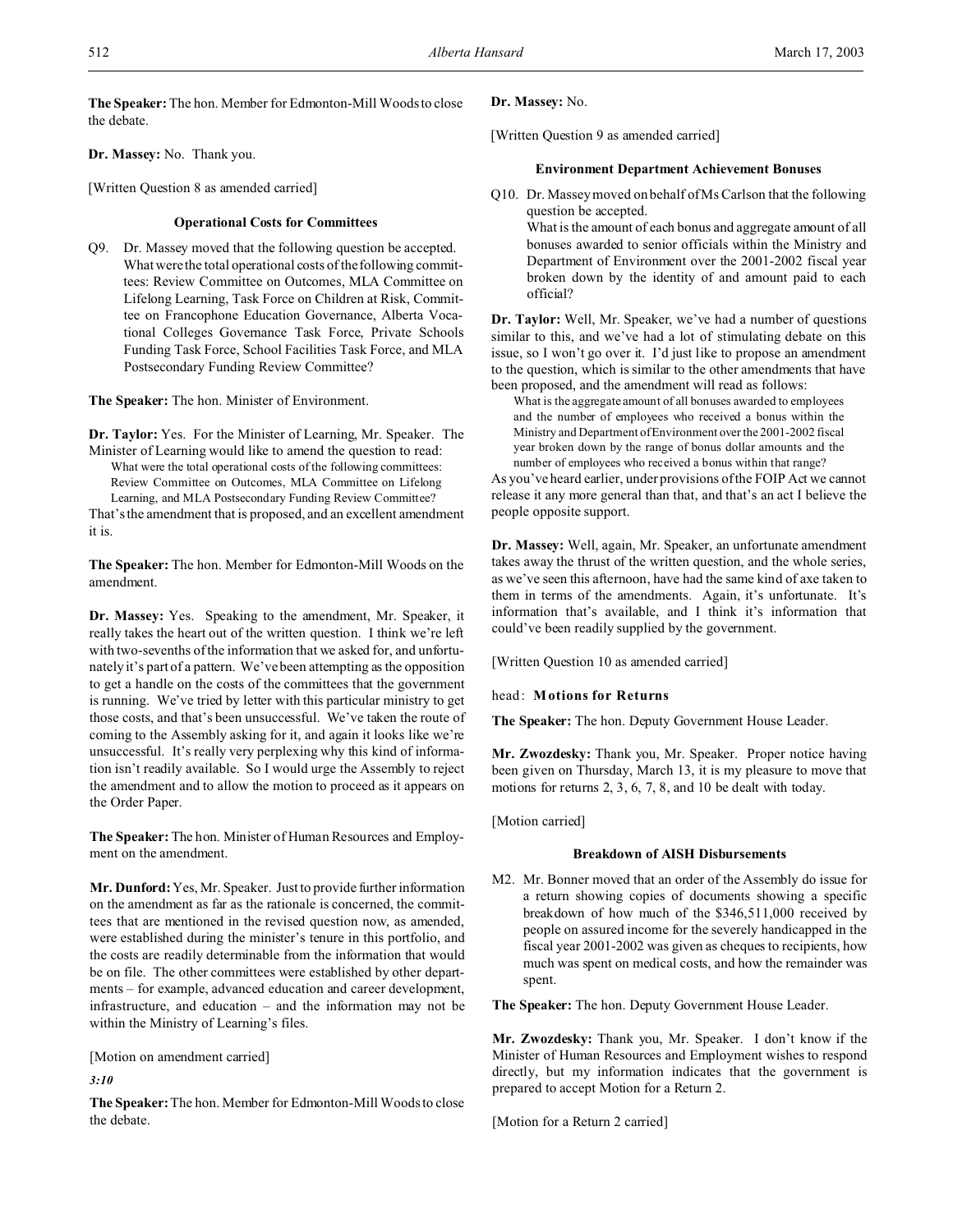**The Speaker:** The hon. Member for Edmonton-Mill Woods to close the debate.

**Dr. Massey:** No. Thank you.

[Written Question 8 as amended carried]

### Operational Costs for Committees

Q9. Dr. Massey moved that the following question be accepted.
What were the total operational costs of the following committees: Review Committee on Outcomes, MLA Committee on Lifelong Learning, Task Force on Children at Risk, Committee on Francophone Education Governance, Alberta Vocational Colleges Governance Task Force, Private Schools Funding Task Force, School Facilities Task Force, and MLA Postsecondary Funding Review Committee?

**The Speaker:** The hon. Minister of Environment.

**Dr. Taylor:** Yes. For the Minister of Learning, Mr. Speaker. The Minister of Learning would like to amend the question to read:

> What were the total operational costs of the following committees: Review Committee on Outcomes, MLA Committee on Lifelong Learning, and MLA Postsecondary Funding Review Committee?

That's the amendment that is proposed, and an excellent amendment it is.

**The Speaker:** The hon. Member for Edmonton-Mill Woods on the amendment.

**Dr. Massey:** Yes. Speaking to the amendment, Mr. Speaker, it really takes the heart out of the written question. I think we're left with two-sevenths of the information that we asked for, and unfortunately it's part of a pattern. We've been attempting as the opposition to get a handle on the costs of the committees that the government is running. We've tried by letter with this particular ministry to get those costs, and that's been unsuccessful. We've taken the route of coming to the Assembly asking for it, and again it looks like we're unsuccessful. It's really very perplexing why this kind of information isn't readily available. So I would urge the Assembly to reject the amendment and to allow the motion to proceed as it appears on the Order Paper.

**The Speaker:** The hon. Minister of Human Resources and Employment on the amendment.

**Mr. Dunford:** Yes, Mr. Speaker. Just to provide further information on the amendment as far as the rationale is concerned, the committees that are mentioned in the revised question now, as amended, were established during the minister's tenure in this portfolio, and the costs are readily determinable from the information that would be on file. The other committees were established by other departments – for example, advanced education and career development, infrastructure, and education – and the information may not be within the Ministry of Learning's files.

[Motion on amendment carried]

*3:10*

**The Speaker:** The hon. Member for Edmonton-Mill Woods to close the debate.

**Dr. Massey:** No.

[Written Question 9 as amended carried]

### Environment Department Achievement Bonuses

Q10. Dr. Massey moved on behalf of Ms Carlson that the following question be accepted.
What is the amount of each bonus and aggregate amount of all bonuses awarded to senior officials within the Ministry and Department of Environment over the 2001-2002 fiscal year broken down by the identity of and amount paid to each official?

**Dr. Taylor:** Well, Mr. Speaker, we've had a number of questions similar to this, and we've had a lot of stimulating debate on this issue, so I won't go over it. I'd just like to propose an amendment to the question, which is similar to the other amendments that have been proposed, and the amendment will read as follows:

> What is the aggregate amount of all bonuses awarded to employees and the number of employees who received a bonus within the Ministry and Department of Environment over the 2001-2002 fiscal year broken down by the range of bonus dollar amounts and the number of employees who received a bonus within that range?

As you've heard earlier, under provisions of the FOIP Act we cannot release it any more general than that, and that's an act I believe the people opposite support.

**Dr. Massey:** Well, again, Mr. Speaker, an unfortunate amendment takes away the thrust of the written question, and the whole series, as we've seen this afternoon, have had the same kind of axe taken to them in terms of the amendments. Again, it's unfortunate. It's information that's available, and I think it's information that could've been readily supplied by the government.

[Written Question 10 as amended carried]

head: **Motions for Returns**

**The Speaker:** The hon. Deputy Government House Leader.

**Mr. Zwozdesky:** Thank you, Mr. Speaker. Proper notice having been given on Thursday, March 13, it is my pleasure to move that motions for returns 2, 3, 6, 7, 8, and 10 be dealt with today.

[Motion carried]

### Breakdown of AISH Disbursements

M2. Mr. Bonner moved that an order of the Assembly do issue for a return showing copies of documents showing a specific breakdown of how much of the $346,511,000 received by people on assured income for the severely handicapped in the fiscal year 2001-2002 was given as cheques to recipients, how much was spent on medical costs, and how the remainder was spent.

**The Speaker:** The hon. Deputy Government House Leader.

**Mr. Zwozdesky:** Thank you, Mr. Speaker. I don't know if the Minister of Human Resources and Employment wishes to respond directly, but my information indicates that the government is prepared to accept Motion for a Return 2.

[Motion for a Return 2 carried]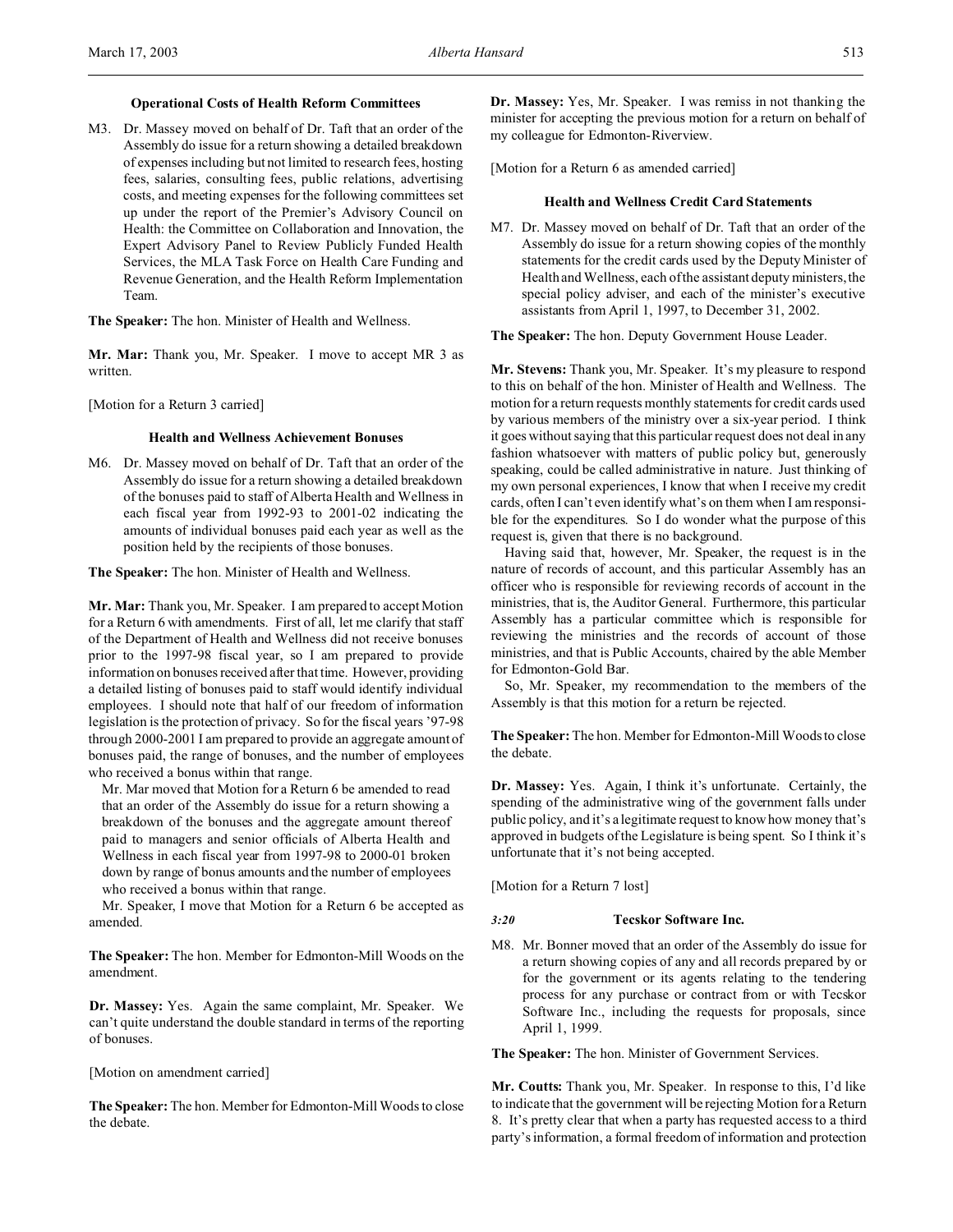### Operational Costs of Health Reform Committees

M3. Dr. Massey moved on behalf of Dr. Taft that an order of the Assembly do issue for a return showing a detailed breakdown of expenses including but not limited to research fees, hosting fees, salaries, consulting fees, public relations, advertising costs, and meeting expenses for the following committees set up under the report of the Premier's Advisory Council on Health: the Committee on Collaboration and Innovation, the Expert Advisory Panel to Review Publicly Funded Health Services, the MLA Task Force on Health Care Funding and Revenue Generation, and the Health Reform Implementation Team.

**The Speaker:** The hon. Minister of Health and Wellness.

**Mr. Mar:** Thank you, Mr. Speaker. I move to accept MR 3 as written.

[Motion for a Return 3 carried]

### Health and Wellness Achievement Bonuses

M6. Dr. Massey moved on behalf of Dr. Taft that an order of the Assembly do issue for a return showing a detailed breakdown of the bonuses paid to staff of Alberta Health and Wellness in each fiscal year from 1992-93 to 2001-02 indicating the amounts of individual bonuses paid each year as well as the position held by the recipients of those bonuses.

**The Speaker:** The hon. Minister of Health and Wellness.

**Mr. Mar:** Thank you, Mr. Speaker. I am prepared to accept Motion for a Return 6 with amendments. First of all, let me clarify that staff of the Department of Health and Wellness did not receive bonuses prior to the 1997-98 fiscal year, so I am prepared to provide information on bonuses received after that time. However, providing a detailed listing of bonuses paid to staff would identify individual employees. I should note that half of our freedom of information legislation is the protection of privacy. So for the fiscal years '97-98 through 2000-2001 I am prepared to provide an aggregate amount of bonuses paid, the range of bonuses, and the number of employees who received a bonus within that range.

Mr. Mar moved that Motion for a Return 6 be amended to read that an order of the Assembly do issue for a return showing a breakdown of the bonuses and the aggregate amount thereof paid to managers and senior officials of Alberta Health and Wellness in each fiscal year from 1997-98 to 2000-01 broken down by range of bonus amounts and the number of employees who received a bonus within that range.

Mr. Speaker, I move that Motion for a Return 6 be accepted as amended.

**The Speaker:** The hon. Member for Edmonton-Mill Woods on the amendment.

**Dr. Massey:** Yes. Again the same complaint, Mr. Speaker. We can't quite understand the double standard in terms of the reporting of bonuses.

[Motion on amendment carried]

**The Speaker:** The hon. Member for Edmonton-Mill Woods to close the debate.

**Dr. Massey:** Yes, Mr. Speaker. I was remiss in not thanking the minister for accepting the previous motion for a return on behalf of my colleague for Edmonton-Riverview.

[Motion for a Return 6 as amended carried]

### Health and Wellness Credit Card Statements

M7. Dr. Massey moved on behalf of Dr. Taft that an order of the Assembly do issue for a return showing copies of the monthly statements for the credit cards used by the Deputy Minister of Health and Wellness, each of the assistant deputy ministers, the special policy adviser, and each of the minister's executive assistants from April 1, 1997, to December 31, 2002.

**The Speaker:** The hon. Deputy Government House Leader.

**Mr. Stevens:** Thank you, Mr. Speaker. It's my pleasure to respond to this on behalf of the hon. Minister of Health and Wellness. The motion for a return requests monthly statements for credit cards used by various members of the ministry over a six-year period. I think it goes without saying that this particular request does not deal in any fashion whatsoever with matters of public policy but, generously speaking, could be called administrative in nature. Just thinking of my own personal experiences, I know that when I receive my credit cards, often I can't even identify what's on them when I am responsible for the expenditures. So I do wonder what the purpose of this request is, given that there is no background.

Having said that, however, Mr. Speaker, the request is in the nature of records of account, and this particular Assembly has an officer who is responsible for reviewing records of account in the ministries, that is, the Auditor General. Furthermore, this particular Assembly has a particular committee which is responsible for reviewing the ministries and the records of account of those ministries, and that is Public Accounts, chaired by the able Member for Edmonton-Gold Bar.

So, Mr. Speaker, my recommendation to the members of the Assembly is that this motion for a return be rejected.

**The Speaker:** The hon. Member for Edmonton-Mill Woods to close the debate.

**Dr. Massey:** Yes. Again, I think it's unfortunate. Certainly, the spending of the administrative wing of the government falls under public policy, and it's a legitimate request to know how money that's approved in budgets of the Legislature is being spent. So I think it's unfortunate that it's not being accepted.

[Motion for a Return 7 lost]

### *3:20* Tecskor Software Inc.

M8. Mr. Bonner moved that an order of the Assembly do issue for a return showing copies of any and all records prepared by or for the government or its agents relating to the tendering process for any purchase or contract from or with Tecskor Software Inc., including the requests for proposals, since April 1, 1999.

**The Speaker:** The hon. Minister of Government Services.

**Mr. Coutts:** Thank you, Mr. Speaker. In response to this, I'd like to indicate that the government will be rejecting Motion for a Return 8. It's pretty clear that when a party has requested access to a third party's information, a formal freedom of information and protection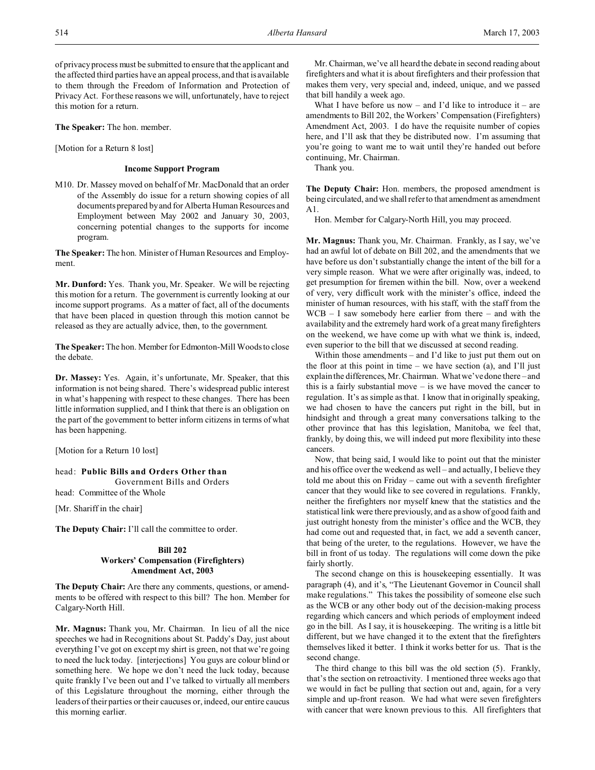of privacy process must be submitted to ensure that the applicant and the affected third parties have an appeal process, and that is available to them through the Freedom of Information and Protection of Privacy Act. For these reasons we will, unfortunately, have to reject this motion for a return.

**The Speaker:** The hon. member.

[Motion for a Return 8 lost]

### Income Support Program

M10. Dr. Massey moved on behalf of Mr. MacDonald that an order of the Assembly do issue for a return showing copies of all documents prepared by and for Alberta Human Resources and Employment between May 2002 and January 30, 2003, concerning potential changes to the supports for income program.

**The Speaker:** The hon. Minister of Human Resources and Employment.

**Mr. Dunford:** Yes. Thank you, Mr. Speaker. We will be rejecting this motion for a return. The government is currently looking at our income support programs. As a matter of fact, all of the documents that have been placed in question through this motion cannot be released as they are actually advice, then, to the government.

**The Speaker:** The hon. Member for Edmonton-Mill Woods to close the debate.

**Dr. Massey:** Yes. Again, it's unfortunate, Mr. Speaker, that this information is not being shared. There's widespread public interest in what's happening with respect to these changes. There has been little information supplied, and I think that there is an obligation on the part of the government to better inform citizens in terms of what has been happening.

[Motion for a Return 10 lost]

head: **Public Bills and Orders Other than** Government Bills and Orders

head: Committee of the Whole

[Mr. Shariff in the chair]

**The Deputy Chair:** I'll call the committee to order.

### Bill 202
### Workers' Compensation (Firefighters) Amendment Act, 2003

**The Deputy Chair:** Are there any comments, questions, or amendments to be offered with respect to this bill? The hon. Member for Calgary-North Hill.

**Mr. Magnus:** Thank you, Mr. Chairman. In lieu of all the nice speeches we had in Recognitions about St. Paddy's Day, just about everything I've got on except my shirt is green, not that we're going to need the luck today. [interjections] You guys are colour blind or something here. We hope we don't need the luck today, because quite frankly I've been out and I've talked to virtually all members of this Legislature throughout the morning, either through the leaders of their parties or their caucuses or, indeed, our entire caucus this morning earlier.

Mr. Chairman, we've all heard the debate in second reading about firefighters and what it is about firefighters and their profession that makes them very, very special and, indeed, unique, and we passed that bill handily a week ago.

What I have before us now – and I'd like to introduce it – are amendments to Bill 202, the Workers' Compensation (Firefighters) Amendment Act, 2003. I do have the requisite number of copies here, and I'll ask that they be distributed now. I'm assuming that you're going to want me to wait until they're handed out before continuing, Mr. Chairman.

Thank you.

**The Deputy Chair:** Hon. members, the proposed amendment is being circulated, and we shall refer to that amendment as amendment A1.

Hon. Member for Calgary-North Hill, you may proceed.

**Mr. Magnus:** Thank you, Mr. Chairman. Frankly, as I say, we've had an awful lot of debate on Bill 202, and the amendments that we have before us don't substantially change the intent of the bill for a very simple reason. What we were after originally was, indeed, to get presumption for firemen within the bill. Now, over a weekend of very, very difficult work with the minister's office, indeed the minister of human resources, with his staff, with the staff from the WCB – I saw somebody here earlier from there – and with the availability and the extremely hard work of a great many firefighters on the weekend, we have come up with what we think is, indeed, even superior to the bill that we discussed at second reading.

Within those amendments – and I'd like to just put them out on the floor at this point in time – we have section (a), and I'll just explain the differences, Mr. Chairman. What we've done there – and this is a fairly substantial move – is we have moved the cancer to regulation. It's as simple as that. I know that in originally speaking, we had chosen to have the cancers put right in the bill, but in hindsight and through a great many conversations talking to the other province that has this legislation, Manitoba, we feel that, frankly, by doing this, we will indeed put more flexibility into these cancers.

Now, that being said, I would like to point out that the minister and his office over the weekend as well – and actually, I believe they told me about this on Friday – came out with a seventh firefighter cancer that they would like to see covered in regulations. Frankly, neither the firefighters nor myself knew that the statistics and the statistical link were there previously, and as a show of good faith and just outright honesty from the minister's office and the WCB, they had come out and requested that, in fact, we add a seventh cancer, that being of the ureter, to the regulations. However, we have the bill in front of us today. The regulations will come down the pike fairly shortly.

The second change on this is housekeeping essentially. It was paragraph (4), and it's, "The Lieutenant Governor in Council shall make regulations." This takes the possibility of someone else such as the WCB or any other body out of the decision-making process regarding which cancers and which periods of employment indeed go in the bill. As I say, it is housekeeping. The writing is a little bit different, but we have changed it to the extent that the firefighters themselves liked it better. I think it works better for us. That is the second change.

The third change to this bill was the old section (5). Frankly, that's the section on retroactivity. I mentioned three weeks ago that we would in fact be pulling that section out and, again, for a very simple and up-front reason. We had what were seven firefighters with cancer that were known previous to this. All firefighters that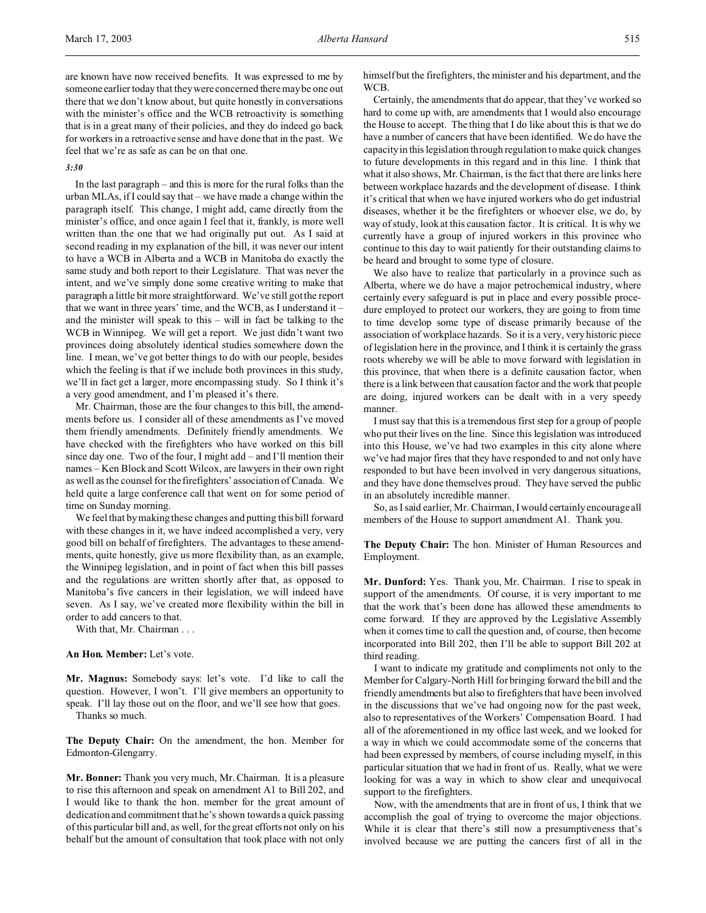are known have now received benefits. It was expressed to me by someone earlier today that they were concerned there may be one out there that we don't know about, but quite honestly in conversations with the minister's office and the WCB retroactivity is something that is in a great many of their policies, and they do indeed go back for workers in a retroactive sense and have done that in the past. We feel that we're as safe as can be on that one.

*3:30*

In the last paragraph – and this is more for the rural folks than the urban MLAs, if I could say that – we have made a change within the paragraph itself. This change, I might add, came directly from the minister's office, and once again I feel that it, frankly, is more well written than the one that we had originally put out. As I said at second reading in my explanation of the bill, it was never our intent to have a WCB in Alberta and a WCB in Manitoba do exactly the same study and both report to their Legislature. That was never the intent, and we've simply done some creative writing to make that paragraph a little bit more straightforward. We've still got the report that we want in three years' time, and the WCB, as I understand it – and the minister will speak to this – will in fact be talking to the WCB in Winnipeg. We will get a report. We just didn't want two provinces doing absolutely identical studies somewhere down the line. I mean, we've got better things to do with our people, besides which the feeling is that if we include both provinces in this study, we'll in fact get a larger, more encompassing study. So I think it's a very good amendment, and I'm pleased it's there.

Mr. Chairman, those are the four changes to this bill, the amendments before us. I consider all of these amendments as I've moved them friendly amendments. Definitely friendly amendments. We have checked with the firefighters who have worked on this bill since day one. Two of the four, I might add – and I'll mention their names – Ken Block and Scott Wilcox, are lawyers in their own right as well as the counsel for the firefighters' association of Canada. We held quite a large conference call that went on for some period of time on Sunday morning.

We feel that by making these changes and putting this bill forward with these changes in it, we have indeed accomplished a very, very good bill on behalf of firefighters. The advantages to these amendments, quite honestly, give us more flexibility than, as an example, the Winnipeg legislation, and in point of fact when this bill passes and the regulations are written shortly after that, as opposed to Manitoba's five cancers in their legislation, we will indeed have seven. As I say, we've created more flexibility within the bill in order to add cancers to that.

With that, Mr. Chairman . . .

**An Hon. Member:** Let's vote.

**Mr. Magnus:** Somebody says: let's vote. I'd like to call the question. However, I won't. I'll give members an opportunity to speak. I'll lay those out on the floor, and we'll see how that goes.

Thanks so much.

**The Deputy Chair:** On the amendment, the hon. Member for Edmonton-Glengarry.

**Mr. Bonner:** Thank you very much, Mr. Chairman. It is a pleasure to rise this afternoon and speak on amendment A1 to Bill 202, and I would like to thank the hon. member for the great amount of dedication and commitment that he's shown towards a quick passing of this particular bill and, as well, for the great efforts not only on his behalf but the amount of consultation that took place with not only himself but the firefighters, the minister and his department, and the WCB.

Certainly, the amendments that do appear, that they've worked so hard to come up with, are amendments that I would also encourage the House to accept. The thing that I do like about this is that we do have a number of cancers that have been identified. We do have the capacity in this legislation through regulation to make quick changes to future developments in this regard and in this line. I think that what it also shows, Mr. Chairman, is the fact that there are links here between workplace hazards and the development of disease. I think it's critical that when we have injured workers who do get industrial diseases, whether it be the firefighters or whoever else, we do, by way of study, look at this causation factor. It is critical. It is why we currently have a group of injured workers in this province who continue to this day to wait patiently for their outstanding claims to be heard and brought to some type of closure.

We also have to realize that particularly in a province such as Alberta, where we do have a major petrochemical industry, where certainly every safeguard is put in place and every possible procedure employed to protect our workers, they are going to from time to time develop some type of disease primarily because of the association of workplace hazards. So it is a very, very historic piece of legislation here in the province, and I think it is certainly the grass roots whereby we will be able to move forward with legislation in this province, that when there is a definite causation factor, when there is a link between that causation factor and the work that people are doing, injured workers can be dealt with in a very speedy manner.

I must say that this is a tremendous first step for a group of people who put their lives on the line. Since this legislation was introduced into this House, we've had two examples in this city alone where we've had major fires that they have responded to and not only have responded to but have been involved in very dangerous situations, and they have done themselves proud. They have served the public in an absolutely incredible manner.

So, as I said earlier, Mr. Chairman, I would certainly encourage all members of the House to support amendment A1. Thank you.

**The Deputy Chair:** The hon. Minister of Human Resources and Employment.

**Mr. Dunford:** Yes. Thank you, Mr. Chairman. I rise to speak in support of the amendments. Of course, it is very important to me that the work that's been done has allowed these amendments to come forward. If they are approved by the Legislative Assembly when it comes time to call the question and, of course, then become incorporated into Bill 202, then I'll be able to support Bill 202 at third reading.

I want to indicate my gratitude and compliments not only to the Member for Calgary-North Hill for bringing forward the bill and the friendly amendments but also to firefighters that have been involved in the discussions that we've had ongoing now for the past week, also to representatives of the Workers' Compensation Board. I had all of the aforementioned in my office last week, and we looked for a way in which we could accommodate some of the concerns that had been expressed by members, of course including myself, in this particular situation that we had in front of us. Really, what we were looking for was a way in which to show clear and unequivocal support to the firefighters.

Now, with the amendments that are in front of us, I think that we accomplish the goal of trying to overcome the major objections. While it is clear that there's still now a presumptiveness that's involved because we are putting the cancers first of all in the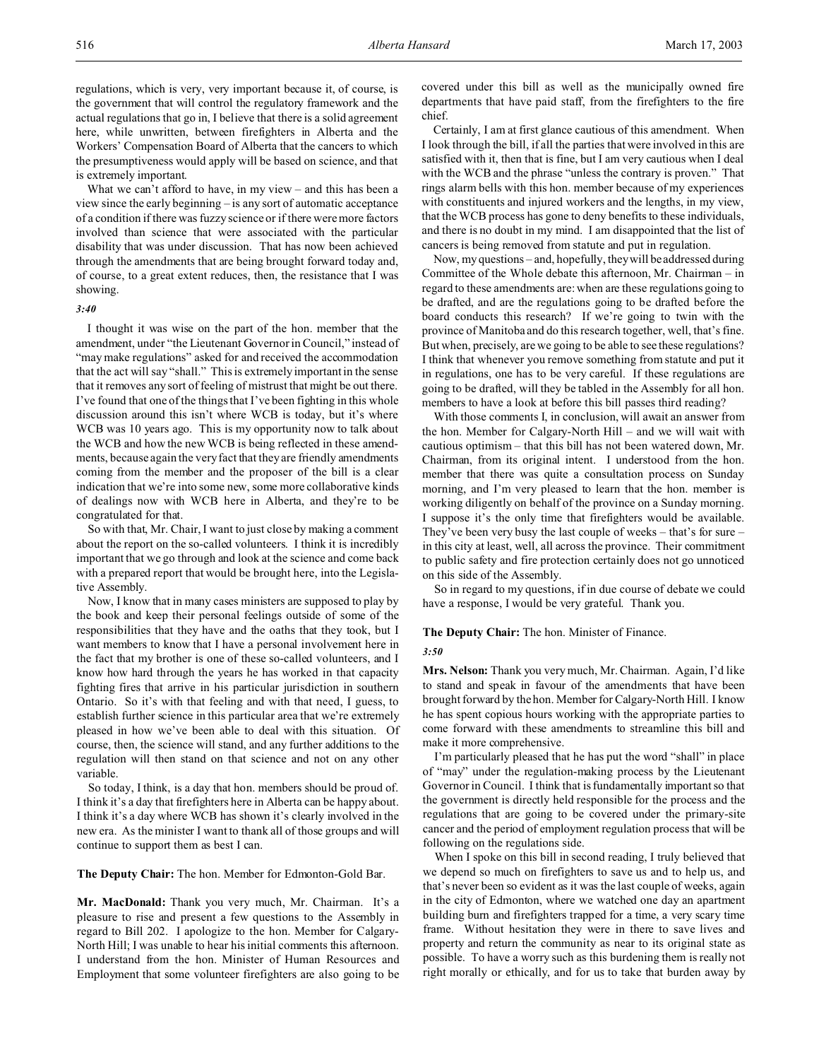regulations, which is very, very important because it, of course, is the government that will control the regulatory framework and the actual regulations that go in, I believe that there is a solid agreement here, while unwritten, between firefighters in Alberta and the Workers' Compensation Board of Alberta that the cancers to which the presumptiveness would apply will be based on science, and that is extremely important.

What we can't afford to have, in my view – and this has been a view since the early beginning – is any sort of automatic acceptance of a condition if there was fuzzy science or if there were more factors involved than science that were associated with the particular disability that was under discussion. That has now been achieved through the amendments that are being brought forward today and, of course, to a great extent reduces, then, the resistance that I was showing.

*3:40*

I thought it was wise on the part of the hon. member that the amendment, under "the Lieutenant Governor in Council," instead of "may make regulations" asked for and received the accommodation that the act will say "shall." This is extremely important in the sense that it removes any sort of feeling of mistrust that might be out there. I've found that one of the things that I've been fighting in this whole discussion around this isn't where WCB is today, but it's where WCB was 10 years ago. This is my opportunity now to talk about the WCB and how the new WCB is being reflected in these amendments, because again the very fact that they are friendly amendments coming from the member and the proposer of the bill is a clear indication that we're into some new, some more collaborative kinds of dealings now with WCB here in Alberta, and they're to be congratulated for that.

So with that, Mr. Chair, I want to just close by making a comment about the report on the so-called volunteers. I think it is incredibly important that we go through and look at the science and come back with a prepared report that would be brought here, into the Legislative Assembly.

Now, I know that in many cases ministers are supposed to play by the book and keep their personal feelings outside of some of the responsibilities that they have and the oaths that they took, but I want members to know that I have a personal involvement here in the fact that my brother is one of these so-called volunteers, and I know how hard through the years he has worked in that capacity fighting fires that arrive in his particular jurisdiction in southern Ontario. So it's with that feeling and with that need, I guess, to establish further science in this particular area that we're extremely pleased in how we've been able to deal with this situation. Of course, then, the science will stand, and any further additions to the regulation will then stand on that science and not on any other variable.

So today, I think, is a day that hon. members should be proud of. I think it's a day that firefighters here in Alberta can be happy about. I think it's a day where WCB has shown it's clearly involved in the new era. As the minister I want to thank all of those groups and will continue to support them as best I can.

**The Deputy Chair:** The hon. Member for Edmonton-Gold Bar.

**Mr. MacDonald:** Thank you very much, Mr. Chairman. It's a pleasure to rise and present a few questions to the Assembly in regard to Bill 202. I apologize to the hon. Member for Calgary-North Hill; I was unable to hear his initial comments this afternoon. I understand from the hon. Minister of Human Resources and Employment that some volunteer firefighters are also going to be covered under this bill as well as the municipally owned fire departments that have paid staff, from the firefighters to the fire chief.

Certainly, I am at first glance cautious of this amendment. When I look through the bill, if all the parties that were involved in this are satisfied with it, then that is fine, but I am very cautious when I deal with the WCB and the phrase "unless the contrary is proven." That rings alarm bells with this hon. member because of my experiences with constituents and injured workers and the lengths, in my view, that the WCB process has gone to deny benefits to these individuals, and there is no doubt in my mind. I am disappointed that the list of cancers is being removed from statute and put in regulation.

Now, my questions – and, hopefully, they will be addressed during Committee of the Whole debate this afternoon, Mr. Chairman – in regard to these amendments are: when are these regulations going to be drafted, and are the regulations going to be drafted before the board conducts this research? If we're going to twin with the province of Manitoba and do this research together, well, that's fine. But when, precisely, are we going to be able to see these regulations? I think that whenever you remove something from statute and put it in regulations, one has to be very careful. If these regulations are going to be drafted, will they be tabled in the Assembly for all hon. members to have a look at before this bill passes third reading?

With those comments I, in conclusion, will await an answer from the hon. Member for Calgary-North Hill – and we will wait with cautious optimism – that this bill has not been watered down, Mr. Chairman, from its original intent. I understood from the hon. member that there was quite a consultation process on Sunday morning, and I'm very pleased to learn that the hon. member is working diligently on behalf of the province on a Sunday morning. I suppose it's the only time that firefighters would be available. They've been very busy the last couple of weeks – that's for sure – in this city at least, well, all across the province. Their commitment to public safety and fire protection certainly does not go unnoticed on this side of the Assembly.

So in regard to my questions, if in due course of debate we could have a response, I would be very grateful. Thank you.

**The Deputy Chair:** The hon. Minister of Finance.

*3:50*

**Mrs. Nelson:** Thank you very much, Mr. Chairman. Again, I'd like to stand and speak in favour of the amendments that have been brought forward by the hon. Member for Calgary-North Hill. I know he has spent copious hours working with the appropriate parties to come forward with these amendments to streamline this bill and make it more comprehensive.

I'm particularly pleased that he has put the word "shall" in place of "may" under the regulation-making process by the Lieutenant Governor in Council. I think that is fundamentally important so that the government is directly held responsible for the process and the regulations that are going to be covered under the primary-site cancer and the period of employment regulation process that will be following on the regulations side.

When I spoke on this bill in second reading, I truly believed that we depend so much on firefighters to save us and to help us, and that's never been so evident as it was the last couple of weeks, again in the city of Edmonton, where we watched one day an apartment building burn and firefighters trapped for a time, a very scary time frame. Without hesitation they were in there to save lives and property and return the community as near to its original state as possible. To have a worry such as this burdening them is really not right morally or ethically, and for us to take that burden away by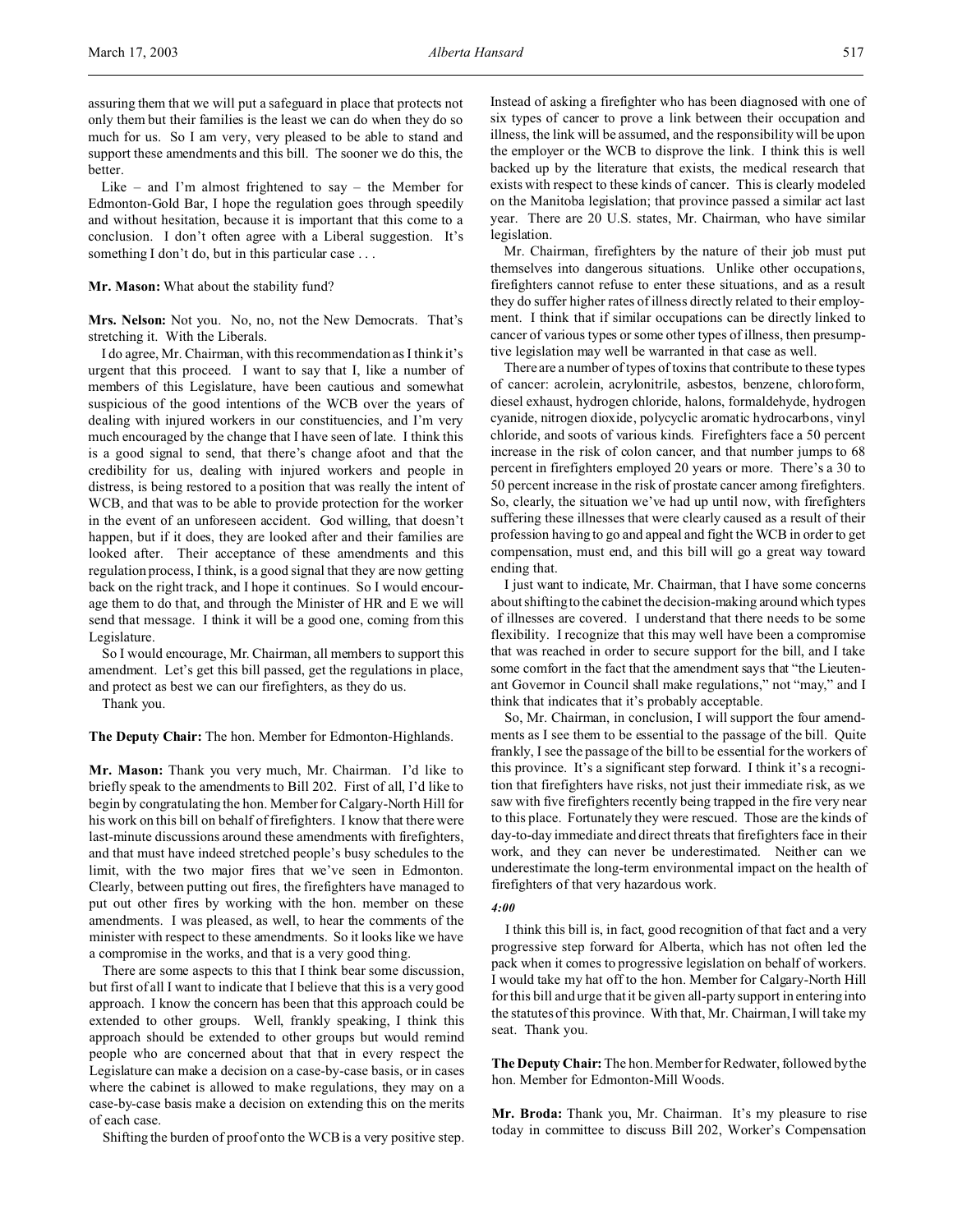assuring them that we will put a safeguard in place that protects not only them but their families is the least we can do when they do so much for us. So I am very, very pleased to be able to stand and support these amendments and this bill. The sooner we do this, the better.

Like – and I'm almost frightened to say – the Member for Edmonton-Gold Bar, I hope the regulation goes through speedily and without hesitation, because it is important that this come to a conclusion. I don't often agree with a Liberal suggestion. It's something I don't do, but in this particular case . . .

**Mr. Mason:** What about the stability fund?

**Mrs. Nelson:** Not you. No, no, not the New Democrats. That's stretching it. With the Liberals.

I do agree, Mr. Chairman, with this recommendation as I think it's urgent that this proceed. I want to say that I, like a number of members of this Legislature, have been cautious and somewhat suspicious of the good intentions of the WCB over the years of dealing with injured workers in our constituencies, and I'm very much encouraged by the change that I have seen of late. I think this is a good signal to send, that there's change afoot and that the credibility for us, dealing with injured workers and people in distress, is being restored to a position that was really the intent of WCB, and that was to be able to provide protection for the worker in the event of an unforeseen accident. God willing, that doesn't happen, but if it does, they are looked after and their families are looked after. Their acceptance of these amendments and this regulation process, I think, is a good signal that they are now getting back on the right track, and I hope it continues. So I would encourage them to do that, and through the Minister of HR and E we will send that message. I think it will be a good one, coming from this Legislature.

So I would encourage, Mr. Chairman, all members to support this amendment. Let's get this bill passed, get the regulations in place, and protect as best we can our firefighters, as they do us.

Thank you.

**The Deputy Chair:** The hon. Member for Edmonton-Highlands.

**Mr. Mason:** Thank you very much, Mr. Chairman. I'd like to briefly speak to the amendments to Bill 202. First of all, I'd like to begin by congratulating the hon. Member for Calgary-North Hill for his work on this bill on behalf of firefighters. I know that there were last-minute discussions around these amendments with firefighters, and that must have indeed stretched people's busy schedules to the limit, with the two major fires that we've seen in Edmonton. Clearly, between putting out fires, the firefighters have managed to put out other fires by working with the hon. member on these amendments. I was pleased, as well, to hear the comments of the minister with respect to these amendments. So it looks like we have a compromise in the works, and that is a very good thing.

There are some aspects to this that I think bear some discussion, but first of all I want to indicate that I believe that this is a very good approach. I know the concern has been that this approach could be extended to other groups. Well, frankly speaking, I think this approach should be extended to other groups but would remind people who are concerned about that that in every respect the Legislature can make a decision on a case-by-case basis, or in cases where the cabinet is allowed to make regulations, they may on a case-by-case basis make a decision on extending this on the merits of each case.

Shifting the burden of proof onto the WCB is a very positive step. Instead of asking a firefighter who has been diagnosed with one of six types of cancer to prove a link between their occupation and illness, the link will be assumed, and the responsibility will be upon the employer or the WCB to disprove the link. I think this is well backed up by the literature that exists, the medical research that exists with respect to these kinds of cancer. This is clearly modeled on the Manitoba legislation; that province passed a similar act last year. There are 20 U.S. states, Mr. Chairman, who have similar legislation.

Mr. Chairman, firefighters by the nature of their job must put themselves into dangerous situations. Unlike other occupations, firefighters cannot refuse to enter these situations, and as a result they do suffer higher rates of illness directly related to their employment. I think that if similar occupations can be directly linked to cancer of various types or some other types of illness, then presumptive legislation may well be warranted in that case as well.

There are a number of types of toxins that contribute to these types of cancer: acrolein, acrylonitrile, asbestos, benzene, chloroform, diesel exhaust, hydrogen chloride, halons, formaldehyde, hydrogen cyanide, nitrogen dioxide, polycyclic aromatic hydrocarbons, vinyl chloride, and soots of various kinds. Firefighters face a 50 percent increase in the risk of colon cancer, and that number jumps to 68 percent in firefighters employed 20 years or more. There's a 30 to 50 percent increase in the risk of prostate cancer among firefighters. So, clearly, the situation we've had up until now, with firefighters suffering these illnesses that were clearly caused as a result of their profession having to go and appeal and fight the WCB in order to get compensation, must end, and this bill will go a great way toward ending that.

I just want to indicate, Mr. Chairman, that I have some concerns about shifting to the cabinet the decision-making around which types of illnesses are covered. I understand that there needs to be some flexibility. I recognize that this may well have been a compromise that was reached in order to secure support for the bill, and I take some comfort in the fact that the amendment says that "the Lieutenant Governor in Council shall make regulations," not "may," and I think that indicates that it's probably acceptable.

So, Mr. Chairman, in conclusion, I will support the four amendments as I see them to be essential to the passage of the bill. Quite frankly, I see the passage of the bill to be essential for the workers of this province. It's a significant step forward. I think it's a recognition that firefighters have risks, not just their immediate risk, as we saw with five firefighters recently being trapped in the fire very near to this place. Fortunately they were rescued. Those are the kinds of day-to-day immediate and direct threats that firefighters face in their work, and they can never be underestimated. Neither can we underestimate the long-term environmental impact on the health of firefighters of that very hazardous work.

*4:00*

I think this bill is, in fact, good recognition of that fact and a very progressive step forward for Alberta, which has not often led the pack when it comes to progressive legislation on behalf of workers. I would take my hat off to the hon. Member for Calgary-North Hill for this bill and urge that it be given all-party support in entering into the statutes of this province. With that, Mr. Chairman, I will take my seat. Thank you.

**The Deputy Chair:** The hon. Member for Redwater, followed by the hon. Member for Edmonton-Mill Woods.

**Mr. Broda:** Thank you, Mr. Chairman. It's my pleasure to rise today in committee to discuss Bill 202, Worker's Compensation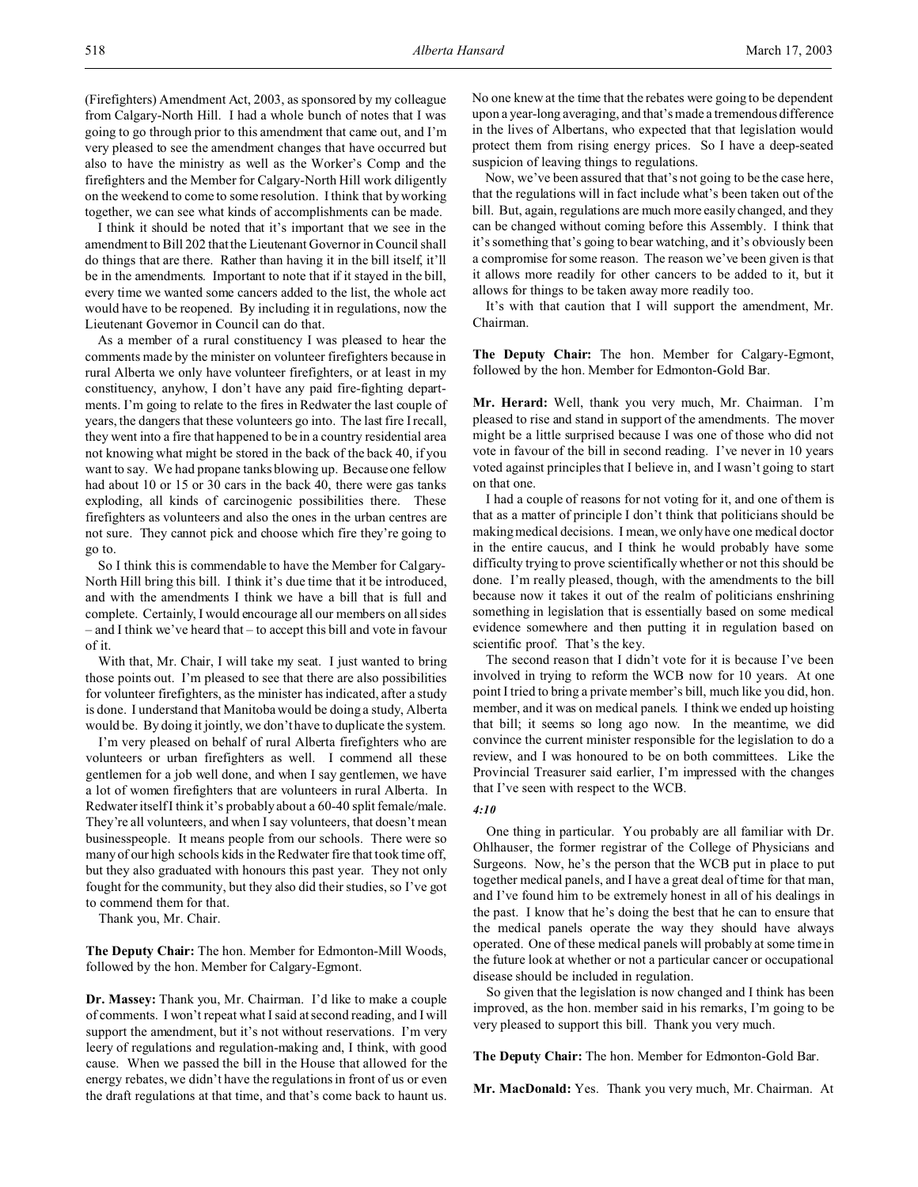(Firefighters) Amendment Act, 2003, as sponsored by my colleague from Calgary-North Hill. I had a whole bunch of notes that I was going to go through prior to this amendment that came out, and I'm very pleased to see the amendment changes that have occurred but also to have the ministry as well as the Worker's Comp and the firefighters and the Member for Calgary-North Hill work diligently on the weekend to come to some resolution. I think that by working together, we can see what kinds of accomplishments can be made.

I think it should be noted that it's important that we see in the amendment to Bill 202 that the Lieutenant Governor in Council shall do things that are there. Rather than having it in the bill itself, it'll be in the amendments. Important to note that if it stayed in the bill, every time we wanted some cancers added to the list, the whole act would have to be reopened. By including it in regulations, now the Lieutenant Governor in Council can do that.

As a member of a rural constituency I was pleased to hear the comments made by the minister on volunteer firefighters because in rural Alberta we only have volunteer firefighters, or at least in my constituency, anyhow, I don't have any paid fire-fighting departments. I'm going to relate to the fires in Redwater the last couple of years, the dangers that these volunteers go into. The last fire I recall, they went into a fire that happened to be in a country residential area not knowing what might be stored in the back of the back 40, if you want to say. We had propane tanks blowing up. Because one fellow had about 10 or 15 or 30 cars in the back 40, there were gas tanks exploding, all kinds of carcinogenic possibilities there. These firefighters as volunteers and also the ones in the urban centres are not sure. They cannot pick and choose which fire they're going to go to.

So I think this is commendable to have the Member for Calgary-North Hill bring this bill. I think it's due time that it be introduced, and with the amendments I think we have a bill that is full and complete. Certainly, I would encourage all our members on all sides – and I think we've heard that – to accept this bill and vote in favour of it.

With that, Mr. Chair, I will take my seat. I just wanted to bring those points out. I'm pleased to see that there are also possibilities for volunteer firefighters, as the minister has indicated, after a study is done. I understand that Manitoba would be doing a study, Alberta would be. By doing it jointly, we don't have to duplicate the system.

I'm very pleased on behalf of rural Alberta firefighters who are volunteers or urban firefighters as well. I commend all these gentlemen for a job well done, and when I say gentlemen, we have a lot of women firefighters that are volunteers in rural Alberta. In Redwater itself I think it's probably about a 60-40 split female/male. They're all volunteers, and when I say volunteers, that doesn't mean businesspeople. It means people from our schools. There were so many of our high schools kids in the Redwater fire that took time off, but they also graduated with honours this past year. They not only fought for the community, but they also did their studies, so I've got to commend them for that.

Thank you, Mr. Chair.

**The Deputy Chair:** The hon. Member for Edmonton-Mill Woods, followed by the hon. Member for Calgary-Egmont.

**Dr. Massey:** Thank you, Mr. Chairman. I'd like to make a couple of comments. I won't repeat what I said at second reading, and I will support the amendment, but it's not without reservations. I'm very leery of regulations and regulation-making and, I think, with good cause. When we passed the bill in the House that allowed for the energy rebates, we didn't have the regulations in front of us or even the draft regulations at that time, and that's come back to haunt us. No one knew at the time that the rebates were going to be dependent upon a year-long averaging, and that's made a tremendous difference in the lives of Albertans, who expected that that legislation would protect them from rising energy prices. So I have a deep-seated suspicion of leaving things to regulations.

Now, we've been assured that that's not going to be the case here, that the regulations will in fact include what's been taken out of the bill. But, again, regulations are much more easily changed, and they can be changed without coming before this Assembly. I think that it's something that's going to bear watching, and it's obviously been a compromise for some reason. The reason we've been given is that it allows more readily for other cancers to be added to it, but it allows for things to be taken away more readily too.

It's with that caution that I will support the amendment, Mr. Chairman.

**The Deputy Chair:** The hon. Member for Calgary-Egmont, followed by the hon. Member for Edmonton-Gold Bar.

**Mr. Herard:** Well, thank you very much, Mr. Chairman. I'm pleased to rise and stand in support of the amendments. The mover might be a little surprised because I was one of those who did not vote in favour of the bill in second reading. I've never in 10 years voted against principles that I believe in, and I wasn't going to start on that one.

I had a couple of reasons for not voting for it, and one of them is that as a matter of principle I don't think that politicians should be making medical decisions. I mean, we only have one medical doctor in the entire caucus, and I think he would probably have some difficulty trying to prove scientifically whether or not this should be done. I'm really pleased, though, with the amendments to the bill because now it takes it out of the realm of politicians enshrining something in legislation that is essentially based on some medical evidence somewhere and then putting it in regulation based on scientific proof. That's the key.

The second reason that I didn't vote for it is because I've been involved in trying to reform the WCB now for 10 years. At one point I tried to bring a private member's bill, much like you did, hon. member, and it was on medical panels. I think we ended up hoisting that bill; it seems so long ago now. In the meantime, we did convince the current minister responsible for the legislation to do a review, and I was honoured to be on both committees. Like the Provincial Treasurer said earlier, I'm impressed with the changes that I've seen with respect to the WCB.

*4:10*

One thing in particular. You probably are all familiar with Dr. Ohlhauser, the former registrar of the College of Physicians and Surgeons. Now, he's the person that the WCB put in place to put together medical panels, and I have a great deal of time for that man, and I've found him to be extremely honest in all of his dealings in the past. I know that he's doing the best that he can to ensure that the medical panels operate the way they should have always operated. One of these medical panels will probably at some time in the future look at whether or not a particular cancer or occupational disease should be included in regulation.

So given that the legislation is now changed and I think has been improved, as the hon. member said in his remarks, I'm going to be very pleased to support this bill. Thank you very much.

**The Deputy Chair:** The hon. Member for Edmonton-Gold Bar.

**Mr. MacDonald:** Yes. Thank you very much, Mr. Chairman. At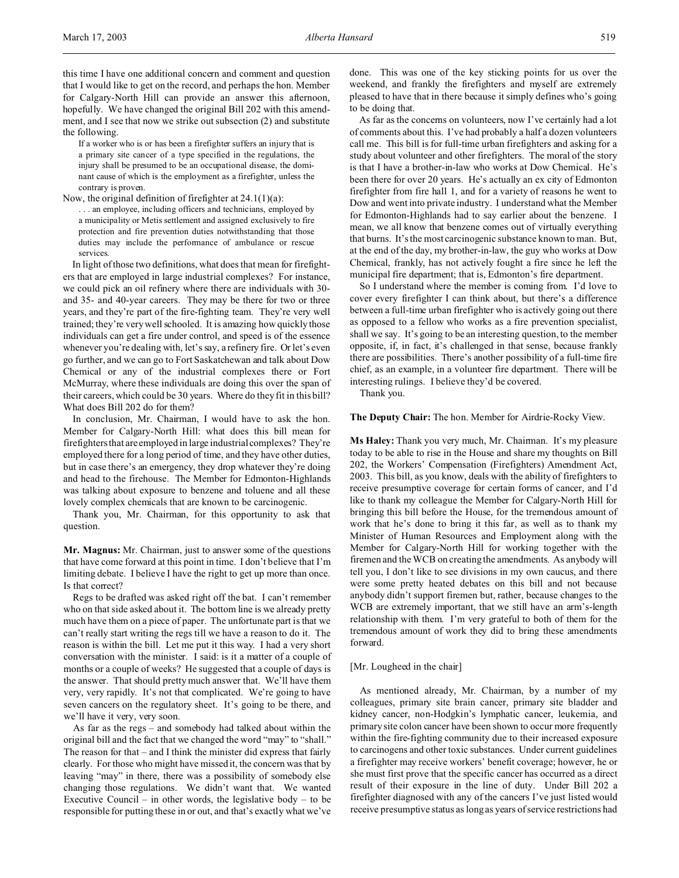this time I have one additional concern and comment and question that I would like to get on the record, and perhaps the hon. Member for Calgary-North Hill can provide an answer this afternoon, hopefully. We have changed the original Bill 202 with this amendment, and I see that now we strike out subsection (2) and substitute the following.

> If a worker who is or has been a firefighter suffers an injury that is a primary site cancer of a type specified in the regulations, the injury shall be presumed to be an occupational disease, the dominant cause of which is the employment as a firefighter, unless the contrary is proven.

Now, the original definition of firefighter at 24.1(1)(a):

> . . . an employee, including officers and technicians, employed by a municipality or Metis settlement and assigned exclusively to fire protection and fire prevention duties notwithstanding that those duties may include the performance of ambulance or rescue services.

In light of those two definitions, what does that mean for firefighters that are employed in large industrial complexes? For instance, we could pick an oil refinery where there are individuals with 30- and 35- and 40-year careers. They may be there for two or three years, and they're part of the fire-fighting team. They're very well trained; they're very well schooled. It is amazing how quickly those individuals can get a fire under control, and speed is of the essence whenever you're dealing with, let's say, a refinery fire. Or let's even go further, and we can go to Fort Saskatchewan and talk about Dow Chemical or any of the industrial complexes there or Fort McMurray, where these individuals are doing this over the span of their careers, which could be 30 years. Where do they fit in this bill? What does Bill 202 do for them?

In conclusion, Mr. Chairman, I would have to ask the hon. Member for Calgary-North Hill: what does this bill mean for firefighters that are employed in large industrial complexes? They're employed there for a long period of time, and they have other duties, but in case there's an emergency, they drop whatever they're doing and head to the firehouse. The Member for Edmonton-Highlands was talking about exposure to benzene and toluene and all these lovely complex chemicals that are known to be carcinogenic.

Thank you, Mr. Chairman, for this opportunity to ask that question.

**Mr. Magnus:** Mr. Chairman, just to answer some of the questions that have come forward at this point in time. I don't believe that I'm limiting debate. I believe I have the right to get up more than once. Is that correct?

Regs to be drafted was asked right off the bat. I can't remember who on that side asked about it. The bottom line is we already pretty much have them on a piece of paper. The unfortunate part is that we can't really start writing the regs till we have a reason to do it. The reason is within the bill. Let me put it this way. I had a very short conversation with the minister. I said: is it a matter of a couple of months or a couple of weeks? He suggested that a couple of days is the answer. That should pretty much answer that. We'll have them very, very rapidly. It's not that complicated. We're going to have seven cancers on the regulatory sheet. It's going to be there, and we'll have it very, very soon.

As far as the regs – and somebody had talked about within the original bill and the fact that we changed the word "may" to "shall." The reason for that – and I think the minister did express that fairly clearly. For those who might have missed it, the concern was that by leaving "may" in there, there was a possibility of somebody else changing those regulations. We didn't want that. We wanted Executive Council – in other words, the legislative body – to be responsible for putting these in or out, and that's exactly what we've done. This was one of the key sticking points for us over the weekend, and frankly the firefighters and myself are extremely pleased to have that in there because it simply defines who's going to be doing that.

As far as the concerns on volunteers, now I've certainly had a lot of comments about this. I've had probably a half a dozen volunteers call me. This bill is for full-time urban firefighters and asking for a study about volunteer and other firefighters. The moral of the story is that I have a brother-in-law who works at Dow Chemical. He's been there for over 20 years. He's actually an ex city of Edmonton firefighter from fire hall 1, and for a variety of reasons he went to Dow and went into private industry. I understand what the Member for Edmonton-Highlands had to say earlier about the benzene. I mean, we all know that benzene comes out of virtually everything that burns. It's the most carcinogenic substance known to man. But, at the end of the day, my brother-in-law, the guy who works at Dow Chemical, frankly, has not actively fought a fire since he left the municipal fire department; that is, Edmonton's fire department.

So I understand where the member is coming from. I'd love to cover every firefighter I can think about, but there's a difference between a full-time urban firefighter who is actively going out there as opposed to a fellow who works as a fire prevention specialist, shall we say. It's going to be an interesting question, to the member opposite, if, in fact, it's challenged in that sense, because frankly there are possibilities. There's another possibility of a full-time fire chief, as an example, in a volunteer fire department. There will be interesting rulings. I believe they'd be covered.

Thank you.

**The Deputy Chair:** The hon. Member for Airdrie-Rocky View.

**Ms Haley:** Thank you very much, Mr. Chairman. It's my pleasure today to be able to rise in the House and share my thoughts on Bill 202, the Workers' Compensation (Firefighters) Amendment Act, 2003. This bill, as you know, deals with the ability of firefighters to receive presumptive coverage for certain forms of cancer, and I'd like to thank my colleague the Member for Calgary-North Hill for bringing this bill before the House, for the tremendous amount of work that he's done to bring it this far, as well as to thank my Minister of Human Resources and Employment along with the Member for Calgary-North Hill for working together with the firemen and the WCB on creating the amendments. As anybody will tell you, I don't like to see divisions in my own caucus, and there were some pretty heated debates on this bill and not because anybody didn't support firemen but, rather, because changes to the WCB are extremely important, that we still have an arm's-length relationship with them. I'm very grateful to both of them for the tremendous amount of work they did to bring these amendments forward.

[Mr. Lougheed in the chair]

As mentioned already, Mr. Chairman, by a number of my colleagues, primary site brain cancer, primary site bladder and kidney cancer, non-Hodgkin's lymphatic cancer, leukemia, and primary site colon cancer have been shown to occur more frequently within the fire-fighting community due to their increased exposure to carcinogens and other toxic substances. Under current guidelines a firefighter may receive workers' benefit coverage; however, he or she must first prove that the specific cancer has occurred as a direct result of their exposure in the line of duty. Under Bill 202 a firefighter diagnosed with any of the cancers I've just listed would receive presumptive status as long as years of service restrictions had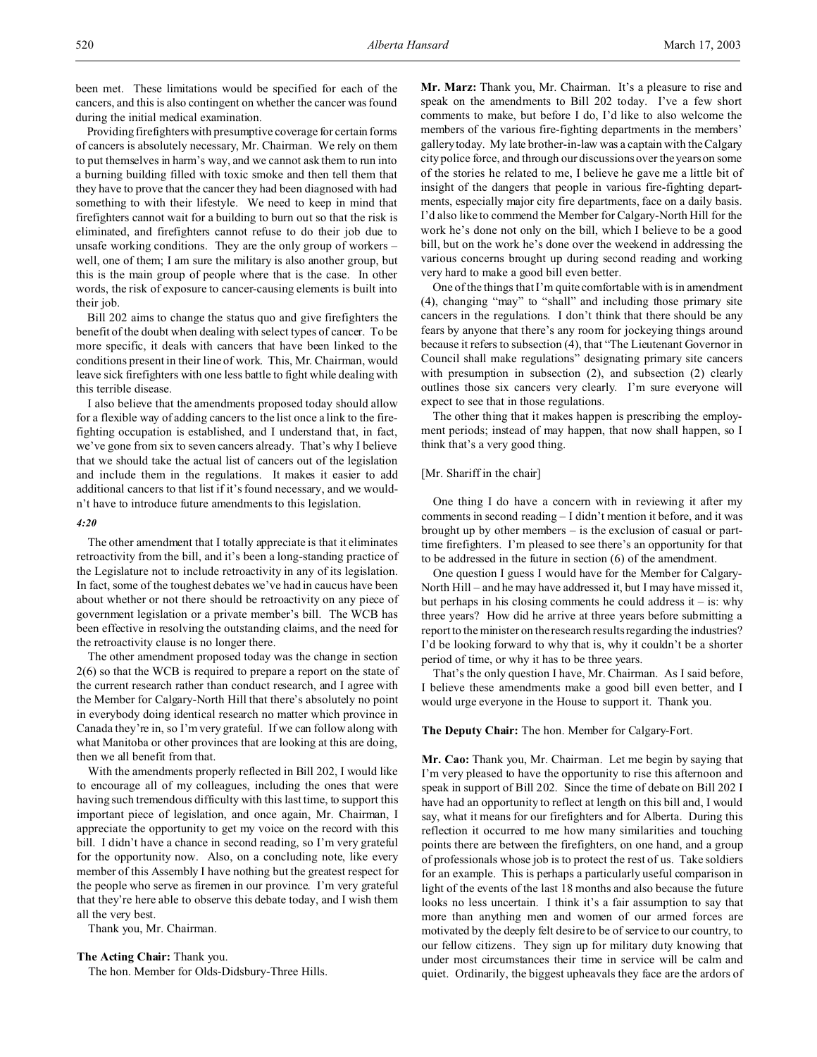been met. These limitations would be specified for each of the cancers, and this is also contingent on whether the cancer was found during the initial medical examination.

Providing firefighters with presumptive coverage for certain forms of cancers is absolutely necessary, Mr. Chairman. We rely on them to put themselves in harm's way, and we cannot ask them to run into a burning building filled with toxic smoke and then tell them that they have to prove that the cancer they had been diagnosed with had something to with their lifestyle. We need to keep in mind that firefighters cannot wait for a building to burn out so that the risk is eliminated, and firefighters cannot refuse to do their job due to unsafe working conditions. They are the only group of workers – well, one of them; I am sure the military is also another group, but this is the main group of people where that is the case. In other words, the risk of exposure to cancer-causing elements is built into their job.

Bill 202 aims to change the status quo and give firefighters the benefit of the doubt when dealing with select types of cancer. To be more specific, it deals with cancers that have been linked to the conditions present in their line of work. This, Mr. Chairman, would leave sick firefighters with one less battle to fight while dealing with this terrible disease.

I also believe that the amendments proposed today should allow for a flexible way of adding cancers to the list once a link to the fire-fighting occupation is established, and I understand that, in fact, we've gone from six to seven cancers already. That's why I believe that we should take the actual list of cancers out of the legislation and include them in the regulations. It makes it easier to add additional cancers to that list if it's found necessary, and we wouldn't have to introduce future amendments to this legislation.

*4:20*

The other amendment that I totally appreciate is that it eliminates retroactivity from the bill, and it's been a long-standing practice of the Legislature not to include retroactivity in any of its legislation. In fact, some of the toughest debates we've had in caucus have been about whether or not there should be retroactivity on any piece of government legislation or a private member's bill. The WCB has been effective in resolving the outstanding claims, and the need for the retroactivity clause is no longer there.

The other amendment proposed today was the change in section 2(6) so that the WCB is required to prepare a report on the state of the current research rather than conduct research, and I agree with the Member for Calgary-North Hill that there's absolutely no point in everybody doing identical research no matter which province in Canada they're in, so I'm very grateful. If we can follow along with what Manitoba or other provinces that are looking at this are doing, then we all benefit from that.

With the amendments properly reflected in Bill 202, I would like to encourage all of my colleagues, including the ones that were having such tremendous difficulty with this last time, to support this important piece of legislation, and once again, Mr. Chairman, I appreciate the opportunity to get my voice on the record with this bill. I didn't have a chance in second reading, so I'm very grateful for the opportunity now. Also, on a concluding note, like every member of this Assembly I have nothing but the greatest respect for the people who serve as firemen in our province. I'm very grateful that they're here able to observe this debate today, and I wish them all the very best.

Thank you, Mr. Chairman.

**The Acting Chair:** Thank you.

The hon. Member for Olds-Didsbury-Three Hills.

**Mr. Marz:** Thank you, Mr. Chairman. It's a pleasure to rise and speak on the amendments to Bill 202 today. I've a few short comments to make, but before I do, I'd like to also welcome the members of the various fire-fighting departments in the members' gallery today. My late brother-in-law was a captain with the Calgary city police force, and through our discussions over the years on some of the stories he related to me, I believe he gave me a little bit of insight of the dangers that people in various fire-fighting departments, especially major city fire departments, face on a daily basis. I'd also like to commend the Member for Calgary-North Hill for the work he's done not only on the bill, which I believe to be a good bill, but on the work he's done over the weekend in addressing the various concerns brought up during second reading and working very hard to make a good bill even better.

One of the things that I'm quite comfortable with is in amendment (4), changing "may" to "shall" and including those primary site cancers in the regulations. I don't think that there should be any fears by anyone that there's any room for jockeying things around because it refers to subsection (4), that "The Lieutenant Governor in Council shall make regulations" designating primary site cancers with presumption in subsection (2), and subsection (2) clearly outlines those six cancers very clearly. I'm sure everyone will expect to see that in those regulations.

The other thing that it makes happen is prescribing the employment periods; instead of may happen, that now shall happen, so I think that's a very good thing.

[Mr. Shariff in the chair]

One thing I do have a concern with in reviewing it after my comments in second reading – I didn't mention it before, and it was brought up by other members – is the exclusion of casual or part-time firefighters. I'm pleased to see there's an opportunity for that to be addressed in the future in section (6) of the amendment.

One question I guess I would have for the Member for Calgary-North Hill – and he may have addressed it, but I may have missed it, but perhaps in his closing comments he could address it – is: why three years? How did he arrive at three years before submitting a report to the minister on the research results regarding the industries? I'd be looking forward to why that is, why it couldn't be a shorter period of time, or why it has to be three years.

That's the only question I have, Mr. Chairman. As I said before, I believe these amendments make a good bill even better, and I would urge everyone in the House to support it. Thank you.

**The Deputy Chair:** The hon. Member for Calgary-Fort.

**Mr. Cao:** Thank you, Mr. Chairman. Let me begin by saying that I'm very pleased to have the opportunity to rise this afternoon and speak in support of Bill 202. Since the time of debate on Bill 202 I have had an opportunity to reflect at length on this bill and, I would say, what it means for our firefighters and for Alberta. During this reflection it occurred to me how many similarities and touching points there are between the firefighters, on one hand, and a group of professionals whose job is to protect the rest of us. Take soldiers for an example. This is perhaps a particularly useful comparison in light of the events of the last 18 months and also because the future looks no less uncertain. I think it's a fair assumption to say that more than anything men and women of our armed forces are motivated by the deeply felt desire to be of service to our country, to our fellow citizens. They sign up for military duty knowing that under most circumstances their time in service will be calm and quiet. Ordinarily, the biggest upheavals they face are the ardors of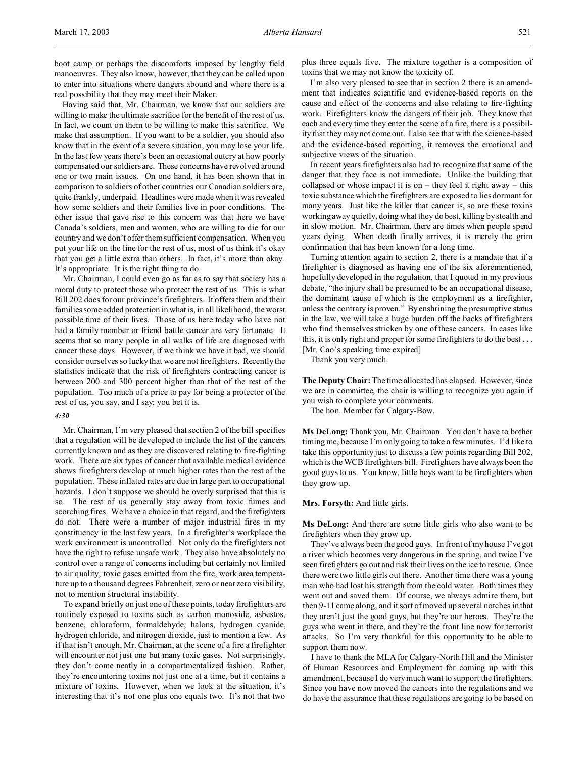boot camp or perhaps the discomforts imposed by lengthy field manoeuvres. They also know, however, that they can be called upon to enter into situations where dangers abound and where there is a real possibility that they may meet their Maker.

Having said that, Mr. Chairman, we know that our soldiers are willing to make the ultimate sacrifice for the benefit of the rest of us. In fact, we count on them to be willing to make this sacrifice. We make that assumption. If you want to be a soldier, you should also know that in the event of a severe situation, you may lose your life. In the last few years there's been an occasional outcry at how poorly compensated our soldiers are. These concerns have revolved around one or two main issues. On one hand, it has been shown that in comparison to soldiers of other countries our Canadian soldiers are, quite frankly, underpaid. Headlines were made when it was revealed how some soldiers and their families live in poor conditions. The other issue that gave rise to this concern was that here we have Canada's soldiers, men and women, who are willing to die for our country and we don't offer them sufficient compensation. When you put your life on the line for the rest of us, most of us think it's okay that you get a little extra than others. In fact, it's more than okay. It's appropriate. It is the right thing to do.

Mr. Chairman, I could even go as far as to say that society has a moral duty to protect those who protect the rest of us. This is what Bill 202 does for our province's firefighters. It offers them and their families some added protection in what is, in all likelihood, the worst possible time of their lives. Those of us here today who have not had a family member or friend battle cancer are very fortunate. It seems that so many people in all walks of life are diagnosed with cancer these days. However, if we think we have it bad, we should consider ourselves so lucky that we are not firefighters. Recently the statistics indicate that the risk of firefighters contracting cancer is between 200 and 300 percent higher than that of the rest of the population. Too much of a price to pay for being a protector of the rest of us, you say, and I say: you bet it is.

*4:30*

Mr. Chairman, I'm very pleased that section 2 of the bill specifies that a regulation will be developed to include the list of the cancers currently known and as they are discovered relating to fire-fighting work. There are six types of cancer that available medical evidence shows firefighters develop at much higher rates than the rest of the population. These inflated rates are due in large part to occupational hazards. I don't suppose we should be overly surprised that this is so. The rest of us generally stay away from toxic fumes and scorching fires. We have a choice in that regard, and the firefighters do not. There were a number of major industrial fires in my constituency in the last few years. In a firefighter's workplace the work environment is uncontrolled. Not only do the firefighters not have the right to refuse unsafe work. They also have absolutely no control over a range of concerns including but certainly not limited to air quality, toxic gases emitted from the fire, work area temperature up to a thousand degrees Fahrenheit, zero or near zero visibility, not to mention structural instability.

To expand briefly on just one of these points, today firefighters are routinely exposed to toxins such as carbon monoxide, asbestos, benzene, chloroform, formaldehyde, halons, hydrogen cyanide, hydrogen chloride, and nitrogen dioxide, just to mention a few. As if that isn't enough, Mr. Chairman, at the scene of a fire a firefighter will encounter not just one but many toxic gases. Not surprisingly, they don't come neatly in a compartmentalized fashion. Rather, they're encountering toxins not just one at a time, but it contains a mixture of toxins. However, when we look at the situation, it's interesting that it's not one plus one equals two. It's not that two plus three equals five. The mixture together is a composition of toxins that we may not know the toxicity of.

I'm also very pleased to see that in section 2 there is an amendment that indicates scientific and evidence-based reports on the cause and effect of the concerns and also relating to fire-fighting work. Firefighters know the dangers of their job. They know that each and every time they enter the scene of a fire, there is a possibility that they may not come out. I also see that with the science-based and the evidence-based reporting, it removes the emotional and subjective views of the situation.

In recent years firefighters also had to recognize that some of the danger that they face is not immediate. Unlike the building that collapsed or whose impact it is on – they feel it right away – this toxic substance which the firefighters are exposed to lies dormant for many years. Just like the killer that cancer is, so are these toxins working away quietly, doing what they do best, killing by stealth and in slow motion. Mr. Chairman, there are times when people spend years dying. When death finally arrives, it is merely the grim confirmation that has been known for a long time.

Turning attention again to section 2, there is a mandate that if a firefighter is diagnosed as having one of the six aforementioned, hopefully developed in the regulation, that I quoted in my previous debate, "the injury shall be presumed to be an occupational disease, the dominant cause of which is the employment as a firefighter, unless the contrary is proven." By enshrining the presumptive status in the law, we will take a huge burden off the backs of firefighters who find themselves stricken by one of these cancers. In cases like this, it is only right and proper for some firefighters to do the best . . .
[Mr. Cao's speaking time expired]

Thank you very much.

**The Deputy Chair:** The time allocated has elapsed. However, since we are in committee, the chair is willing to recognize you again if you wish to complete your comments.

The hon. Member for Calgary-Bow.

**Ms DeLong:** Thank you, Mr. Chairman. You don't have to bother timing me, because I'm only going to take a few minutes. I'd like to take this opportunity just to discuss a few points regarding Bill 202, which is the WCB firefighters bill. Firefighters have always been the good guys to us. You know, little boys want to be firefighters when they grow up.

**Mrs. Forsyth:** And little girls.

**Ms DeLong:** And there are some little girls who also want to be firefighters when they grow up.

They've always been the good guys. In front of my house I've got a river which becomes very dangerous in the spring, and twice I've seen firefighters go out and risk their lives on the ice to rescue. Once there were two little girls out there. Another time there was a young man who had lost his strength from the cold water. Both times they went out and saved them. Of course, we always admire them, but then 9-11 came along, and it sort of moved up several notches in that they aren't just the good guys, but they're our heroes. They're the guys who went in there, and they're the front line now for terrorist attacks. So I'm very thankful for this opportunity to be able to support them now.

I have to thank the MLA for Calgary-North Hill and the Minister of Human Resources and Employment for coming up with this amendment, because I do very much want to support the firefighters. Since you have now moved the cancers into the regulations and we do have the assurance that these regulations are going to be based on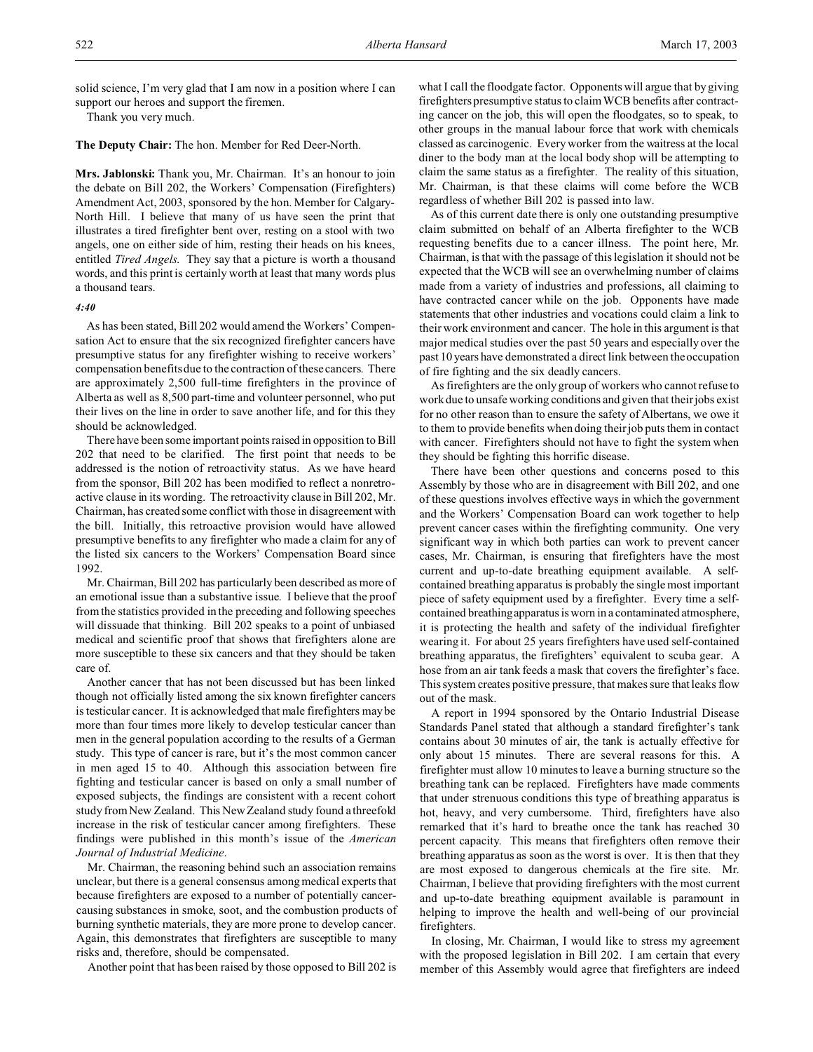solid science, I'm very glad that I am now in a position where I can support our heroes and support the firemen.

Thank you very much.

**The Deputy Chair:** The hon. Member for Red Deer-North.

**Mrs. Jablonski:** Thank you, Mr. Chairman. It's an honour to join the debate on Bill 202, the Workers' Compensation (Firefighters) Amendment Act, 2003, sponsored by the hon. Member for Calgary-North Hill. I believe that many of us have seen the print that illustrates a tired firefighter bent over, resting on a stool with two angels, one on either side of him, resting their heads on his knees, entitled *Tired Angels*. They say that a picture is worth a thousand words, and this print is certainly worth at least that many words plus a thousand tears.

*4:40*

As has been stated, Bill 202 would amend the Workers' Compensation Act to ensure that the six recognized firefighter cancers have presumptive status for any firefighter wishing to receive workers' compensation benefits due to the contraction of these cancers. There are approximately 2,500 full-time firefighters in the province of Alberta as well as 8,500 part-time and volunteer personnel, who put their lives on the line in order to save another life, and for this they should be acknowledged.

There have been some important points raised in opposition to Bill 202 that need to be clarified. The first point that needs to be addressed is the notion of retroactivity status. As we have heard from the sponsor, Bill 202 has been modified to reflect a nonretroactive clause in its wording. The retroactivity clause in Bill 202, Mr. Chairman, has created some conflict with those in disagreement with the bill. Initially, this retroactive provision would have allowed presumptive benefits to any firefighter who made a claim for any of the listed six cancers to the Workers' Compensation Board since 1992.

Mr. Chairman, Bill 202 has particularly been described as more of an emotional issue than a substantive issue. I believe that the proof from the statistics provided in the preceding and following speeches will dissuade that thinking. Bill 202 speaks to a point of unbiased medical and scientific proof that shows that firefighters alone are more susceptible to these six cancers and that they should be taken care of.

Another cancer that has not been discussed but has been linked though not officially listed among the six known firefighter cancers is testicular cancer. It is acknowledged that male firefighters may be more than four times more likely to develop testicular cancer than men in the general population according to the results of a German study. This type of cancer is rare, but it's the most common cancer in men aged 15 to 40. Although this association between fire fighting and testicular cancer is based on only a small number of exposed subjects, the findings are consistent with a recent cohort study from New Zealand. This New Zealand study found a threefold increase in the risk of testicular cancer among firefighters. These findings were published in this month's issue of the *American Journal of Industrial Medicine*.

Mr. Chairman, the reasoning behind such an association remains unclear, but there is a general consensus among medical experts that because firefighters are exposed to a number of potentially cancer-causing substances in smoke, soot, and the combustion products of burning synthetic materials, they are more prone to develop cancer. Again, this demonstrates that firefighters are susceptible to many risks and, therefore, should be compensated.

Another point that has been raised by those opposed to Bill 202 is what I call the floodgate factor. Opponents will argue that by giving firefighters presumptive status to claim WCB benefits after contracting cancer on the job, this will open the floodgates, so to speak, to other groups in the manual labour force that work with chemicals classed as carcinogenic. Every worker from the waitress at the local diner to the body man at the local body shop will be attempting to claim the same status as a firefighter. The reality of this situation, Mr. Chairman, is that these claims will come before the WCB regardless of whether Bill 202 is passed into law.

As of this current date there is only one outstanding presumptive claim submitted on behalf of an Alberta firefighter to the WCB requesting benefits due to a cancer illness. The point here, Mr. Chairman, is that with the passage of this legislation it should not be expected that the WCB will see an overwhelming number of claims made from a variety of industries and professions, all claiming to have contracted cancer while on the job. Opponents have made statements that other industries and vocations could claim a link to their work environment and cancer. The hole in this argument is that major medical studies over the past 50 years and especially over the past 10 years have demonstrated a direct link between the occupation of fire fighting and the six deadly cancers.

As firefighters are the only group of workers who cannot refuse to work due to unsafe working conditions and given that their jobs exist for no other reason than to ensure the safety of Albertans, we owe it to them to provide benefits when doing their job puts them in contact with cancer. Firefighters should not have to fight the system when they should be fighting this horrific disease.

There have been other questions and concerns posed to this Assembly by those who are in disagreement with Bill 202, and one of these questions involves effective ways in which the government and the Workers' Compensation Board can work together to help prevent cancer cases within the firefighting community. One very significant way in which both parties can work to prevent cancer cases, Mr. Chairman, is ensuring that firefighters have the most current and up-to-date breathing equipment available. A self-contained breathing apparatus is probably the single most important piece of safety equipment used by a firefighter. Every time a self-contained breathing apparatus is worn in a contaminated atmosphere, it is protecting the health and safety of the individual firefighter wearing it. For about 25 years firefighters have used self-contained breathing apparatus, the firefighters' equivalent to scuba gear. A hose from an air tank feeds a mask that covers the firefighter's face. This system creates positive pressure, that makes sure that leaks flow out of the mask.

A report in 1994 sponsored by the Ontario Industrial Disease Standards Panel stated that although a standard firefighter's tank contains about 30 minutes of air, the tank is actually effective for only about 15 minutes. There are several reasons for this. A firefighter must allow 10 minutes to leave a burning structure so the breathing tank can be replaced. Firefighters have made comments that under strenuous conditions this type of breathing apparatus is hot, heavy, and very cumbersome. Third, firefighters have also remarked that it's hard to breathe once the tank has reached 30 percent capacity. This means that firefighters often remove their breathing apparatus as soon as the worst is over. It is then that they are most exposed to dangerous chemicals at the fire site. Mr. Chairman, I believe that providing firefighters with the most current and up-to-date breathing equipment available is paramount in helping to improve the health and well-being of our provincial firefighters.

In closing, Mr. Chairman, I would like to stress my agreement with the proposed legislation in Bill 202. I am certain that every member of this Assembly would agree that firefighters are indeed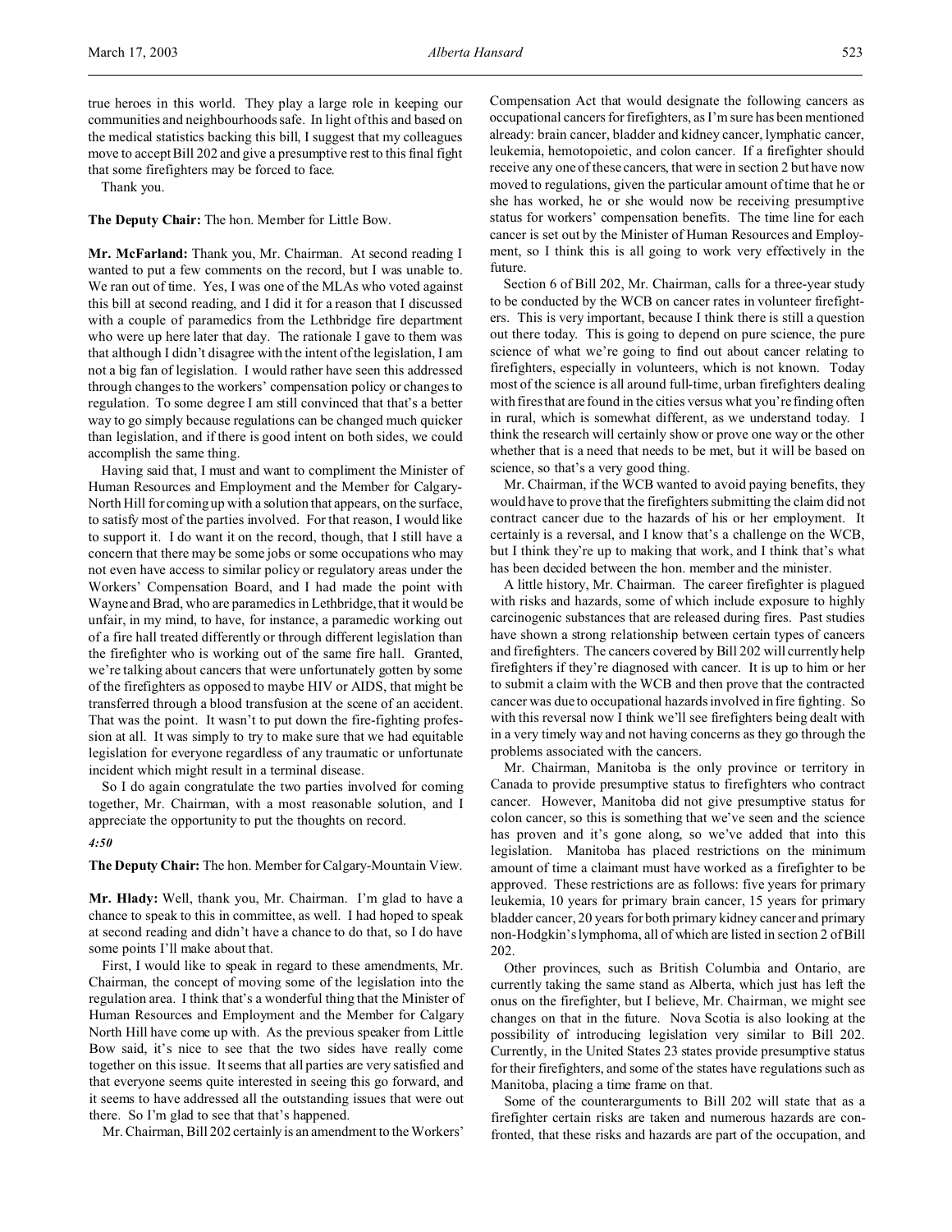true heroes in this world. They play a large role in keeping our communities and neighbourhoods safe. In light of this and based on the medical statistics backing this bill, I suggest that my colleagues move to accept Bill 202 and give a presumptive rest to this final fight that some firefighters may be forced to face.

Thank you.

**The Deputy Chair:** The hon. Member for Little Bow.

**Mr. McFarland:** Thank you, Mr. Chairman. At second reading I wanted to put a few comments on the record, but I was unable to. We ran out of time. Yes, I was one of the MLAs who voted against this bill at second reading, and I did it for a reason that I discussed with a couple of paramedics from the Lethbridge fire department who were up here later that day. The rationale I gave to them was that although I didn't disagree with the intent of the legislation, I am not a big fan of legislation. I would rather have seen this addressed through changes to the workers' compensation policy or changes to regulation. To some degree I am still convinced that that's a better way to go simply because regulations can be changed much quicker than legislation, and if there is good intent on both sides, we could accomplish the same thing.

Having said that, I must and want to compliment the Minister of Human Resources and Employment and the Member for Calgary-North Hill for coming up with a solution that appears, on the surface, to satisfy most of the parties involved. For that reason, I would like to support it. I do want it on the record, though, that I still have a concern that there may be some jobs or some occupations who may not even have access to similar policy or regulatory areas under the Workers' Compensation Board, and I had made the point with Wayne and Brad, who are paramedics in Lethbridge, that it would be unfair, in my mind, to have, for instance, a paramedic working out of a fire hall treated differently or through different legislation than the firefighter who is working out of the same fire hall. Granted, we're talking about cancers that were unfortunately gotten by some of the firefighters as opposed to maybe HIV or AIDS, that might be transferred through a blood transfusion at the scene of an accident. That was the point. It wasn't to put down the fire-fighting profession at all. It was simply to try to make sure that we had equitable legislation for everyone regardless of any traumatic or unfortunate incident which might result in a terminal disease.

So I do again congratulate the two parties involved for coming together, Mr. Chairman, with a most reasonable solution, and I appreciate the opportunity to put the thoughts on record.

*4:50*

**The Deputy Chair:** The hon. Member for Calgary-Mountain View.

**Mr. Hlady:** Well, thank you, Mr. Chairman. I'm glad to have a chance to speak to this in committee, as well. I had hoped to speak at second reading and didn't have a chance to do that, so I do have some points I'll make about that.

First, I would like to speak in regard to these amendments, Mr. Chairman, the concept of moving some of the legislation into the regulation area. I think that's a wonderful thing that the Minister of Human Resources and Employment and the Member for Calgary North Hill have come up with. As the previous speaker from Little Bow said, it's nice to see that the two sides have really come together on this issue. It seems that all parties are very satisfied and that everyone seems quite interested in seeing this go forward, and it seems to have addressed all the outstanding issues that were out there. So I'm glad to see that that's happened.

Mr. Chairman, Bill 202 certainly is an amendment to the Workers' Compensation Act that would designate the following cancers as occupational cancers for firefighters, as I'm sure has been mentioned already: brain cancer, bladder and kidney cancer, lymphatic cancer, leukemia, hemotopoietic, and colon cancer. If a firefighter should receive any one of these cancers, that were in section 2 but have now moved to regulations, given the particular amount of time that he or she has worked, he or she would now be receiving presumptive status for workers' compensation benefits. The time line for each cancer is set out by the Minister of Human Resources and Employment, so I think this is all going to work very effectively in the future.

Section 6 of Bill 202, Mr. Chairman, calls for a three-year study to be conducted by the WCB on cancer rates in volunteer firefighters. This is very important, because I think there is still a question out there today. This is going to depend on pure science, the pure science of what we're going to find out about cancer relating to firefighters, especially in volunteers, which is not known. Today most of the science is all around full-time, urban firefighters dealing with fires that are found in the cities versus what you're finding often in rural, which is somewhat different, as we understand today. I think the research will certainly show or prove one way or the other whether that is a need that needs to be met, but it will be based on science, so that's a very good thing.

Mr. Chairman, if the WCB wanted to avoid paying benefits, they would have to prove that the firefighters submitting the claim did not contract cancer due to the hazards of his or her employment. It certainly is a reversal, and I know that's a challenge on the WCB, but I think they're up to making that work, and I think that's what has been decided between the hon. member and the minister.

A little history, Mr. Chairman. The career firefighter is plagued with risks and hazards, some of which include exposure to highly carcinogenic substances that are released during fires. Past studies have shown a strong relationship between certain types of cancers and firefighters. The cancers covered by Bill 202 will currently help firefighters if they're diagnosed with cancer. It is up to him or her to submit a claim with the WCB and then prove that the contracted cancer was due to occupational hazards involved in fire fighting. So with this reversal now I think we'll see firefighters being dealt with in a very timely way and not having concerns as they go through the problems associated with the cancers.

Mr. Chairman, Manitoba is the only province or territory in Canada to provide presumptive status to firefighters who contract cancer. However, Manitoba did not give presumptive status for colon cancer, so this is something that we've seen and the science has proven and it's gone along, so we've added that into this legislation. Manitoba has placed restrictions on the minimum amount of time a claimant must have worked as a firefighter to be approved. These restrictions are as follows: five years for primary leukemia, 10 years for primary brain cancer, 15 years for primary bladder cancer, 20 years for both primary kidney cancer and primary non-Hodgkin's lymphoma, all of which are listed in section 2 of Bill 202.

Other provinces, such as British Columbia and Ontario, are currently taking the same stand as Alberta, which just has left the onus on the firefighter, but I believe, Mr. Chairman, we might see changes on that in the future. Nova Scotia is also looking at the possibility of introducing legislation very similar to Bill 202. Currently, in the United States 23 states provide presumptive status for their firefighters, and some of the states have regulations such as Manitoba, placing a time frame on that.

Some of the counterarguments to Bill 202 will state that as a firefighter certain risks are taken and numerous hazards are confronted, that these risks and hazards are part of the occupation, and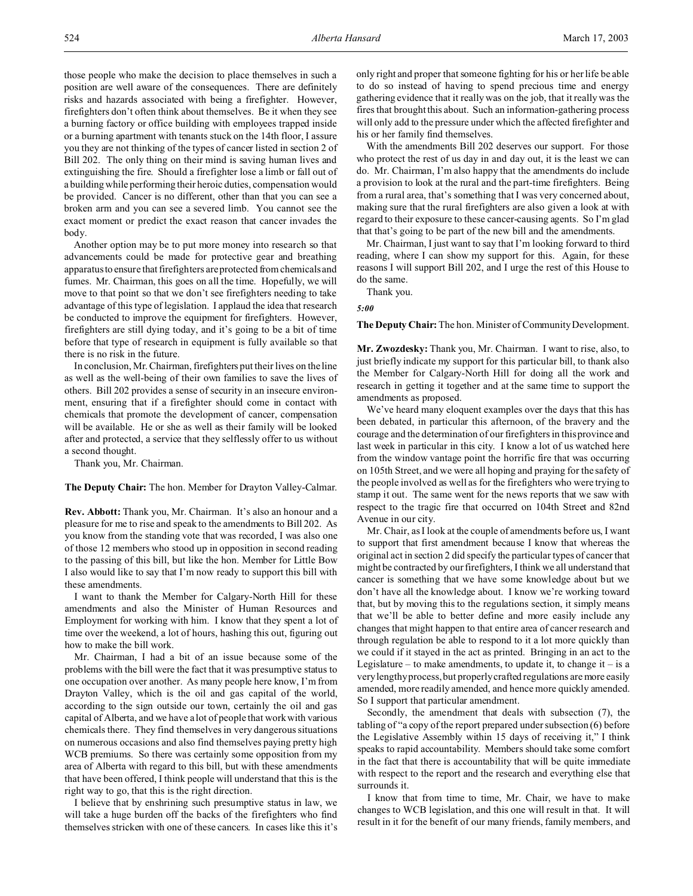those people who make the decision to place themselves in such a position are well aware of the consequences. There are definitely risks and hazards associated with being a firefighter. However, firefighters don't often think about themselves. Be it when they see a burning factory or office building with employees trapped inside or a burning apartment with tenants stuck on the 14th floor, I assure you they are not thinking of the types of cancer listed in section 2 of Bill 202. The only thing on their mind is saving human lives and extinguishing the fire. Should a firefighter lose a limb or fall out of a building while performing their heroic duties, compensation would be provided. Cancer is no different, other than that you can see a broken arm and you can see a severed limb. You cannot see the exact moment or predict the exact reason that cancer invades the body.

Another option may be to put more money into research so that advancements could be made for protective gear and breathing apparatus to ensure that firefighters are protected from chemicals and fumes. Mr. Chairman, this goes on all the time. Hopefully, we will move to that point so that we don't see firefighters needing to take advantage of this type of legislation. I applaud the idea that research be conducted to improve the equipment for firefighters. However, firefighters are still dying today, and it's going to be a bit of time before that type of research in equipment is fully available so that there is no risk in the future.

In conclusion, Mr. Chairman, firefighters put their lives on the line as well as the well-being of their own families to save the lives of others. Bill 202 provides a sense of security in an insecure environment, ensuring that if a firefighter should come in contact with chemicals that promote the development of cancer, compensation will be available. He or she as well as their family will be looked after and protected, a service that they selflessly offer to us without a second thought.

Thank you, Mr. Chairman.

**The Deputy Chair:** The hon. Member for Drayton Valley-Calmar.

**Rev. Abbott:** Thank you, Mr. Chairman. It's also an honour and a pleasure for me to rise and speak to the amendments to Bill 202. As you know from the standing vote that was recorded, I was also one of those 12 members who stood up in opposition in second reading to the passing of this bill, but like the hon. Member for Little Bow I also would like to say that I'm now ready to support this bill with these amendments.

I want to thank the Member for Calgary-North Hill for these amendments and also the Minister of Human Resources and Employment for working with him. I know that they spent a lot of time over the weekend, a lot of hours, hashing this out, figuring out how to make the bill work.

Mr. Chairman, I had a bit of an issue because some of the problems with the bill were the fact that it was presumptive status to one occupation over another. As many people here know, I'm from Drayton Valley, which is the oil and gas capital of the world, according to the sign outside our town, certainly the oil and gas capital of Alberta, and we have a lot of people that work with various chemicals there. They find themselves in very dangerous situations on numerous occasions and also find themselves paying pretty high WCB premiums. So there was certainly some opposition from my area of Alberta with regard to this bill, but with these amendments that have been offered, I think people will understand that this is the right way to go, that this is the right direction.

I believe that by enshrining such presumptive status in law, we will take a huge burden off the backs of the firefighters who find themselves stricken with one of these cancers. In cases like this it's only right and proper that someone fighting for his or her life be able to do so instead of having to spend precious time and energy gathering evidence that it really was on the job, that it really was the fires that brought this about. Such an information-gathering process will only add to the pressure under which the affected firefighter and his or her family find themselves.

With the amendments Bill 202 deserves our support. For those who protect the rest of us day in and day out, it is the least we can do. Mr. Chairman, I'm also happy that the amendments do include a provision to look at the rural and the part-time firefighters. Being from a rural area, that's something that I was very concerned about, making sure that the rural firefighters are also given a look at with regard to their exposure to these cancer-causing agents. So I'm glad that that's going to be part of the new bill and the amendments.

Mr. Chairman, I just want to say that I'm looking forward to third reading, where I can show my support for this. Again, for these reasons I will support Bill 202, and I urge the rest of this House to do the same.

Thank you.

*5:00*

**The Deputy Chair:** The hon. Minister of Community Development.

**Mr. Zwozdesky:** Thank you, Mr. Chairman. I want to rise, also, to just briefly indicate my support for this particular bill, to thank also the Member for Calgary-North Hill for doing all the work and research in getting it together and at the same time to support the amendments as proposed.

We've heard many eloquent examples over the days that this has been debated, in particular this afternoon, of the bravery and the courage and the determination of our firefighters in this province and last week in particular in this city. I know a lot of us watched here from the window vantage point the horrific fire that was occurring on 105th Street, and we were all hoping and praying for the safety of the people involved as well as for the firefighters who were trying to stamp it out. The same went for the news reports that we saw with respect to the tragic fire that occurred on 104th Street and 82nd Avenue in our city.

Mr. Chair, as I look at the couple of amendments before us, I want to support that first amendment because I know that whereas the original act in section 2 did specify the particular types of cancer that might be contracted by our firefighters, I think we all understand that cancer is something that we have some knowledge about but we don't have all the knowledge about. I know we're working toward that, but by moving this to the regulations section, it simply means that we'll be able to better define and more easily include any changes that might happen to that entire area of cancer research and through regulation be able to respond to it a lot more quickly than we could if it stayed in the act as printed. Bringing in an act to the Legislature – to make amendments, to update it, to change it – is a very lengthy process, but properly crafted regulations are more easily amended, more readily amended, and hence more quickly amended. So I support that particular amendment.

Secondly, the amendment that deals with subsection (7), the tabling of "a copy of the report prepared under subsection (6) before the Legislative Assembly within 15 days of receiving it," I think speaks to rapid accountability. Members should take some comfort in the fact that there is accountability that will be quite immediate with respect to the report and the research and everything else that surrounds it.

I know that from time to time, Mr. Chair, we have to make changes to WCB legislation, and this one will result in that. It will result in it for the benefit of our many friends, family members, and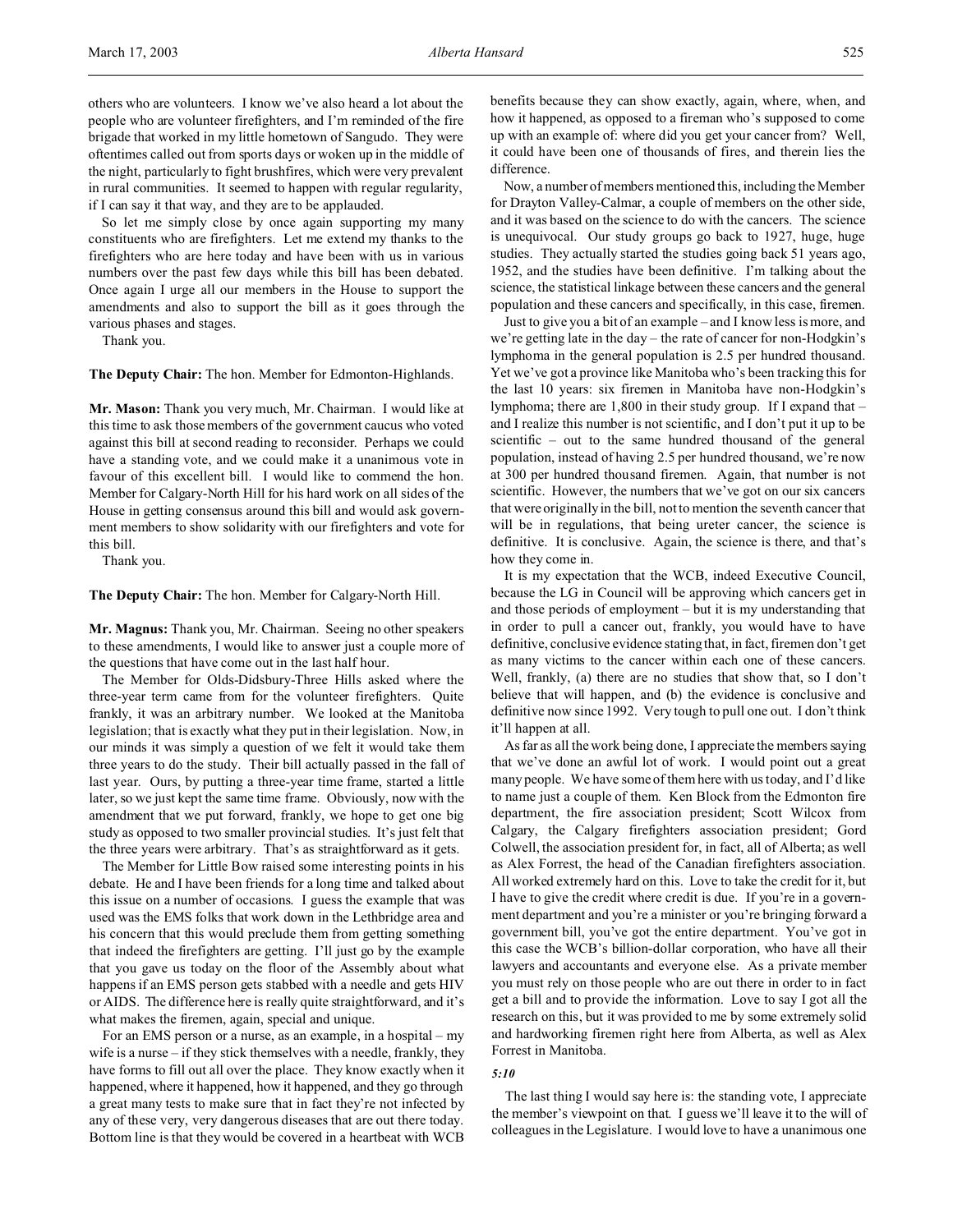others who are volunteers. I know we've also heard a lot about the people who are volunteer firefighters, and I'm reminded of the fire brigade that worked in my little hometown of Sangudo. They were oftentimes called out from sports days or woken up in the middle of the night, particularly to fight brushfires, which were very prevalent in rural communities. It seemed to happen with regular regularity, if I can say it that way, and they are to be applauded.

So let me simply close by once again supporting my many constituents who are firefighters. Let me extend my thanks to the firefighters who are here today and have been with us in various numbers over the past few days while this bill has been debated. Once again I urge all our members in the House to support the amendments and also to support the bill as it goes through the various phases and stages.

Thank you.

**The Deputy Chair:** The hon. Member for Edmonton-Highlands.

**Mr. Mason:** Thank you very much, Mr. Chairman. I would like at this time to ask those members of the government caucus who voted against this bill at second reading to reconsider. Perhaps we could have a standing vote, and we could make it a unanimous vote in favour of this excellent bill. I would like to commend the hon. Member for Calgary-North Hill for his hard work on all sides of the House in getting consensus around this bill and would ask government members to show solidarity with our firefighters and vote for this bill.

Thank you.

**The Deputy Chair:** The hon. Member for Calgary-North Hill.

**Mr. Magnus:** Thank you, Mr. Chairman. Seeing no other speakers to these amendments, I would like to answer just a couple more of the questions that have come out in the last half hour.

The Member for Olds-Didsbury-Three Hills asked where the three-year term came from for the volunteer firefighters. Quite frankly, it was an arbitrary number. We looked at the Manitoba legislation; that is exactly what they put in their legislation. Now, in our minds it was simply a question of we felt it would take them three years to do the study. Their bill actually passed in the fall of last year. Ours, by putting a three-year time frame, started a little later, so we just kept the same time frame. Obviously, now with the amendment that we put forward, frankly, we hope to get one big study as opposed to two smaller provincial studies. It's just felt that the three years were arbitrary. That's as straightforward as it gets.

The Member for Little Bow raised some interesting points in his debate. He and I have been friends for a long time and talked about this issue on a number of occasions. I guess the example that was used was the EMS folks that work down in the Lethbridge area and his concern that this would preclude them from getting something that indeed the firefighters are getting. I'll just go by the example that you gave us today on the floor of the Assembly about what happens if an EMS person gets stabbed with a needle and gets HIV or AIDS. The difference here is really quite straightforward, and it's what makes the firemen, again, special and unique.

For an EMS person or a nurse, as an example, in a hospital – my wife is a nurse – if they stick themselves with a needle, frankly, they have forms to fill out all over the place. They know exactly when it happened, where it happened, how it happened, and they go through a great many tests to make sure that in fact they're not infected by any of these very, very dangerous diseases that are out there today. Bottom line is that they would be covered in a heartbeat with WCB benefits because they can show exactly, again, where, when, and how it happened, as opposed to a fireman who's supposed to come up with an example of: where did you get your cancer from? Well, it could have been one of thousands of fires, and therein lies the difference.

Now, a number of members mentioned this, including the Member for Drayton Valley-Calmar, a couple of members on the other side, and it was based on the science to do with the cancers. The science is unequivocal. Our study groups go back to 1927, huge, huge studies. They actually started the studies going back 51 years ago, 1952, and the studies have been definitive. I'm talking about the science, the statistical linkage between these cancers and the general population and these cancers and specifically, in this case, firemen.

Just to give you a bit of an example – and I know less is more, and we're getting late in the day – the rate of cancer for non-Hodgkin's lymphoma in the general population is 2.5 per hundred thousand. Yet we've got a province like Manitoba who's been tracking this for the last 10 years: six firemen in Manitoba have non-Hodgkin's lymphoma; there are 1,800 in their study group. If I expand that – and I realize this number is not scientific, and I don't put it up to be scientific – out to the same hundred thousand of the general population, instead of having 2.5 per hundred thousand, we're now at 300 per hundred thousand firemen. Again, that number is not scientific. However, the numbers that we've got on our six cancers that were originally in the bill, not to mention the seventh cancer that will be in regulations, that being ureter cancer, the science is definitive. It is conclusive. Again, the science is there, and that's how they come in.

It is my expectation that the WCB, indeed Executive Council, because the LG in Council will be approving which cancers get in and those periods of employment – but it is my understanding that in order to pull a cancer out, frankly, you would have to have definitive, conclusive evidence stating that, in fact, firemen don't get as many victims to the cancer within each one of these cancers. Well, frankly, (a) there are no studies that show that, so I don't believe that will happen, and (b) the evidence is conclusive and definitive now since 1992. Very tough to pull one out. I don't think it'll happen at all.

As far as all the work being done, I appreciate the members saying that we've done an awful lot of work. I would point out a great many people. We have some of them here with us today, and I'd like to name just a couple of them. Ken Block from the Edmonton fire department, the fire association president; Scott Wilcox from Calgary, the Calgary firefighters association president; Gord Colwell, the association president for, in fact, all of Alberta; as well as Alex Forrest, the head of the Canadian firefighters association. All worked extremely hard on this. Love to take the credit for it, but I have to give the credit where credit is due. If you're in a government department and you're a minister or you're bringing forward a government bill, you've got the entire department. You've got in this case the WCB's billion-dollar corporation, who have all their lawyers and accountants and everyone else. As a private member you must rely on those people who are out there in order to in fact get a bill and to provide the information. Love to say I got all the research on this, but it was provided to me by some extremely solid and hardworking firemen right here from Alberta, as well as Alex Forrest in Manitoba.

*5:10*

The last thing I would say here is: the standing vote, I appreciate the member's viewpoint on that. I guess we'll leave it to the will of colleagues in the Legislature. I would love to have a unanimous one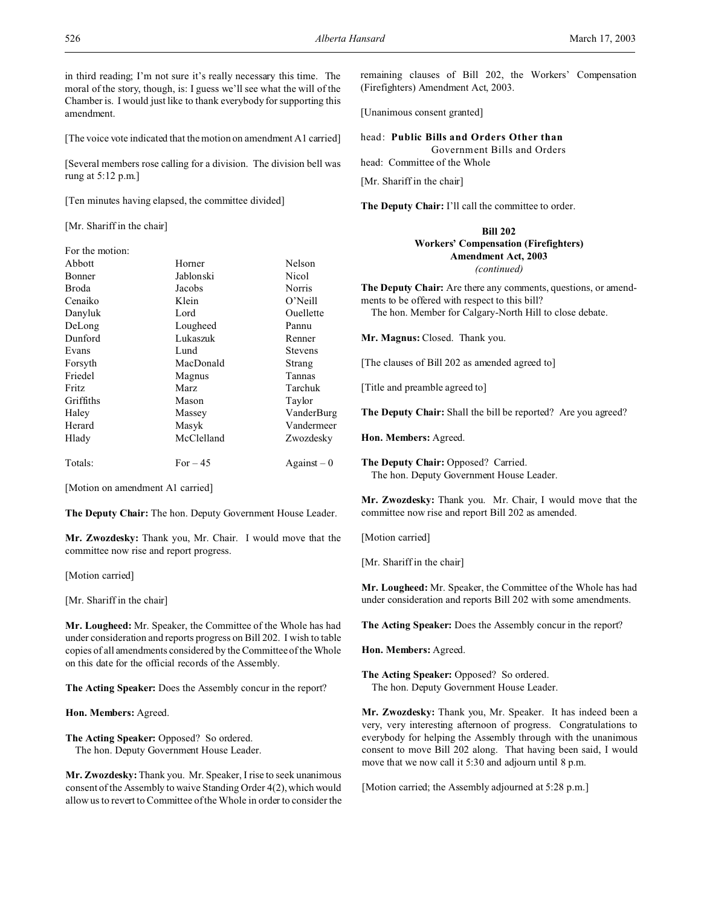in third reading; I'm not sure it's really necessary this time. The moral of the story, though, is: I guess we'll see what the will of the Chamber is. I would just like to thank everybody for supporting this amendment.

[The voice vote indicated that the motion on amendment A1 carried]

[Several members rose calling for a division. The division bell was rung at 5:12 p.m.]

[Ten minutes having elapsed, the committee divided]

[Mr. Shariff in the chair]

For the motion:

| | | |
|---|---|---|
| Abbott | Horner | Nelson |
| Bonner | Jablonski | Nicol |
| Broda | Jacobs | Norris |
| Cenaiko | Klein | O'Neill |
| Danyluk | Lord | Ouellette |
| DeLong | Lougheed | Pannu |
| Dunford | Lukaszuk | Renner |
| Evans | Lund | Stevens |
| Forsyth | MacDonald | Strang |
| Friedel | Magnus | Tannas |
| Fritz | Marz | Tarchuk |
| Griffiths | Mason | Taylor |
| Haley | Massey | VanderBurg |
| Herard | Masyk | Vandermeer |
| Hlady | McClelland | Zwozdesky |
| Totals: | For – 45 | Against – 0 |

[Motion on amendment A1 carried]

**The Deputy Chair:** The hon. Deputy Government House Leader.

**Mr. Zwozdesky:** Thank you, Mr. Chair. I would move that the committee now rise and report progress.

[Motion carried]

[Mr. Shariff in the chair]

**Mr. Lougheed:** Mr. Speaker, the Committee of the Whole has had under consideration and reports progress on Bill 202. I wish to table copies of all amendments considered by the Committee of the Whole on this date for the official records of the Assembly.

**The Acting Speaker:** Does the Assembly concur in the report?

**Hon. Members:** Agreed.

**The Acting Speaker:** Opposed? So ordered.
The hon. Deputy Government House Leader.

**Mr. Zwozdesky:** Thank you. Mr. Speaker, I rise to seek unanimous consent of the Assembly to waive Standing Order 4(2), which would allow us to revert to Committee of the Whole in order to consider the remaining clauses of Bill 202, the Workers' Compensation (Firefighters) Amendment Act, 2003.

[Unanimous consent granted]

head: **Public Bills and Orders Other than** Government Bills and Orders
head: Committee of the Whole

[Mr. Shariff in the chair]

**The Deputy Chair:** I'll call the committee to order.

### Bill 202
### Workers' Compensation (Firefighters) Amendment Act, 2003
*(continued)*

**The Deputy Chair:** Are there any comments, questions, or amendments to be offered with respect to this bill?
The hon. Member for Calgary-North Hill to close debate.

**Mr. Magnus:** Closed. Thank you.

[The clauses of Bill 202 as amended agreed to]

[Title and preamble agreed to]

**The Deputy Chair:** Shall the bill be reported? Are you agreed?

**Hon. Members:** Agreed.

**The Deputy Chair:** Opposed? Carried.
The hon. Deputy Government House Leader.

**Mr. Zwozdesky:** Thank you. Mr. Chair, I would move that the committee now rise and report Bill 202 as amended.

[Motion carried]

[Mr. Shariff in the chair]

**Mr. Lougheed:** Mr. Speaker, the Committee of the Whole has had under consideration and reports Bill 202 with some amendments.

**The Acting Speaker:** Does the Assembly concur in the report?

**Hon. Members:** Agreed.

**The Acting Speaker:** Opposed? So ordered.
The hon. Deputy Government House Leader.

**Mr. Zwozdesky:** Thank you, Mr. Speaker. It has indeed been a very, very interesting afternoon of progress. Congratulations to everybody for helping the Assembly through with the unanimous consent to move Bill 202 along. That having been said, I would move that we now call it 5:30 and adjourn until 8 p.m.

[Motion carried; the Assembly adjourned at 5:28 p.m.]